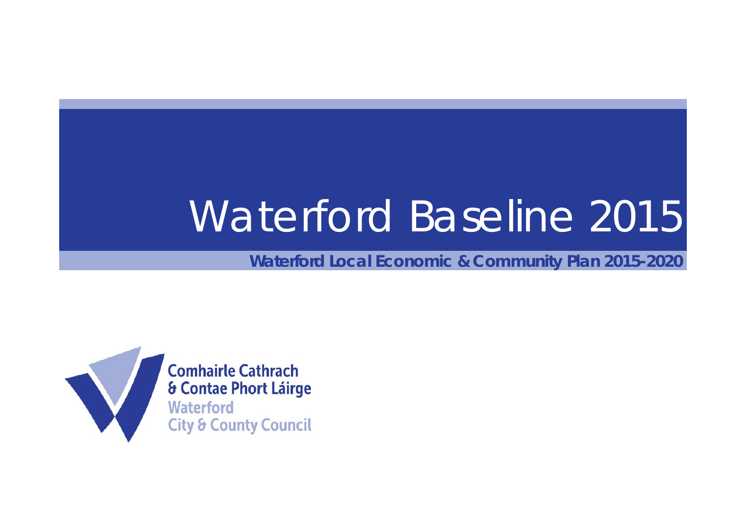# Waterford Baseline 2015

**Waterford Local Economic & Community Plan 2015-2020**

Comhairle Cathrach & Contae Phort Láirge

Waterford City & County Council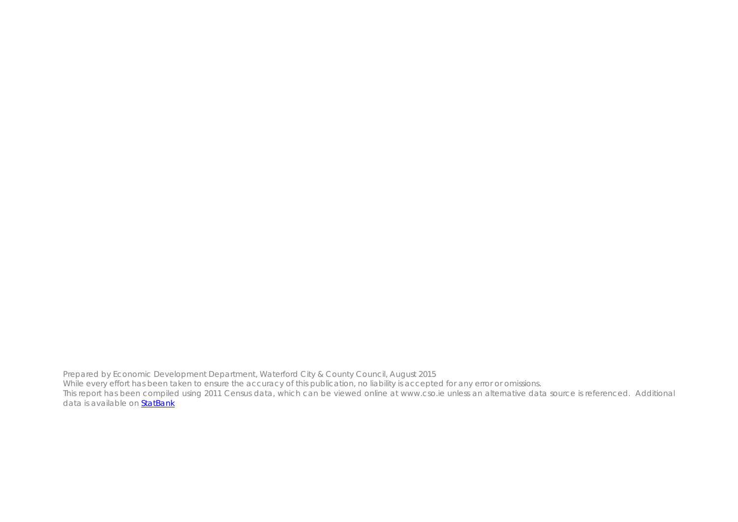Prepared by Economic Development Department, Waterford City & County Council, August 2015
While every effort has been taken to ensure the accuracy of this publication, no liability is accepted for any error or omissions.
This report has been compiled using 2011 Census data, which can be viewed online at www.cso.ie unless an alternative data source is referenced. Additional data is available on StatBank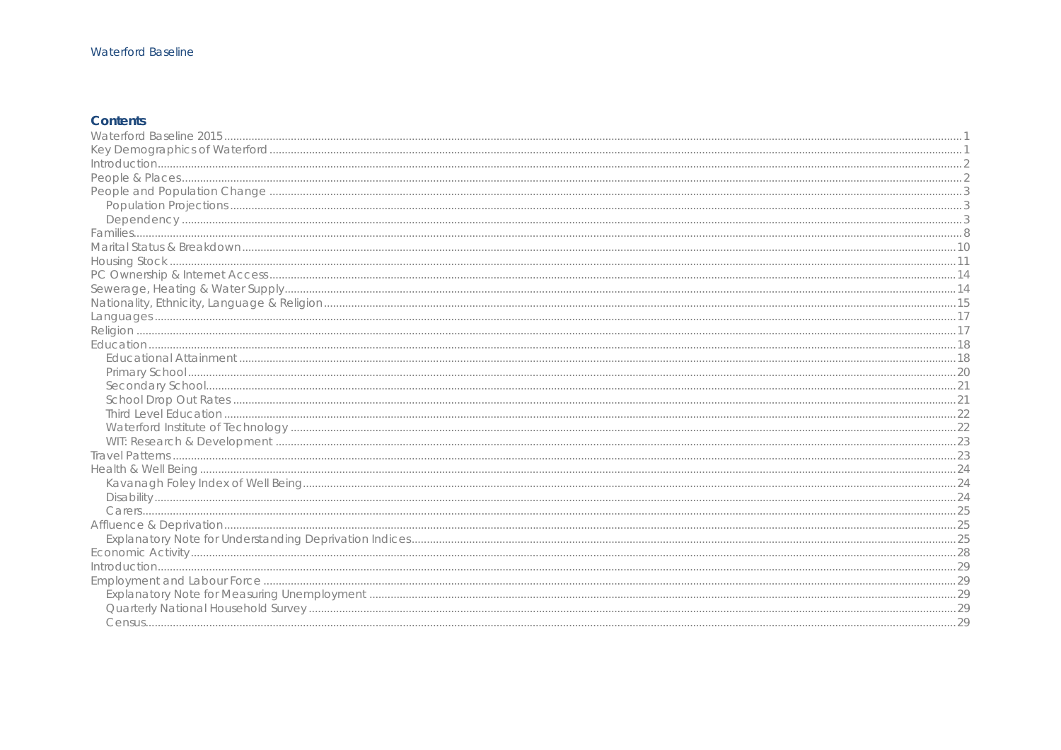## Contents

- Waterford Baseline 2015 ..... 1
- Key Demographics of Waterford ..... 1
- Introduction ..... 2
- People & Places ..... 2
- People and Population Change ..... 3
  - Population Projections ..... 3
  - Dependency ..... 3
- Families ..... 8
- Marital Status & Breakdown ..... 10
- Housing Stock ..... 11
- PC Ownership & Internet Access ..... 14
- Sewerage, Heating & Water Supply ..... 14
- Nationality, Ethnicity, Language & Religion ..... 15
- Languages ..... 17
- Religion ..... 17
- Education ..... 18
  - Educational Attainment ..... 18
  - Primary School ..... 20
  - Secondary School ..... 21
  - School Drop Out Rates ..... 21
  - Third Level Education ..... 22
  - Waterford Institute of Technology ..... 22
  - WIT: Research & Development ..... 23
- Travel Patterns ..... 23
- Health & Well Being ..... 24
  - Kavanagh Foley Index of Well Being ..... 24
  - Disability ..... 24
  - Carers ..... 25
- Affluence & Deprivation ..... 25
  - Explanatory Note for Understanding Deprivation Indices ..... 25
- Economic Activity ..... 28
- Introduction ..... 29
- Employment and Labour Force ..... 29
  - Explanatory Note for Measuring Unemployment ..... 29
  - Quarterly National Household Survey ..... 29
  - Census ..... 29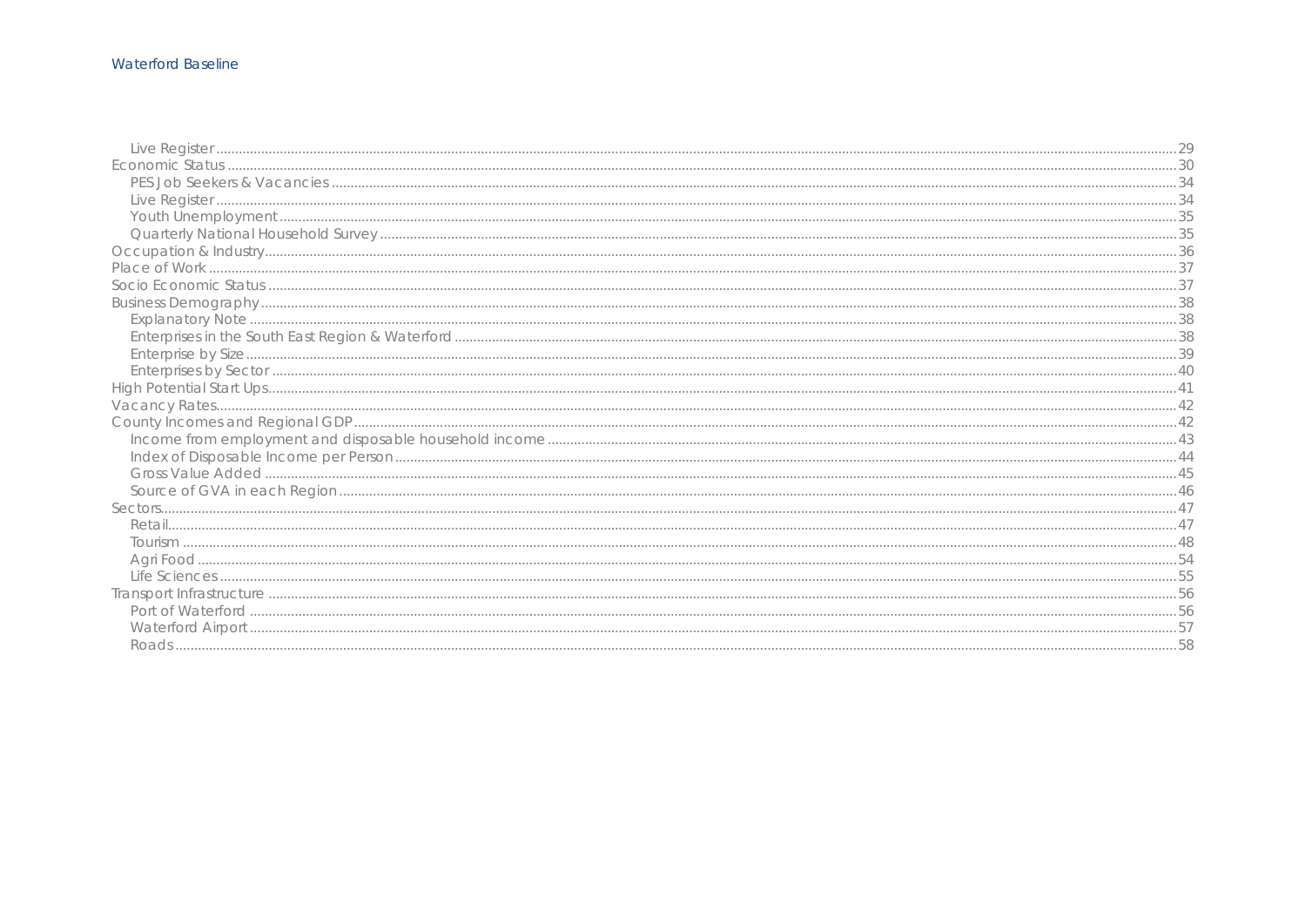- Live Register ..... 29
- Economic Status ..... 30
  - PES Job Seekers & Vacancies ..... 34
  - Live Register ..... 34
  - Youth Unemployment ..... 35
  - Quarterly National Household Survey ..... 35
- Occupation & Industry ..... 36
- Place of Work ..... 37
- Socio Economic Status ..... 37
- Business Demography ..... 38
  - Explanatory Note ..... 38
  - Enterprises in the South East Region & Waterford ..... 38
  - Enterprise by Size ..... 39
  - Enterprises by Sector ..... 40
- High Potential Start Ups ..... 41
- Vacancy Rates ..... 42
- County Incomes and Regional GDP ..... 42
  - Income from employment and disposable household income ..... 43
  - Index of Disposable Income per Person ..... 44
  - Gross Value Added ..... 45
  - Source of GVA in each Region ..... 46
- Sectors ..... 47
  - Retail ..... 47
  - Tourism ..... 48
  - Agri Food ..... 54
  - Life Sciences ..... 55
- Transport Infrastructure ..... 56
  - Port of Waterford ..... 56
  - Waterford Airport ..... 57
  - Roads ..... 58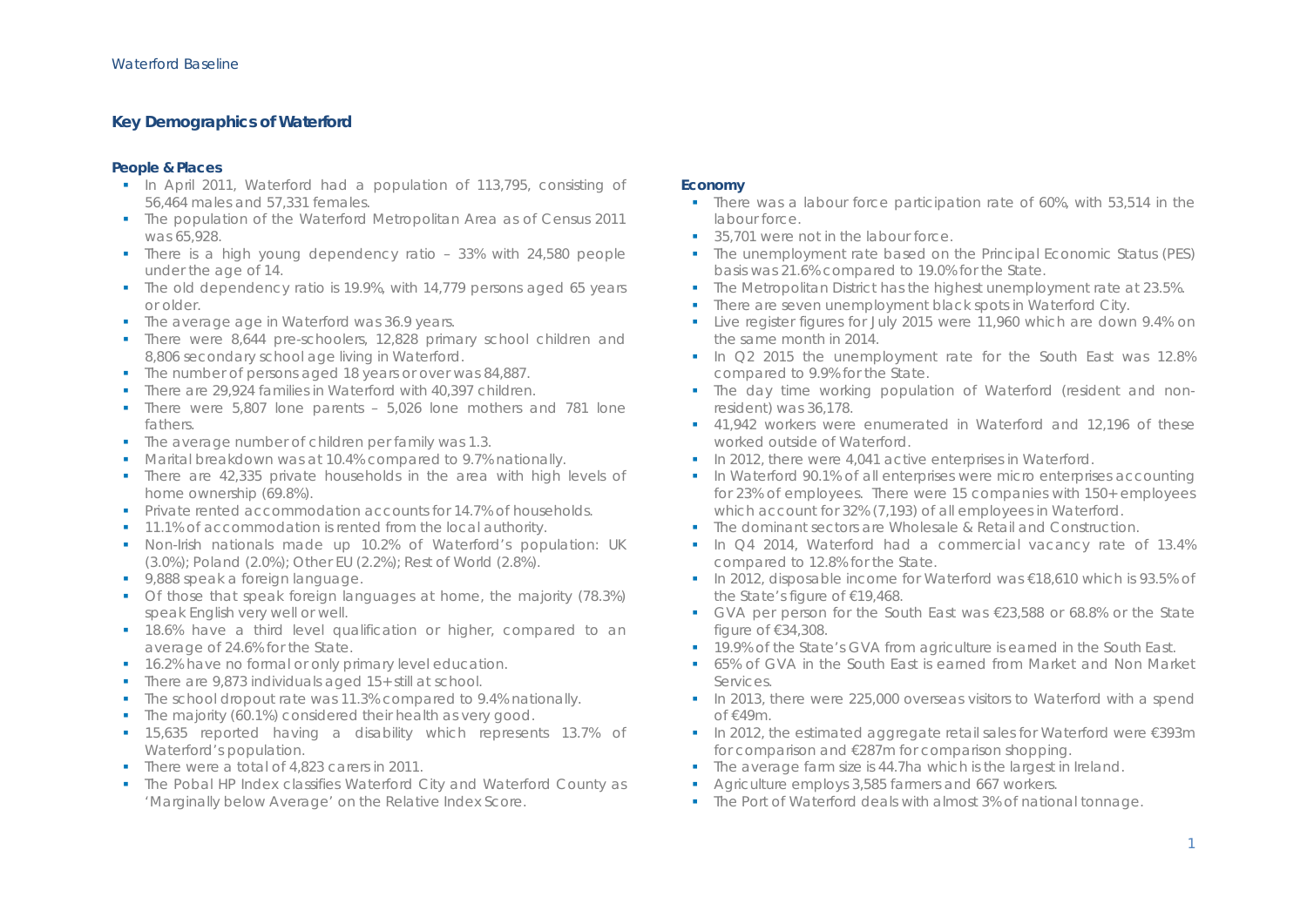## Key Demographics of Waterford

### People & Places

- In April 2011, Waterford had a population of 113,795, consisting of 56,464 males and 57,331 females.
- The population of the Waterford Metropolitan Area as of Census 2011 was 65,928.
- There is a high young dependency ratio – 33% with 24,580 people under the age of 14.
- The old dependency ratio is 19.9%, with 14,779 persons aged 65 years or older.
- The average age in Waterford was 36.9 years.
- There were 8,644 pre-schoolers, 12,828 primary school children and 8,806 secondary school age living in Waterford.
- The number of persons aged 18 years or over was 84,887.
- There are 29,924 families in Waterford with 40,397 children.
- There were 5,807 lone parents – 5,026 lone mothers and 781 lone fathers.
- The average number of children per family was 1.3.
- Marital breakdown was at 10.4% compared to 9.7% nationally.
- There are 42,335 private households in the area with high levels of home ownership (69.8%).
- Private rented accommodation accounts for 14.7% of households.
- 11.1% of accommodation is rented from the local authority.
- Non-Irish nationals made up 10.2% of Waterford's population: UK (3.0%); Poland (2.0%); Other EU (2.2%); Rest of World (2.8%).
- 9,888 speak a foreign language.
- Of those that speak foreign languages at home, the majority (78.3%) speak English very well or well.
- 18.6% have a third level qualification or higher, compared to an average of 24.6% for the State.
- 16.2% have no formal or only primary level education.
- There are 9,873 individuals aged 15+ still at school.
- The school dropout rate was 11.3% compared to 9.4% nationally.
- The majority (60.1%) considered their health as very good.
- 15,635 reported having a disability which represents 13.7% of Waterford's population.
- There were a total of 4,823 carers in 2011.
- The Pobal HP Index classifies Waterford City and Waterford County as 'Marginally below Average' on the Relative Index Score.

### Economy

- There was a labour force participation rate of 60%, with 53,514 in the labour force.
- 35,701 were not in the labour force.
- The unemployment rate based on the Principal Economic Status (PES) basis was 21.6% compared to 19.0% for the State.
- The Metropolitan District has the highest unemployment rate at 23.5%.
- There are seven unemployment black spots in Waterford City.
- Live register figures for July 2015 were 11,960 which are down 9.4% on the same month in 2014.
- In Q2 2015 the unemployment rate for the South East was 12.8% compared to 9.9% for the State.
- The day time working population of Waterford (resident and non-resident) was 36,178.
- 41,942 workers were enumerated in Waterford and 12,196 of these worked outside of Waterford.
- In 2012, there were 4,041 active enterprises in Waterford.
- In Waterford 90.1% of all enterprises were micro enterprises accounting for 23% of employees. There were 15 companies with 150+ employees which account for 32% (7,193) of all employees in Waterford.
- The dominant sectors are Wholesale & Retail and Construction.
- In Q4 2014, Waterford had a commercial vacancy rate of 13.4% compared to 12.8% for the State.
- In 2012, disposable income for Waterford was €18,610 which is 93.5% of the State's figure of €19,468.
- GVA per person for the South East was €23,588 or 68.8% or the State figure of €34,308.
- 19.9% of the State's GVA from agriculture is earned in the South East.
- 65% of GVA in the South East is earned from Market and Non Market Services.
- In 2013, there were 225,000 overseas visitors to Waterford with a spend of €49m.
- In 2012, the estimated aggregate retail sales for Waterford were €393m for comparison and €287m for comparison shopping.
- The average farm size is 44.7ha which is the largest in Ireland.
- Agriculture employs 3,585 farmers and 667 workers.
- The Port of Waterford deals with almost 3% of national tonnage.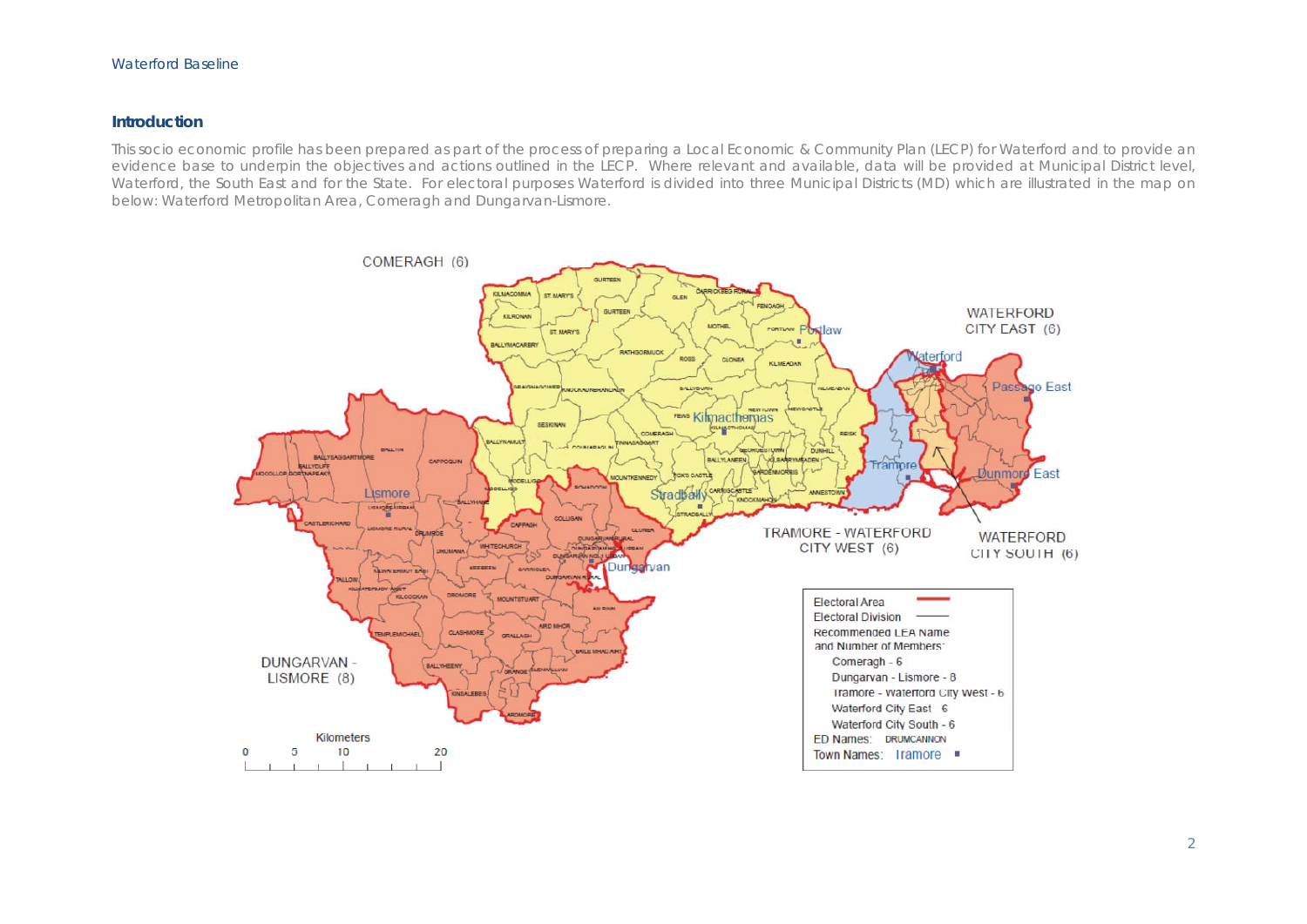## Introduction

This socio economic profile has been prepared as part of the process of preparing a Local Economic & Community Plan (LECP) for Waterford and to provide an evidence base to underpin the objectives and actions outlined in the LECP. Where relevant and available, data will be provided at Municipal District level, Waterford, the South East and for the State. For electoral purposes Waterford is divided into three Municipal Districts (MD) which are illustrated in the map on below: Waterford Metropolitan Area, Comeragh and Dungarvan-Lismore.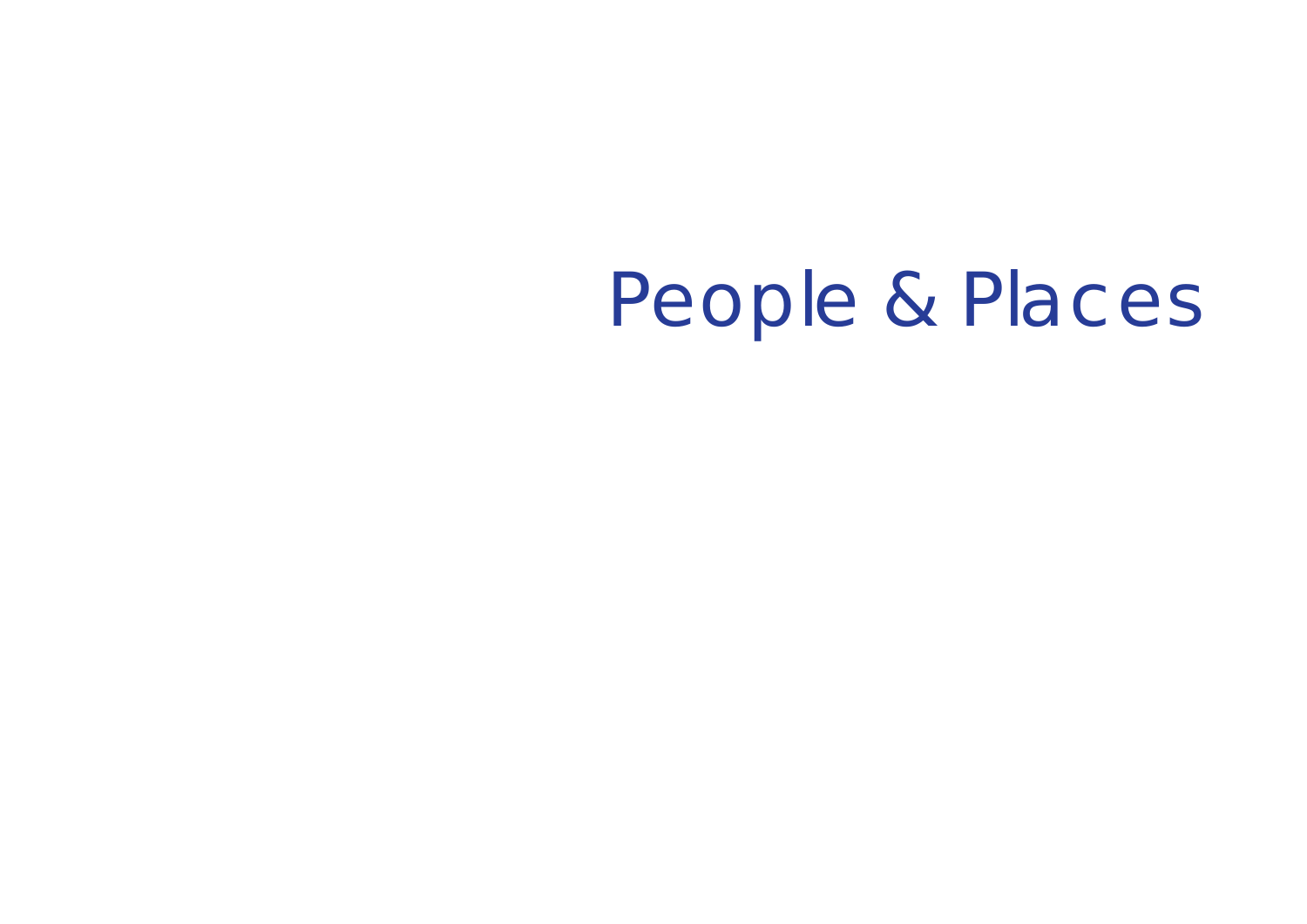# People & Places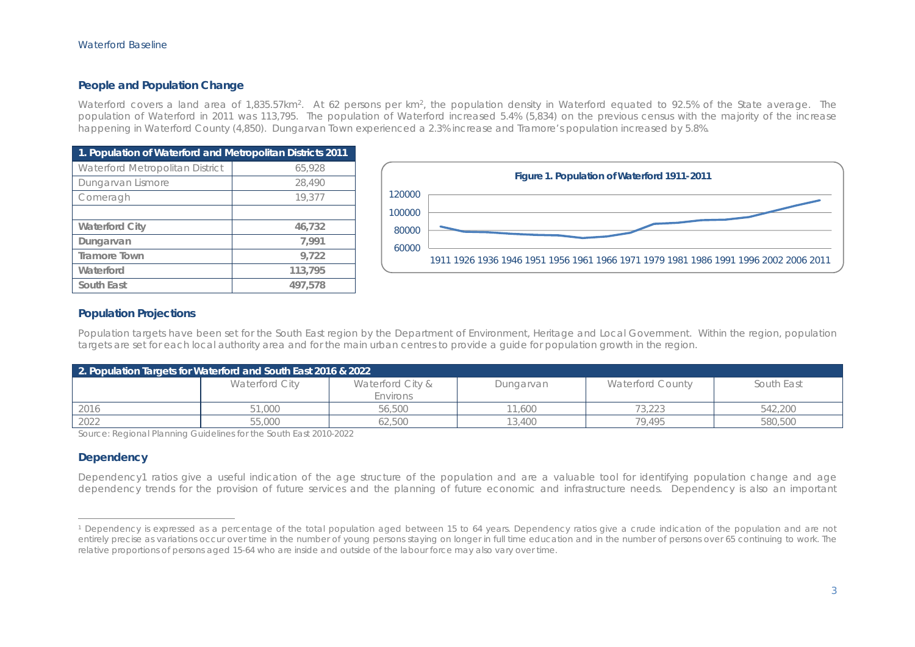## People and Population Change

Waterford covers a land area of 1,835.57km$^2$. At 62 persons per km$^2$, the population density in Waterford equated to 92.5% of the State average. The population of Waterford in 2011 was 113,795. The population of Waterford increased 5.4% (5,834) on the previous census with the majority of the increase happening in Waterford County (4,850). Dungarvan Town experienced a 2.3% increase and Tramore's population increased by 5.8%.

| 1. Population of Waterford and Metropolitan Districts 2011 | |
|---|---|
| Waterford Metropolitan District | 65,928 |
| Dungarvan Lismore | 28,490 |
| Comeragh | 19,377 |
| | |
| **Waterford City** | **46,732** |
| **Dungarvan** | **7,991** |
| **Tramore Town** | **9,722** |
| **Waterford** | **113,795** |
| **South East** | **497,578** |

**Figure 1. Population of Waterford 1911-2011**

## Population Projections

Population targets have been set for the South East region by the Department of Environment, Heritage and Local Government. Within the region, population targets are set for each local authority area and for the main urban centres to provide a guide for population growth in the region.

| 2. Population Targets for Waterford and South East 2016 & 2022 | | | | | |
|---|---|---|---|---|---|
| | Waterford City | Waterford City & Environs | Dungarvan | Waterford County | South East |
| 2016 | 51,000 | 56,500 | 11,600 | 73,223 | 542,200 |
| 2022 | 55,000 | 62,500 | 13,400 | 79,495 | 580,500 |

Source: Regional Planning Guidelines for the South East 2010-2022

## Dependency

Dependency[1] ratios give a useful indication of the age structure of the population and are a valuable tool for identifying population change and age dependency trends for the provision of future services and the planning of future economic and infrastructure needs. Dependency is also an important

---

[1] Dependency is expressed as a percentage of the total population aged between 15 to 64 years. Dependency ratios give a crude indication of the population and are not entirely precise as variations occur over time in the number of young persons staying on longer in full time education and in the number of persons over 65 continuing to work. The relative proportions of persons aged 15-64 who are inside and outside of the labour force may also vary over time.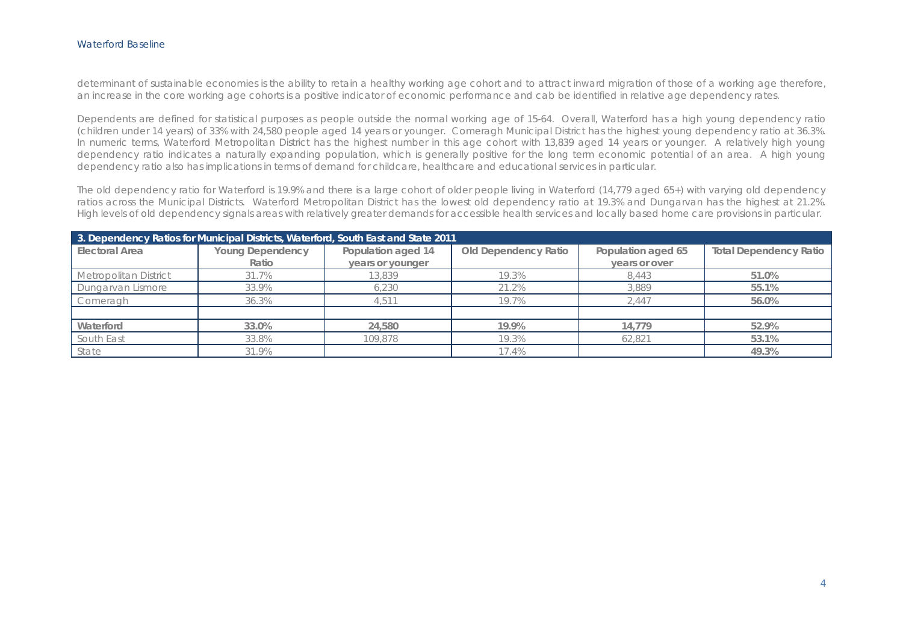determinant of sustainable economies is the ability to retain a healthy working age cohort and to attract inward migration of those of a working age therefore, an increase in the core working age cohorts is a positive indicator of economic performance and cab be identified in relative age dependency rates.

Dependents are defined for statistical purposes as people outside the normal working age of 15-64. Overall, Waterford has a high young dependency ratio (children under 14 years) of 33% with 24,580 people aged 14 years or younger. Comeragh Municipal District has the highest young dependency ratio at 36.3%. In numeric terms, Waterford Metropolitan District has the highest number in this age cohort with 13,839 aged 14 years or younger. A relatively high young dependency ratio indicates a naturally expanding population, which is generally positive for the long term economic potential of an area. A high young dependency ratio also has implications in terms of demand for childcare, healthcare and educational services in particular.

The old dependency ratio for Waterford is 19.9% and there is a large cohort of older people living in Waterford (14,779 aged 65+) with varying old dependency ratios across the Municipal Districts. Waterford Metropolitan District has the lowest old dependency ratio at 19.3% and Dungarvan has the highest at 21.2%. High levels of old dependency signals areas with relatively greater demands for accessible health services and locally based home care provisions in particular.

**3. Dependency Ratios for Municipal Districts, Waterford, South East and State 2011**

| Electoral Area | Young Dependency Ratio | Population aged 14 years or younger | Old Dependency Ratio | Population aged 65 years or over | Total Dependency Ratio |
|---|---|---|---|---|---|
| Metropolitan District | 31.7% | 13,839 | 19.3% | 8,443 | **51.0%** |
| Dungarvan Lismore | 33.9% | 6,230 | 21.2% | 3,889 | **55.1%** |
| Comeragh | 36.3% | 4,511 | 19.7% | 2,447 | **56.0%** |
| | | | | | |
| **Waterford** | **33.0%** | **24,580** | **19.9%** | **14,779** | **52.9%** |
| South East | 33.8% | 109,878 | 19.3% | 62,821 | **53.1%** |
| State | 31.9% | | 17.4% | | **49.3%** |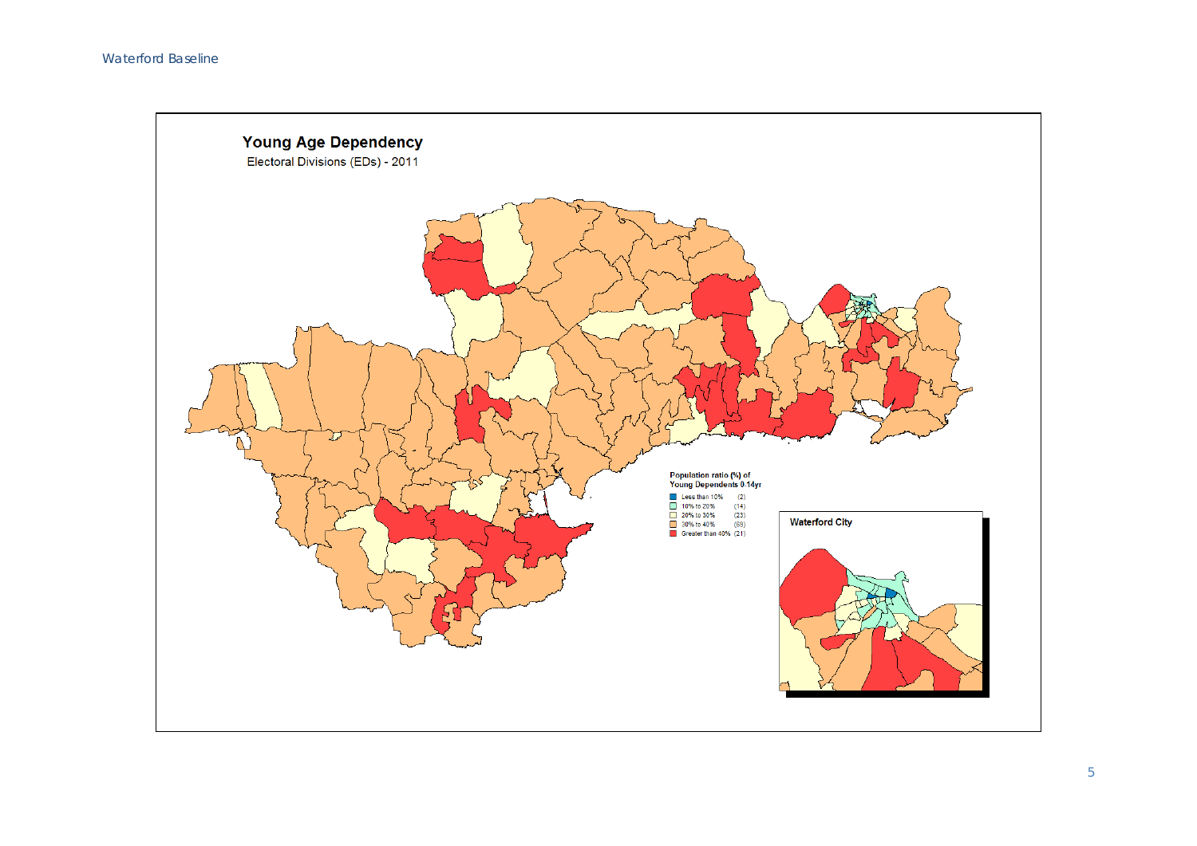## Young Age Dependency

Electoral Divisions (EDs) - 2011

Population ratio (%) of Young Dependents 0-14yr

| | | |
|---|---|---|
| Less than 10% | (2) |
| 10% to 20% | (14) |
| 20% to 30% | (23) |
| 30% to 40% | (69) |
| Greater than 40% | (21) |

Waterford City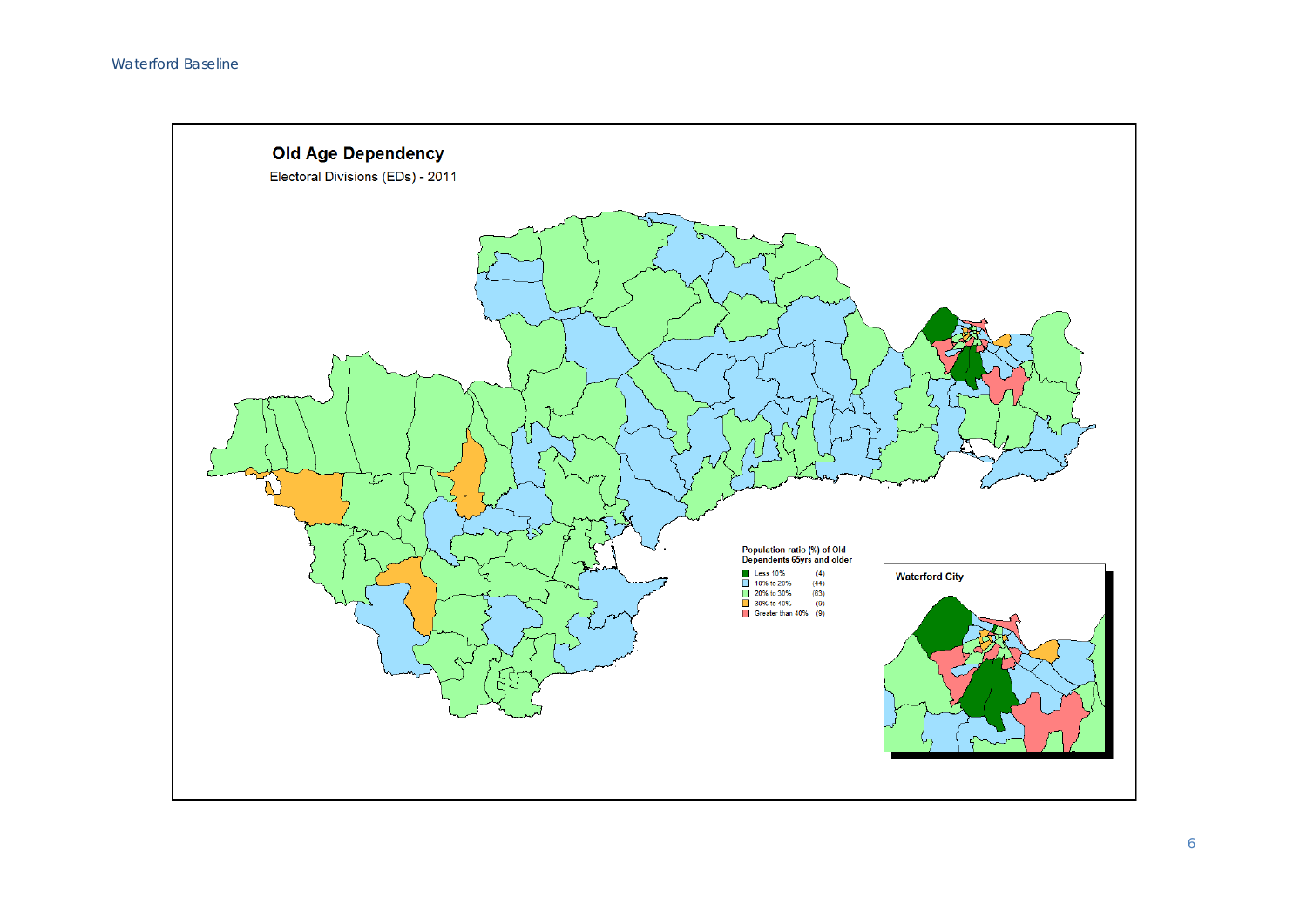## Old Age Dependency

Electoral Divisions (EDs) - 2011

Population ratio (%) of Old Dependents 65yrs and older

| Category | Count |
| --- | --- |
| Less 10% | (4) |
| 10% to 20% | (44) |
| 20% to 30% | (63) |
| 30% to 40% | (9) |
| Greater than 40% | (9) |

Waterford City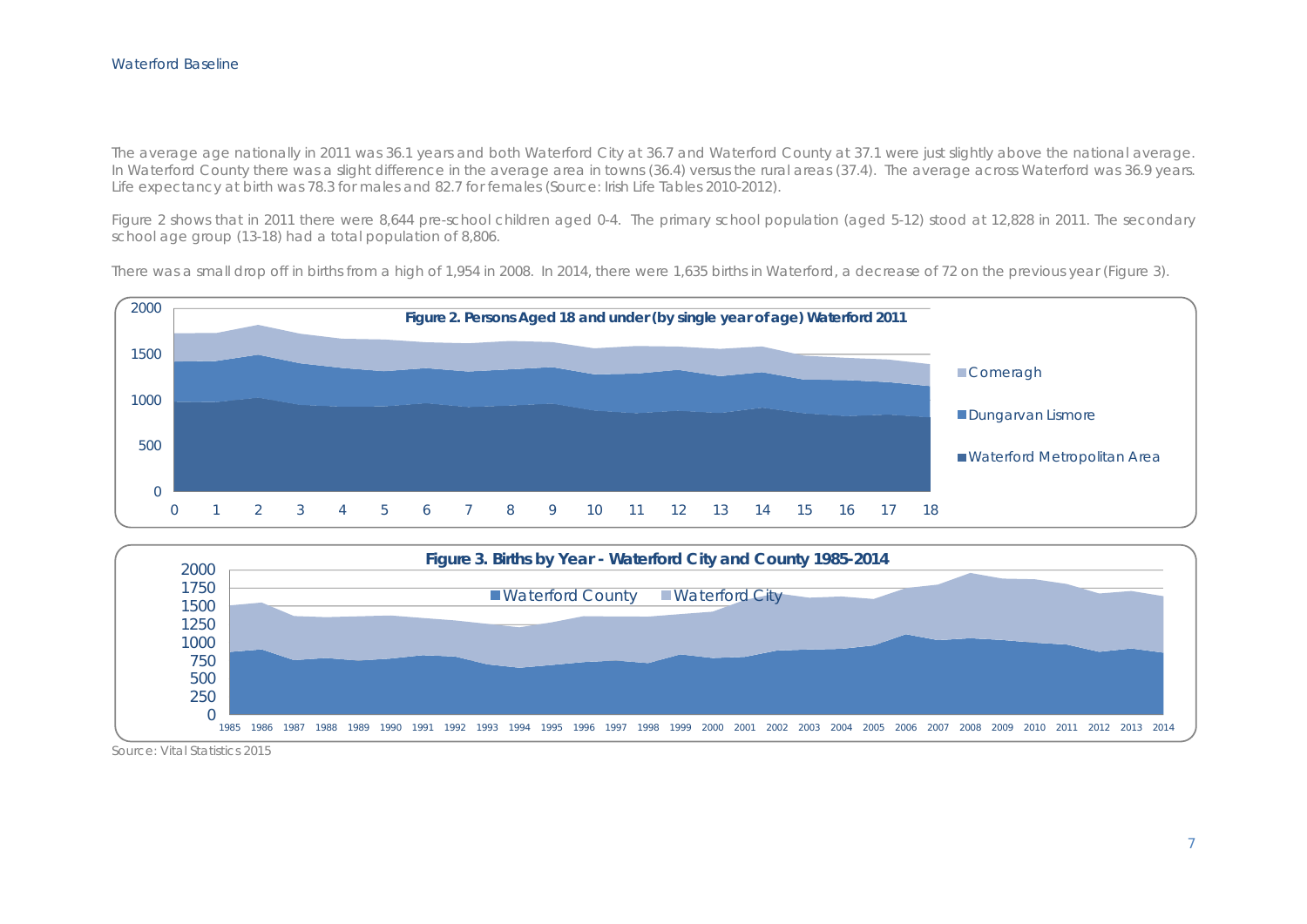The average age nationally in 2011 was 36.1 years and both Waterford City at 36.7 and Waterford County at 37.1 were just slightly above the national average. In Waterford County there was a slight difference in the average area in towns (36.4) versus the rural areas (37.4). The average across Waterford was 36.9 years. Life expectancy at birth was 78.3 for males and 82.7 for females (Source: Irish Life Tables 2010-2012).

Figure 2 shows that in 2011 there were 8,644 pre-school children aged 0-4. The primary school population (aged 5-12) stood at 12,828 in 2011. The secondary school age group (13-18) had a total population of 8,806.

There was a small drop off in births from a high of 1,954 in 2008. In 2014, there were 1,635 births in Waterford, a decrease of 72 on the previous year (Figure 3).

**Figure 2. Persons Aged 18 and under (by single year of age) Waterford 2011**

**Figure 3. Births by Year - Waterford City and County 1985-2014**

Source: Vital Statistics 2015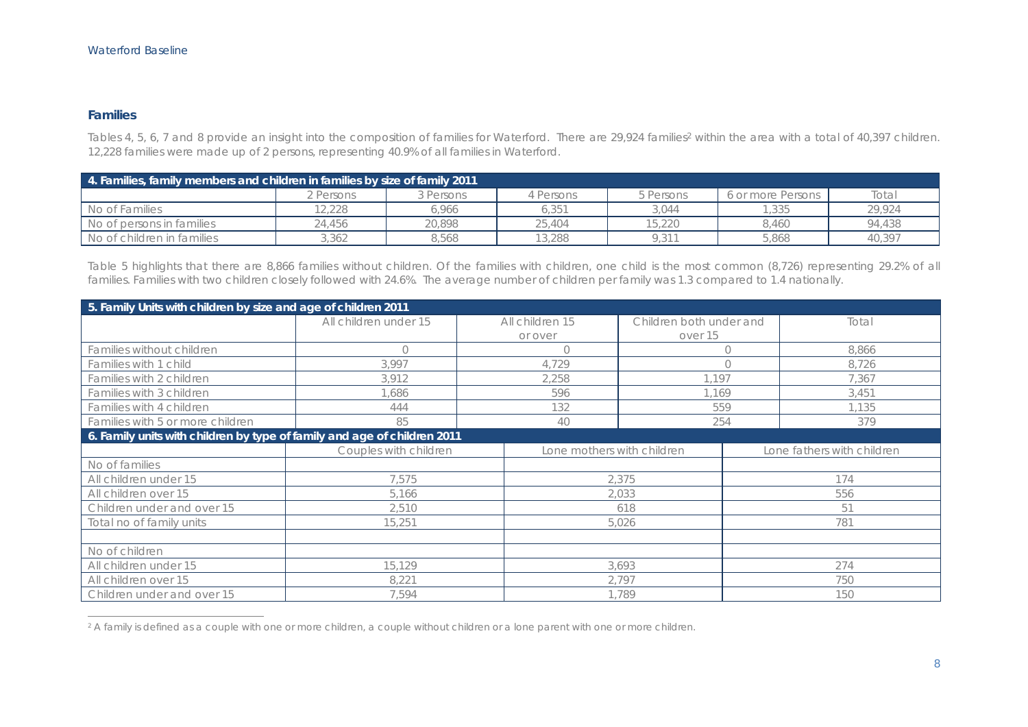## Families

Tables 4, 5, 6, 7 and 8 provide an insight into the composition of families for Waterford. There are 29,924 families[2] within the area with a total of 40,397 children. 12,228 families were made up of 2 persons, representing 40.9% of all families in Waterford.

| 4. Families, family members and children in families by size of family 2011 | | | | | | |
|---|---|---|---|---|---|---|
| | 2 Persons | 3 Persons | 4 Persons | 5 Persons | 6 or more Persons | Total |
| No of Families | 12,228 | 6,966 | 6,351 | 3,044 | 1,335 | 29,924 |
| No of persons in families | 24,456 | 20,898 | 25,404 | 15,220 | 8,460 | 94,438 |
| No of children in families | 3,362 | 8,568 | 13,288 | 9,311 | 5,868 | 40,397 |

Table 5 highlights that there are 8,866 families without children. Of the families with children, one child is the most common (8,726) representing 29.2% of all families. Families with two children closely followed with 24.6%. The average number of children per family was 1.3 compared to 1.4 nationally.

| 5. Family Units with children by size and age of children 2011 | | | | |
|---|---|---|---|---|
| | All children under 15 | All children 15 or over | Children both under and over 15 | Total |
| Families without children | 0 | 0 | 0 | 8,866 |
| Families with 1 child | 3,997 | 4,729 | 0 | 8,726 |
| Families with 2 children | 3,912 | 2,258 | 1,197 | 7,367 |
| Families with 3 children | 1,686 | 596 | 1,169 | 3,451 |
| Families with 4 children | 444 | 132 | 559 | 1,135 |
| Families with 5 or more children | 85 | 40 | 254 | 379 |

| 6. Family units with children by type of family and age of children 2011 | | | |
|---|---|---|---|
| | Couples with children | Lone mothers with children | Lone fathers with children |
| No of families | | | |
| All children under 15 | 7,575 | 2,375 | 174 |
| All children over 15 | 5,166 | 2,033 | 556 |
| Children under and over 15 | 2,510 | 618 | 51 |
| Total no of family units | 15,251 | 5,026 | 781 |
| | | | |
| No of children | | | |
| All children under 15 | 15,129 | 3,693 | 274 |
| All children over 15 | 8,221 | 2,797 | 750 |
| Children under and over 15 | 7,594 | 1,789 | 150 |

[2] A family is defined as a couple with one or more children, a couple without children or a lone parent with one or more children.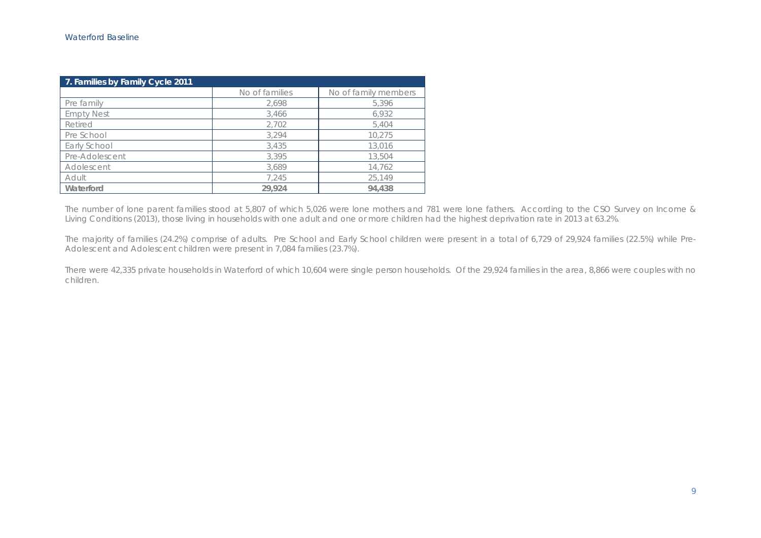| 7. Families by Family Cycle 2011 | | |
|---|---|---|
| | No of families | No of family members |
| Pre family | 2,698 | 5,396 |
| Empty Nest | 3,466 | 6,932 |
| Retired | 2,702 | 5,404 |
| Pre School | 3,294 | 10,275 |
| Early School | 3,435 | 13,016 |
| Pre-Adolescent | 3,395 | 13,504 |
| Adolescent | 3,689 | 14,762 |
| Adult | 7,245 | 25,149 |
| **Waterford** | **29,924** | **94,438** |

The number of lone parent families stood at 5,807 of which 5,026 were lone mothers and 781 were lone fathers. According to the CSO Survey on Income & Living Conditions (2013), those living in households with one adult and one or more children had the highest deprivation rate in 2013 at 63.2%.

The majority of families (24.2%) comprise of adults. Pre School and Early School children were present in a total of 6,729 of 29,924 families (22.5%) while Pre-Adolescent and Adolescent children were present in 7,084 families (23.7%).

There were 42,335 private households in Waterford of which 10,604 were single person households. Of the 29,924 families in the area, 8,866 were couples with no children.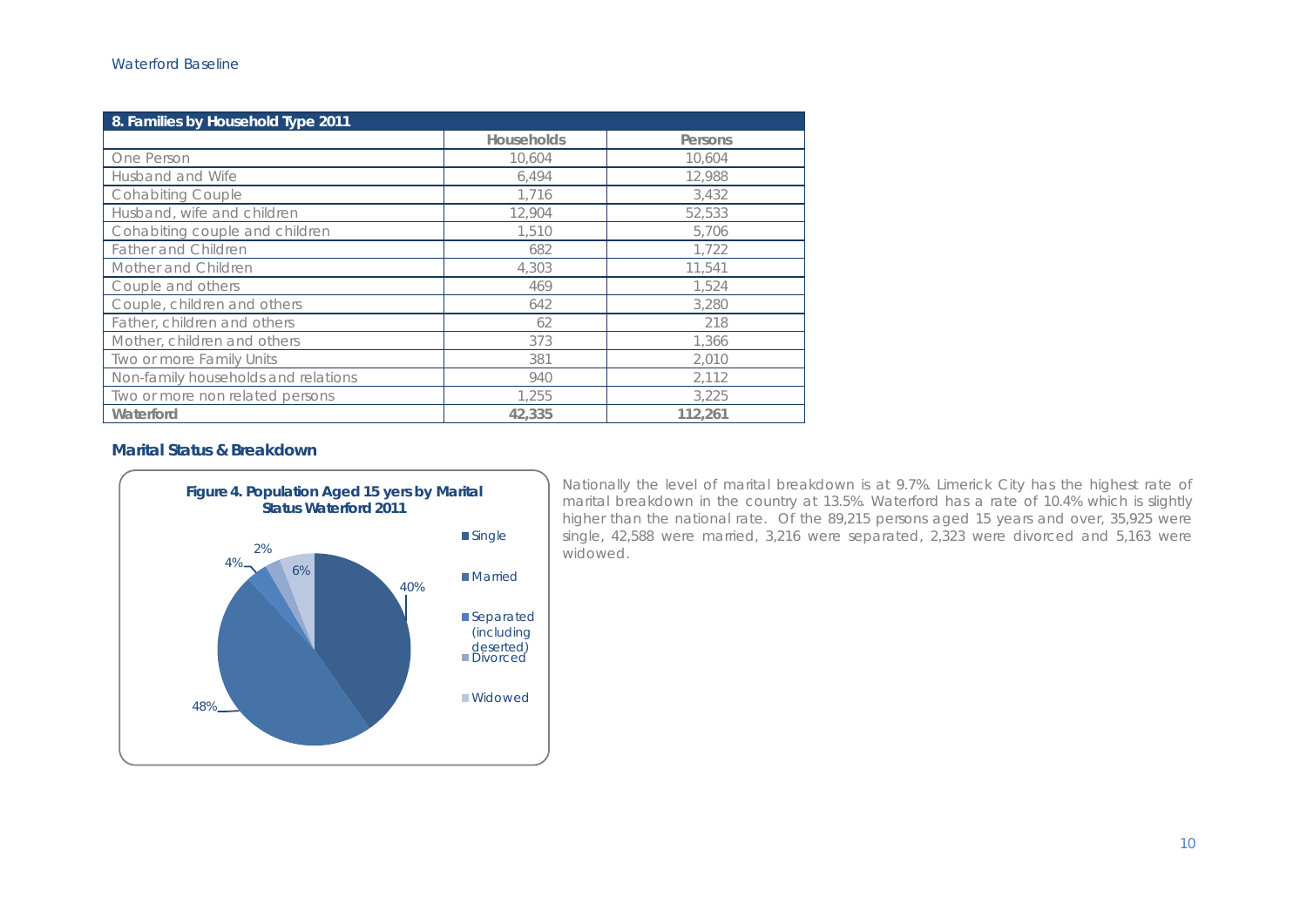| 8. Families by Household Type 2011 | | |
|---|---|---|
| | Households | Persons |
| One Person | 10,604 | 10,604 |
| Husband and Wife | 6,494 | 12,988 |
| Cohabiting Couple | 1,716 | 3,432 |
| Husband, wife and children | 12,904 | 52,533 |
| Cohabiting couple and children | 1,510 | 5,706 |
| Father and Children | 682 | 1,722 |
| Mother and Children | 4,303 | 11,541 |
| Couple and others | 469 | 1,524 |
| Couple, children and others | 642 | 3,280 |
| Father, children and others | 62 | 218 |
| Mother, children and others | 373 | 1,366 |
| Two or more Family Units | 381 | 2,010 |
| Non-family households and relations | 940 | 2,112 |
| Two or more non related persons | 1,255 | 3,225 |
| **Waterford** | **42,335** | **112,261** |

## Marital Status & Breakdown

**Figure 4. Population Aged 15 yers by Marital Status Waterford 2011**

| Marital Status | % |
|---|---|
| Single | 40% |
| Married | 48% |
| Separated (including deserted) | 4% |
| Divorced | 2% |
| Widowed | 6% |

Nationally the level of marital breakdown is at 9.7%. Limerick City has the highest rate of marital breakdown in the country at 13.5%. Waterford has a rate of 10.4% which is slightly higher than the national rate. Of the 89,215 persons aged 15 years and over, 35,925 were single, 42,588 were married, 3,216 were separated, 2,323 were divorced and 5,163 were widowed.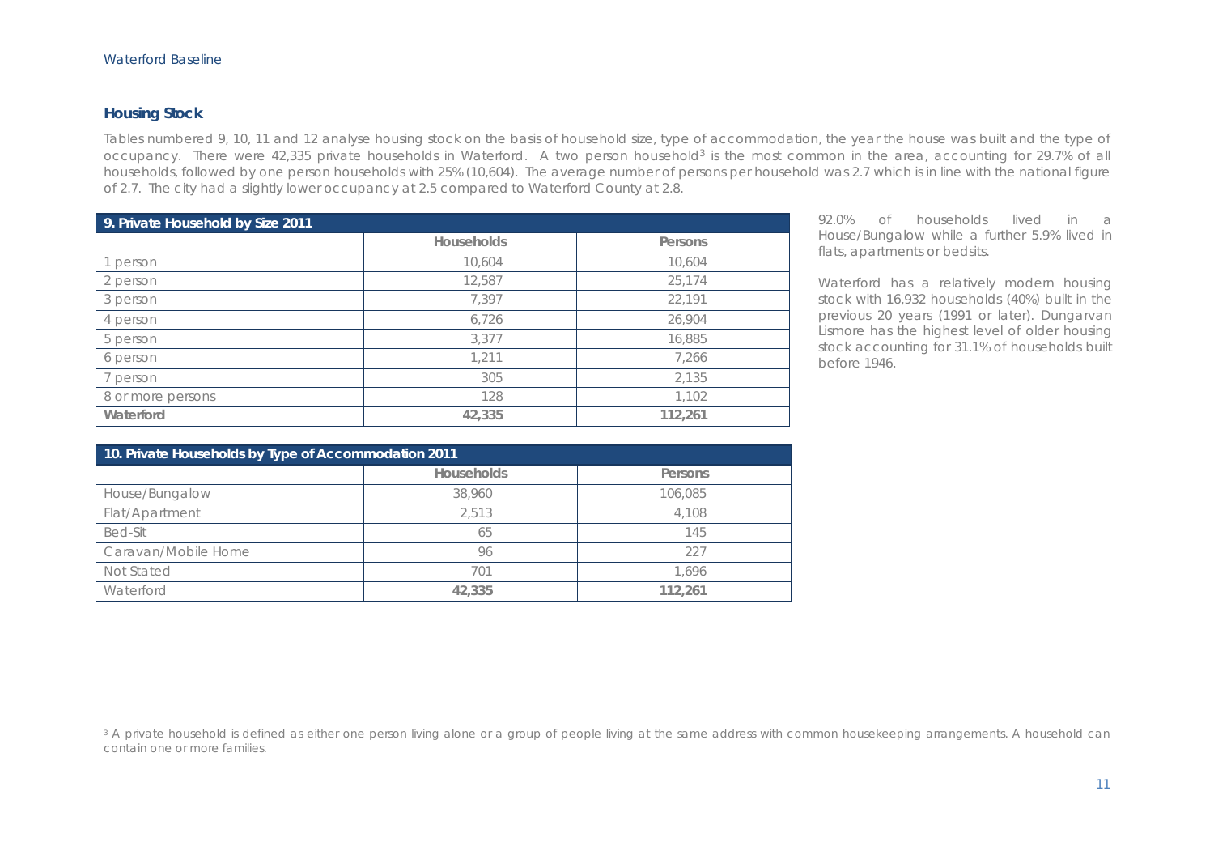## Housing Stock

Tables numbered 9, 10, 11 and 12 analyse housing stock on the basis of household size, type of accommodation, the year the house was built and the type of occupancy. There were 42,335 private households in Waterford. A two person household[3] is the most common in the area, accounting for 29.7% of all households, followed by one person households with 25% (10,604). The average number of persons per household was 2.7 which is in line with the national figure of 2.7. The city had a slightly lower occupancy at 2.5 compared to Waterford County at 2.8.

| 9. Private Household by Size 2011 | | |
|---|---|---|
| | Households | Persons |
| 1 person | 10,604 | 10,604 |
| 2 person | 12,587 | 25,174 |
| 3 person | 7,397 | 22,191 |
| 4 person | 6,726 | 26,904 |
| 5 person | 3,377 | 16,885 |
| 6 person | 1,211 | 7,266 |
| 7 person | 305 | 2,135 |
| 8 or more persons | 128 | 1,102 |
| **Waterford** | **42,335** | **112,261** |

| 10. Private Households by Type of Accommodation 2011 | | |
|---|---|---|
| | Households | Persons |
| House/Bungalow | 38,960 | 106,085 |
| Flat/Apartment | 2,513 | 4,108 |
| Bed-Sit | 65 | 145 |
| Caravan/Mobile Home | 96 | 227 |
| Not Stated | 701 | 1,696 |
| Waterford | **42,335** | **112,261** |

92.0% of households lived in a House/Bungalow while a further 5.9% lived in flats, apartments or bedsits.

Waterford has a relatively modern housing stock with 16,932 households (40%) built in the previous 20 years (1991 or later). Dungarvan Lismore has the highest level of older housing stock accounting for 31.1% of households built before 1946.

[3] A private household is defined as either one person living alone or a group of people living at the same address with common housekeeping arrangements. A household can contain one or more families.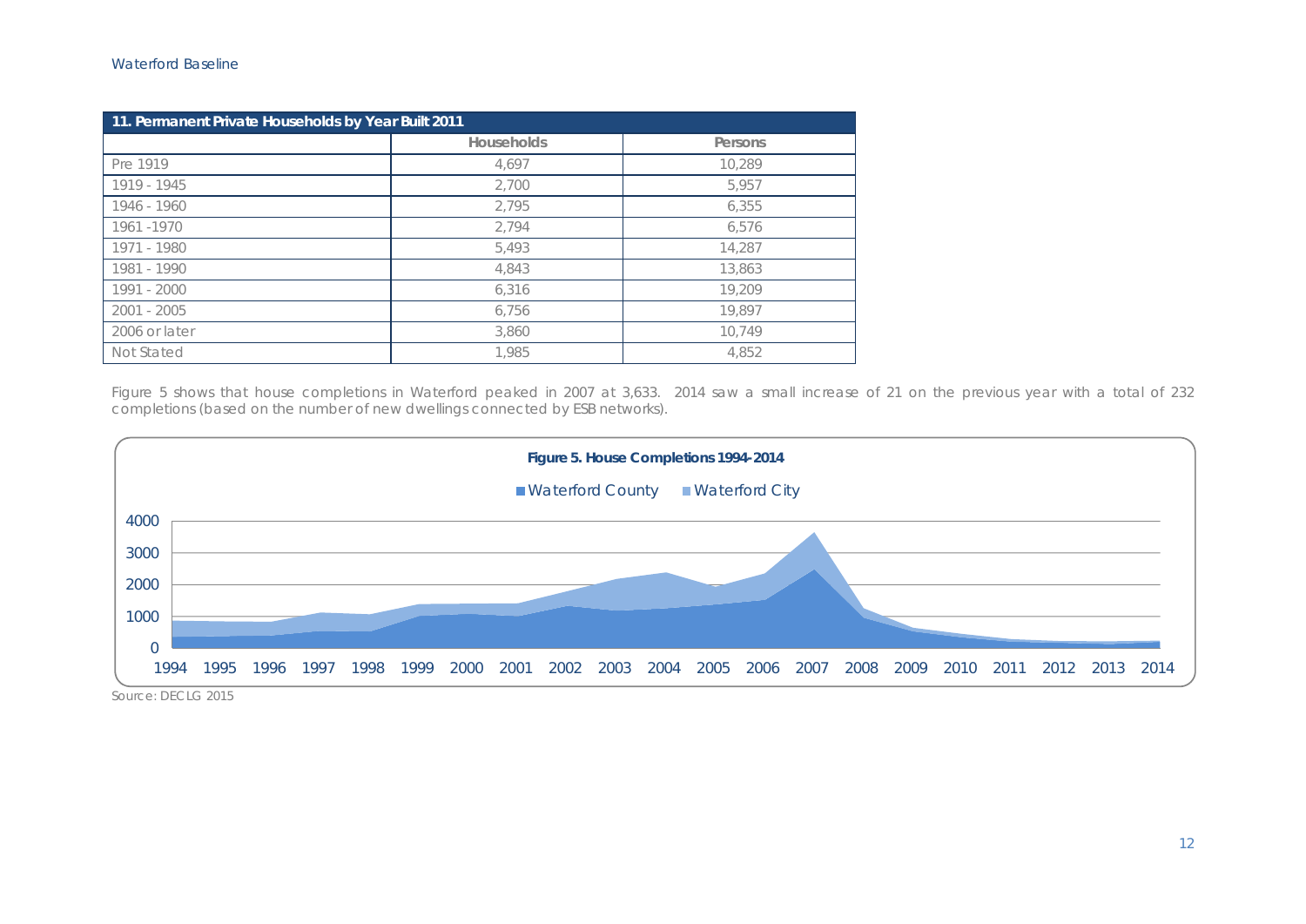| 11. Permanent Private Households by Year Built 2011 | | |
|---|---|---|
| | Households | Persons |
| Pre 1919 | 4,697 | 10,289 |
| 1919 - 1945 | 2,700 | 5,957 |
| 1946 - 1960 | 2,795 | 6,355 |
| 1961 -1970 | 2,794 | 6,576 |
| 1971 - 1980 | 5,493 | 14,287 |
| 1981 - 1990 | 4,843 | 13,863 |
| 1991 - 2000 | 6,316 | 19,209 |
| 2001 - 2005 | 6,756 | 19,897 |
| 2006 or later | 3,860 | 10,749 |
| Not Stated | 1,985 | 4,852 |

Figure 5 shows that house completions in Waterford peaked in 2007 at 3,633. 2014 saw a small increase of 21 on the previous year with a total of 232 completions (based on the number of new dwellings connected by ESB networks).

**Figure 5. House Completions 1994-2014**

Source: DECLG 2015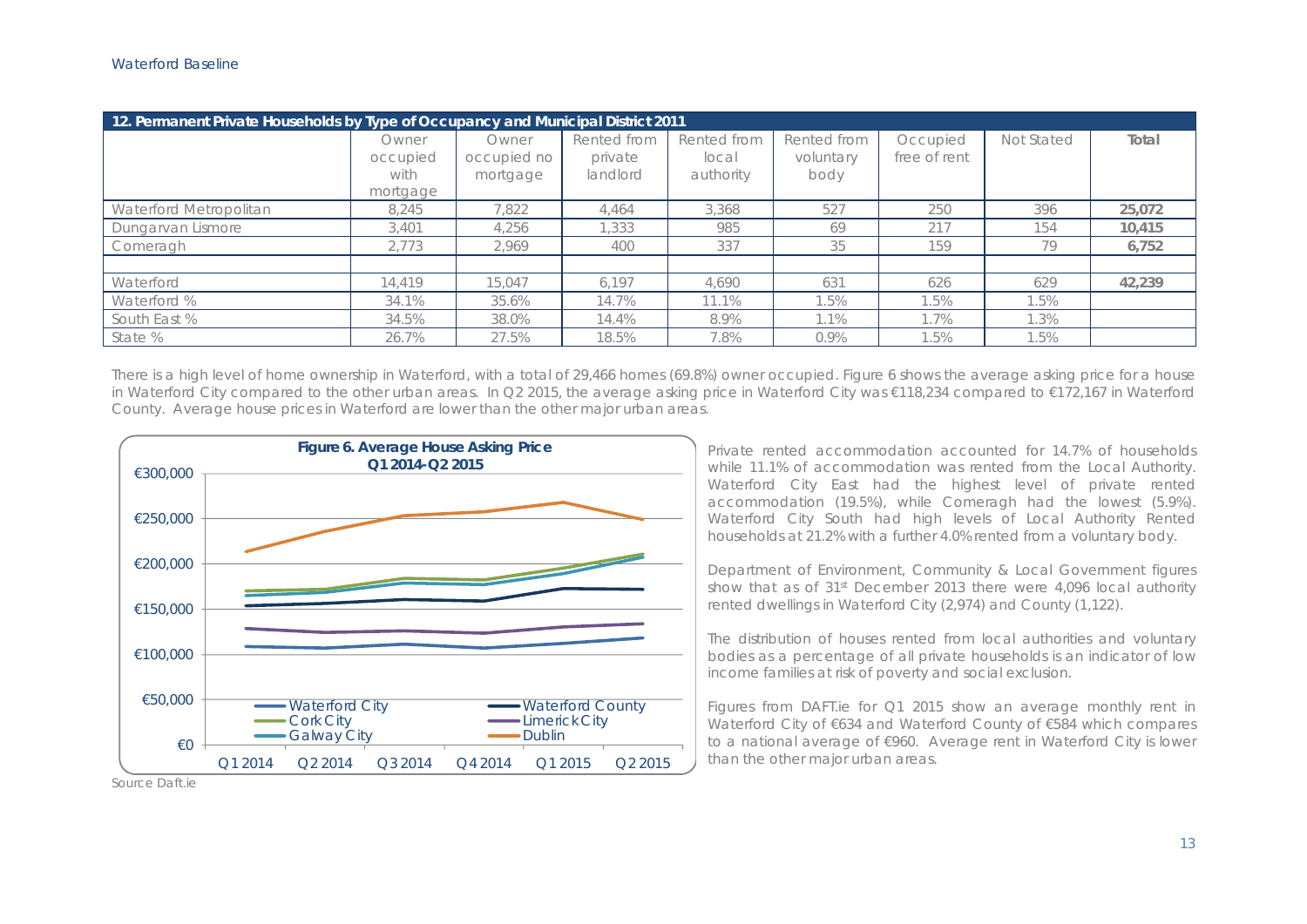**12. Permanent Private Households by Type of Occupancy and Municipal District 2011**

| | Owner occupied with mortgage | Owner occupied no mortgage | Rented from private landlord | Rented from local authority | Rented from voluntary body | Occupied free of rent | Not Stated | Total |
|---|---|---|---|---|---|---|---|---|
| Waterford Metropolitan | 8,245 | 7,822 | 4,464 | 3,368 | 527 | 250 | 396 | **25,072** |
| Dungarvan Lismore | 3,401 | 4,256 | 1,333 | 985 | 69 | 217 | 154 | **10,415** |
| Comeragh | 2,773 | 2,969 | 400 | 337 | 35 | 159 | 79 | **6,752** |
| | | | | | | | | |
| Waterford | 14,419 | 15,047 | 6,197 | 4,690 | 631 | 626 | 629 | **42,239** |
| Waterford % | 34.1% | 35.6% | 14.7% | 11.1% | 1.5% | 1.5% | 1.5% | |
| South East % | 34.5% | 38.0% | 14.4% | 8.9% | 1.1% | 1.7% | 1.3% | |
| State % | 26.7% | 27.5% | 18.5% | 7.8% | 0.9% | 1.5% | 1.5% | |

There is a high level of home ownership in Waterford, with a total of 29,466 homes (69.8%) owner occupied. Figure 6 shows the average asking price for a house in Waterford City compared to the other urban areas. In Q2 2015, the average asking price in Waterford City was €118,234 compared to €172,167 in Waterford County. Average house prices in Waterford are lower than the other major urban areas.

**Figure 6. Average House Asking Price Q1 2014-Q2 2015**

Source Daft.ie

Private rented accommodation accounted for 14.7% of households while 11.1% of accommodation was rented from the Local Authority. Waterford City East had the highest level of private rented accommodation (19.5%), while Comeragh had the lowest (5.9%). Waterford City South had high levels of Local Authority Rented households at 21.2% with a further 4.0% rented from a voluntary body.

Department of Environment, Community & Local Government figures show that as of 31st December 2013 there were 4,096 local authority rented dwellings in Waterford City (2,974) and County (1,122).

The distribution of houses rented from local authorities and voluntary bodies as a percentage of all private households is an indicator of low income families at risk of poverty and social exclusion.

Figures from DAFT.ie for Q1 2015 show an average monthly rent in Waterford City of €634 and Waterford County of €584 which compares to a national average of €960. Average rent in Waterford City is lower than the other major urban areas.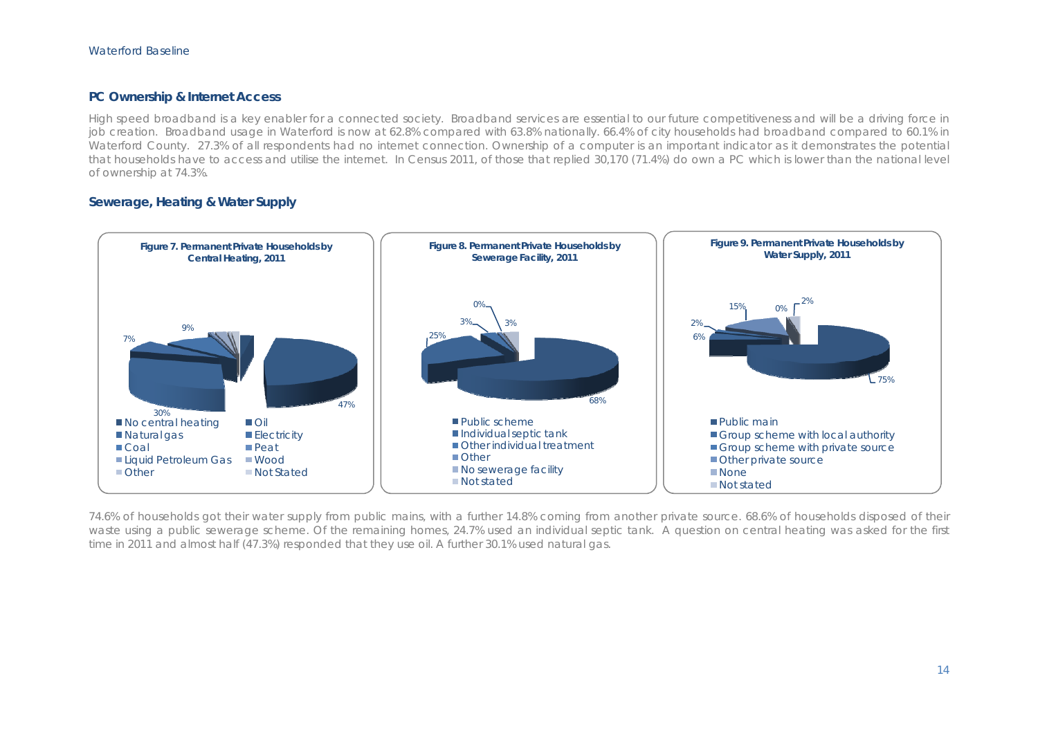## PC Ownership & Internet Access

High speed broadband is a key enabler for a connected society. Broadband services are essential to our future competitiveness and will be a driving force in job creation. Broadband usage in Waterford is now at 62.8% compared with 63.8% nationally. 66.4% of city households had broadband compared to 60.1% in Waterford County. 27.3% of all respondents had no internet connection. Ownership of a computer is an important indicator as it demonstrates the potential that households have to access and utilise the internet. In Census 2011, of those that replied 30,170 (71.4%) do own a PC which is lower than the national level of ownership at 74.3%.

## Sewerage, Heating & Water Supply

**Figure 7. Permanent Private Households by Central Heating, 2011**

Legend: No central heating, Oil, Natural gas, Electricity, Coal, Peat, Liquid Petroleum Gas, Wood, Other, Not Stated

Labels: 47%, 30%, 7%, 9%

**Figure 8. Permanent Private Households by Sewerage Facility, 2011**

Legend: Public scheme, Individual septic tank, Other individual treatment, Other, No sewerage facility, Not stated

Labels: 68%, 25%, 3%, 0%, 3%

**Figure 9. Permanent Private Households by Water Supply, 2011**

Legend: Public main, Group scheme with local authority, Group scheme with private source, Other private source, None, Not stated

Labels: 75%, 6%, 2%, 15%, 0%, 2%

74.6% of households got their water supply from public mains, with a further 14.8% coming from another private source. 68.6% of households disposed of their waste using a public sewerage scheme. Of the remaining homes, 24.7% used an individual septic tank. A question on central heating was asked for the first time in 2011 and almost half (47.3%) responded that they use oil. A further 30.1% used natural gas.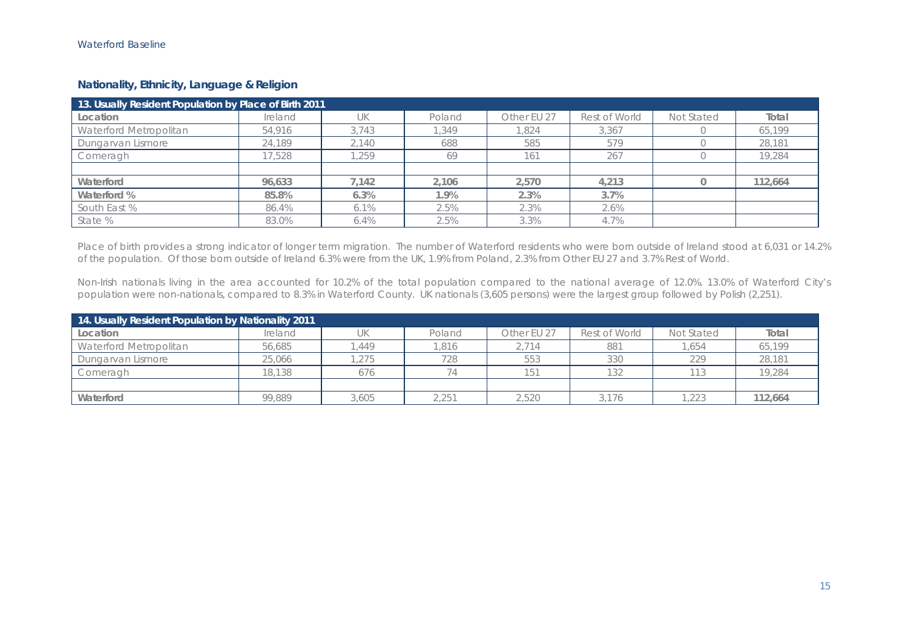## Nationality, Ethnicity, Language & Religion

| 13. Usually Resident Population by Place of Birth 2011 | | | | | | | |
|---|---|---|---|---|---|---|---|
| **Location** | Ireland | UK | Poland | Other EU 27 | Rest of World | Not Stated | **Total** |
| Waterford Metropolitan | 54,916 | 3,743 | 1,349 | 1,824 | 3,367 | 0 | 65,199 |
| Dungarvan Lismore | 24,189 | 2,140 | 688 | 585 | 579 | 0 | 28,181 |
| Comeragh | 17,528 | 1,259 | 69 | 161 | 267 | 0 | 19,284 |
| | | | | | | | |
| **Waterford** | **96,633** | **7,142** | **2,106** | **2,570** | **4,213** | **0** | **112,664** |
| **Waterford %** | **85.8%** | **6.3%** | **1.9%** | **2.3%** | **3.7%** | | |
| South East % | 86.4% | 6.1% | 2.5% | 2.3% | 2.6% | | |
| State % | 83.0% | 6.4% | 2.5% | 3.3% | 4.7% | | |

Place of birth provides a strong indicator of longer term migration. The number of Waterford residents who were born outside of Ireland stood at 6,031 or 14.2% of the population. Of those born outside of Ireland 6.3% were from the UK, 1.9% from Poland, 2.3% from Other EU 27 and 3.7% Rest of World.

Non-Irish nationals living in the area accounted for 10.2% of the total population compared to the national average of 12.0%. 13.0% of Waterford City's population were non-nationals, compared to 8.3% in Waterford County. UK nationals (3,605 persons) were the largest group followed by Polish (2,251).

| 14. Usually Resident Population by Nationality 2011 | | | | | | | |
|---|---|---|---|---|---|---|---|
| **Location** | Ireland | UK | Poland | Other EU 27 | Rest of World | Not Stated | **Total** |
| Waterford Metropolitan | 56,685 | 1,449 | 1,816 | 2,714 | 881 | 1,654 | 65,199 |
| Dungarvan Lismore | 25,066 | 1,275 | 728 | 553 | 330 | 229 | 28,181 |
| Comeragh | 18,138 | 676 | 74 | 151 | 132 | 113 | 19,284 |
| | | | | | | | |
| **Waterford** | 99,889 | 3,605 | 2,251 | 2,520 | 3,176 | 1,223 | **112,664** |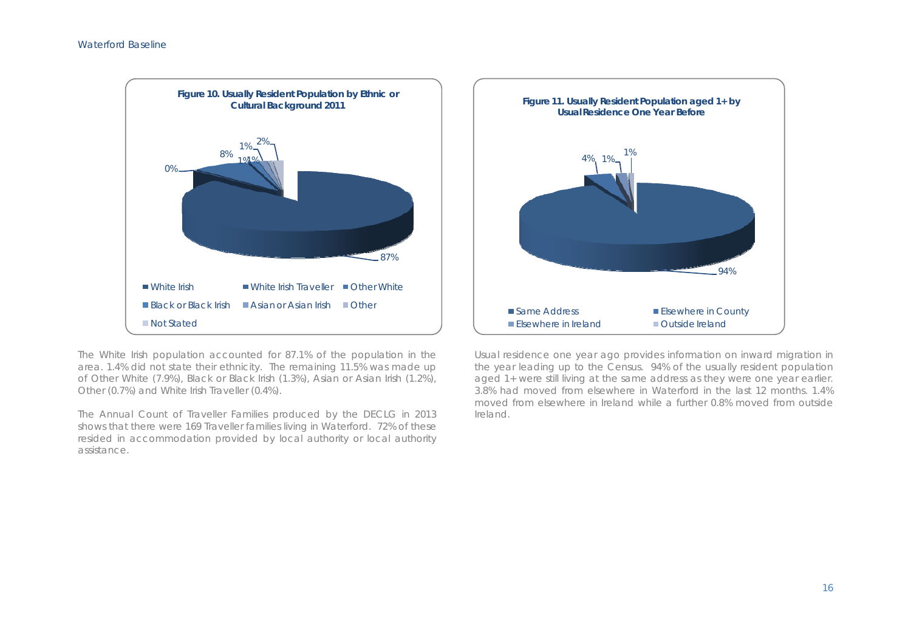**Figure 10. Usually Resident Population by Ethnic or Cultural Background 2011**

- White Irish: 87%
- White Irish Traveller: 0%
- Other White: 8%
- Black or Black Irish: 1%
- Asian or Asian Irish: 1%
- Other: 1%
- Not Stated: 2%

**Figure 11. Usually Resident Population aged 1+ by Usual Residence One Year Before**

- Same Address: 94%
- Elsewhere in County: 4%
- Elsewhere in Ireland: 1%
- Outside Ireland: 1%

The White Irish population accounted for 87.1% of the population in the area. 1.4% did not state their ethnicity. The remaining 11.5% was made up of Other White (7.9%), Black or Black Irish (1.3%), Asian or Asian Irish (1.2%), Other (0.7%) and White Irish Traveller (0.4%).

The Annual Count of Traveller Families produced by the DECLG in 2013 shows that there were 169 Traveller families living in Waterford. 72% of these resided in accommodation provided by local authority or local authority assistance.

Usual residence one year ago provides information on inward migration in the year leading up to the Census. 94% of the usually resident population aged 1+ were still living at the same address as they were one year earlier. 3.8% had moved from elsewhere in Waterford in the last 12 months. 1.4% moved from elsewhere in Ireland while a further 0.8% moved from outside Ireland.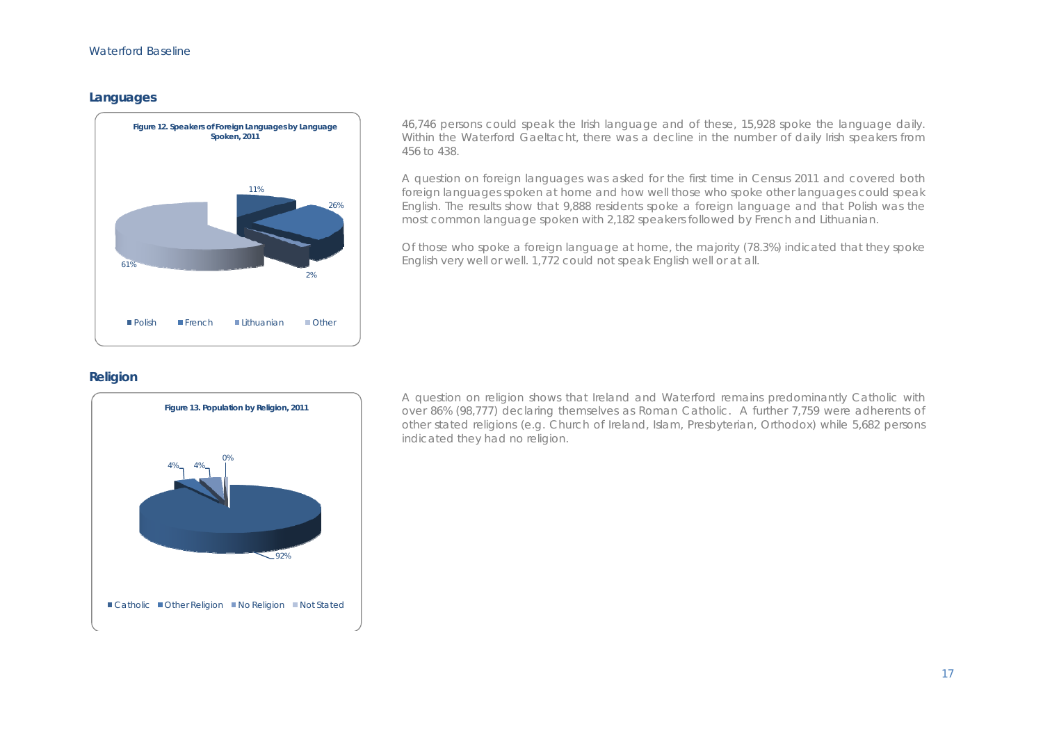## Languages

**Figure 12. Speakers of Foreign Languages by Language Spoken, 2011**

46,746 persons could speak the Irish language and of these, 15,928 spoke the language daily. Within the Waterford Gaeltacht, there was a decline in the number of daily Irish speakers from 456 to 438.

A question on foreign languages was asked for the first time in Census 2011 and covered both foreign languages spoken at home and how well those who spoke other languages could speak English. The results show that 9,888 residents spoke a foreign language and that Polish was the most common language spoken with 2,182 speakers followed by French and Lithuanian.

Of those who spoke a foreign language at home, the majority (78.3%) indicated that they spoke English very well or well. 1,772 could not speak English well or at all.

## Religion

**Figure 13. Population by Religion, 2011**

A question on religion shows that Ireland and Waterford remains predominantly Catholic with over 86% (98,777) declaring themselves as Roman Catholic. A further 7,759 were adherents of other stated religions (e.g. Church of Ireland, Islam, Presbyterian, Orthodox) while 5,682 persons indicated they had no religion.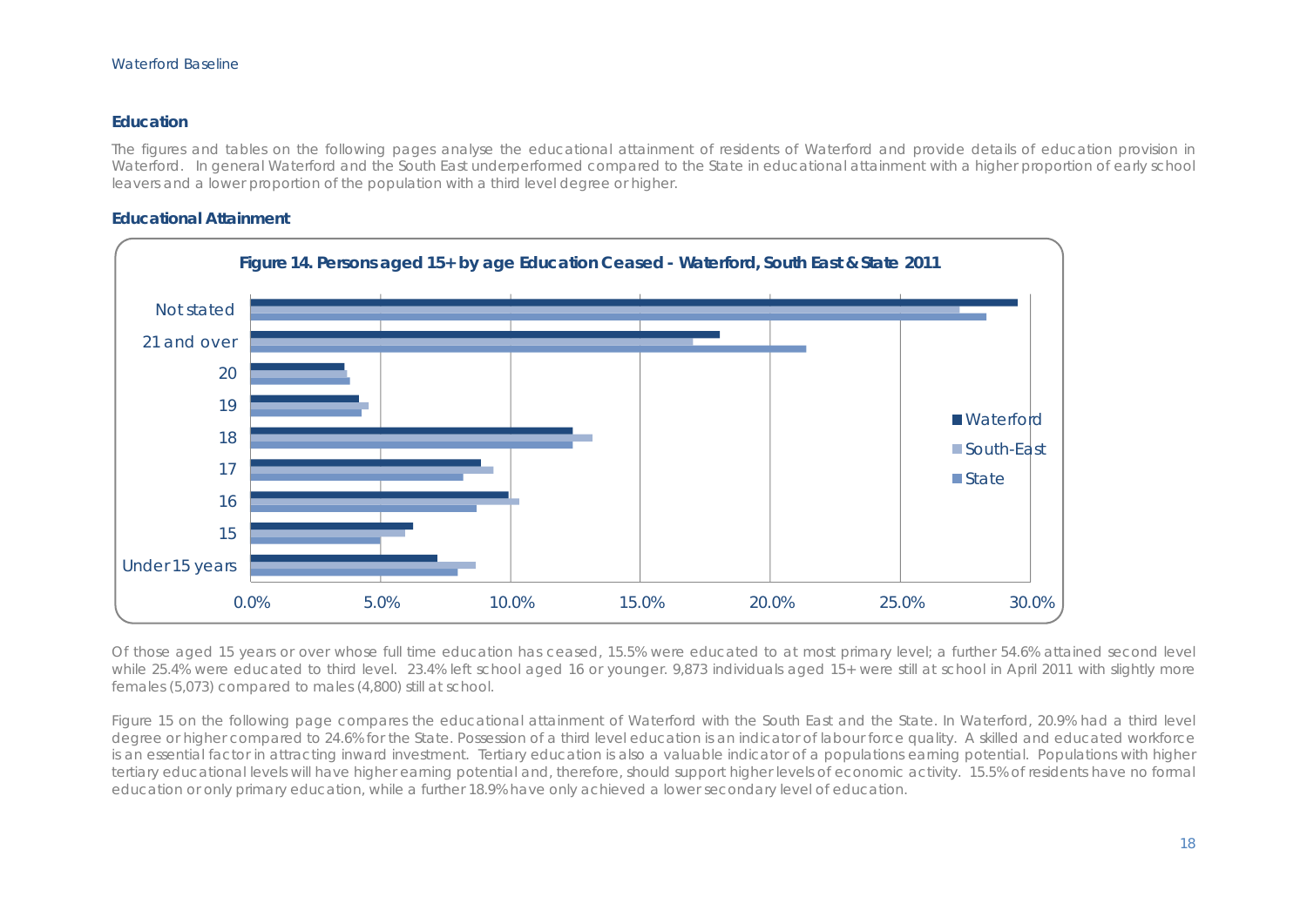## Education

The figures and tables on the following pages analyse the educational attainment of residents of Waterford and provide details of education provision in Waterford. In general Waterford and the South East underperformed compared to the State in educational attainment with a higher proportion of early school leavers and a lower proportion of the population with a third level degree or higher.

### Educational Attainment

**Figure 14. Persons aged 15+ by age Education Ceased - Waterford, South East & State 2011**

Of those aged 15 years or over whose full time education has ceased, 15.5% were educated to at most primary level; a further 54.6% attained second level while 25.4% were educated to third level. 23.4% left school aged 16 or younger. 9,873 individuals aged 15+ were still at school in April 2011 with slightly more females (5,073) compared to males (4,800) still at school.

Figure 15 on the following page compares the educational attainment of Waterford with the South East and the State. In Waterford, 20.9% had a third level degree or higher compared to 24.6% for the State. Possession of a third level education is an indicator of labour force quality. A skilled and educated workforce is an essential factor in attracting inward investment. Tertiary education is also a valuable indicator of a populations earning potential. Populations with higher tertiary educational levels will have higher earning potential and, therefore, should support higher levels of economic activity. 15.5% of residents have no formal education or only primary education, while a further 18.9% have only achieved a lower secondary level of education.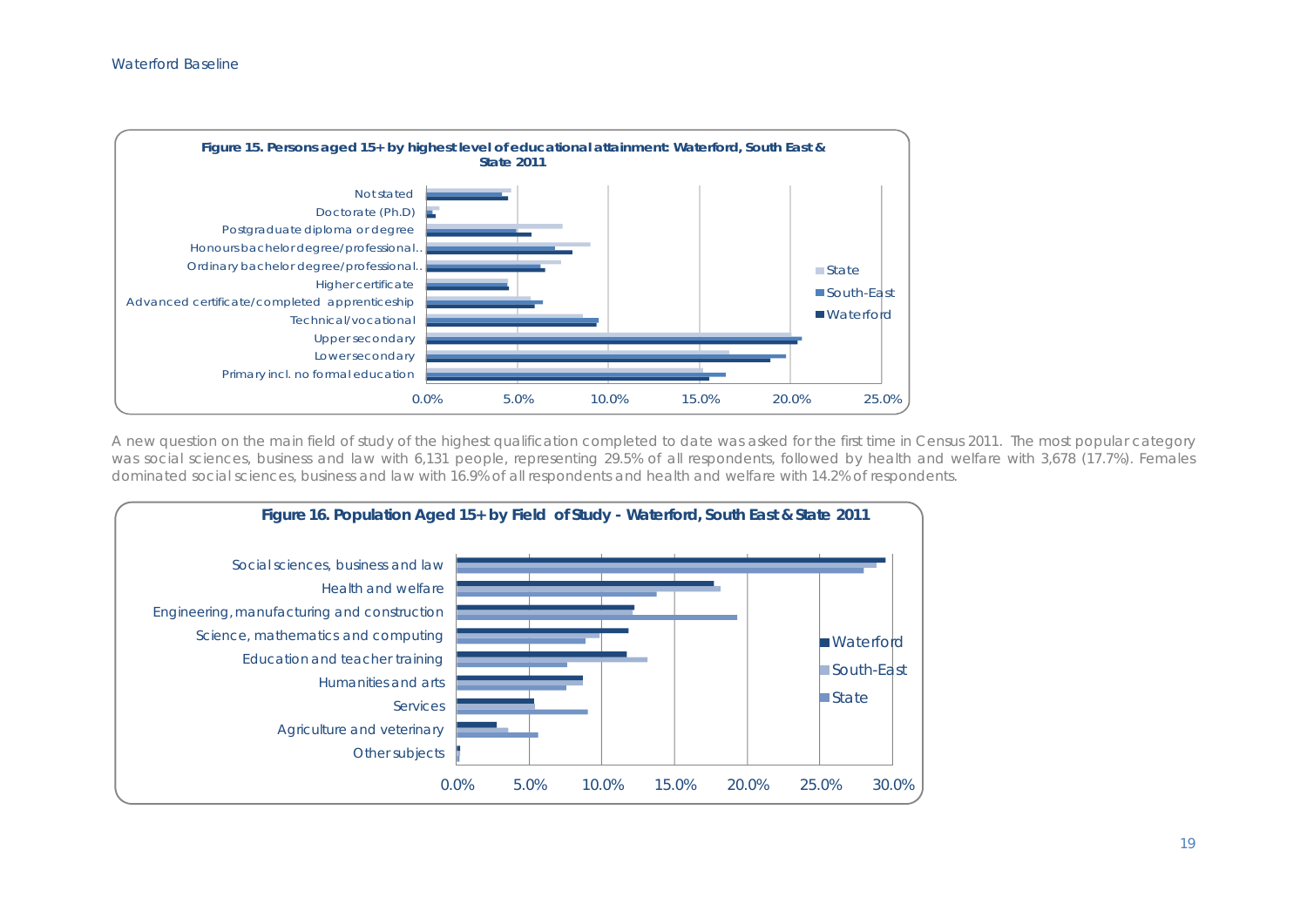**Figure 15. Persons aged 15+ by highest level of educational attainment: Waterford, South East & State 2011**

**Figure 16. Population Aged 15+ by Field of Study - Waterford, South East & State 2011**

A new question on the main field of study of the highest qualification completed to date was asked for the first time in Census 2011. The most popular category was social sciences, business and law with 6,131 people, representing 29.5% of all respondents, followed by health and welfare with 3,678 (17.7%). Females dominated social sciences, business and law with 16.9% of all respondents and health and welfare with 14.2% of respondents.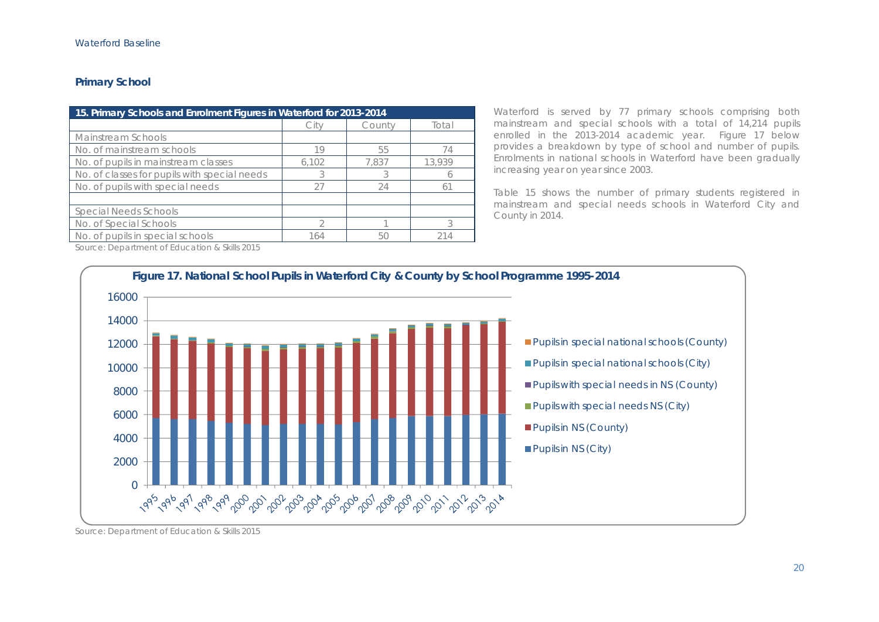## Primary School

| 15. Primary Schools and Enrolment Figures in Waterford for 2013-2014 | | | |
|---|---|---|---|
| | City | County | Total |
| Mainstream Schools | | | |
| No. of mainstream schools | 19 | 55 | 74 |
| No. of pupils in mainstream classes | 6,102 | 7,837 | 13,939 |
| No. of classes for pupils with special needs | 3 | 3 | 6 |
| No. of pupils with special needs | 27 | 24 | 61 |
| | | | |
| Special Needs Schools | | | |
| No. of Special Schools | 2 | 1 | 3 |
| No. of pupils in special schools | 164 | 50 | 214 |

Source: Department of Education & Skills 2015

Waterford is served by 77 primary schools comprising both mainstream and special schools with a total of 14,214 pupils enrolled in the 2013-2014 academic year. Figure 17 below provides a breakdown by type of school and number of pupils. Enrolments in national schools in Waterford have been gradually increasing year on year since 2003.

Table 15 shows the number of primary students registered in mainstream and special needs schools in Waterford City and County in 2014.

**Figure 17. National School Pupils in Waterford City & County by School Programme 1995-2014**

Source: Department of Education & Skills 2015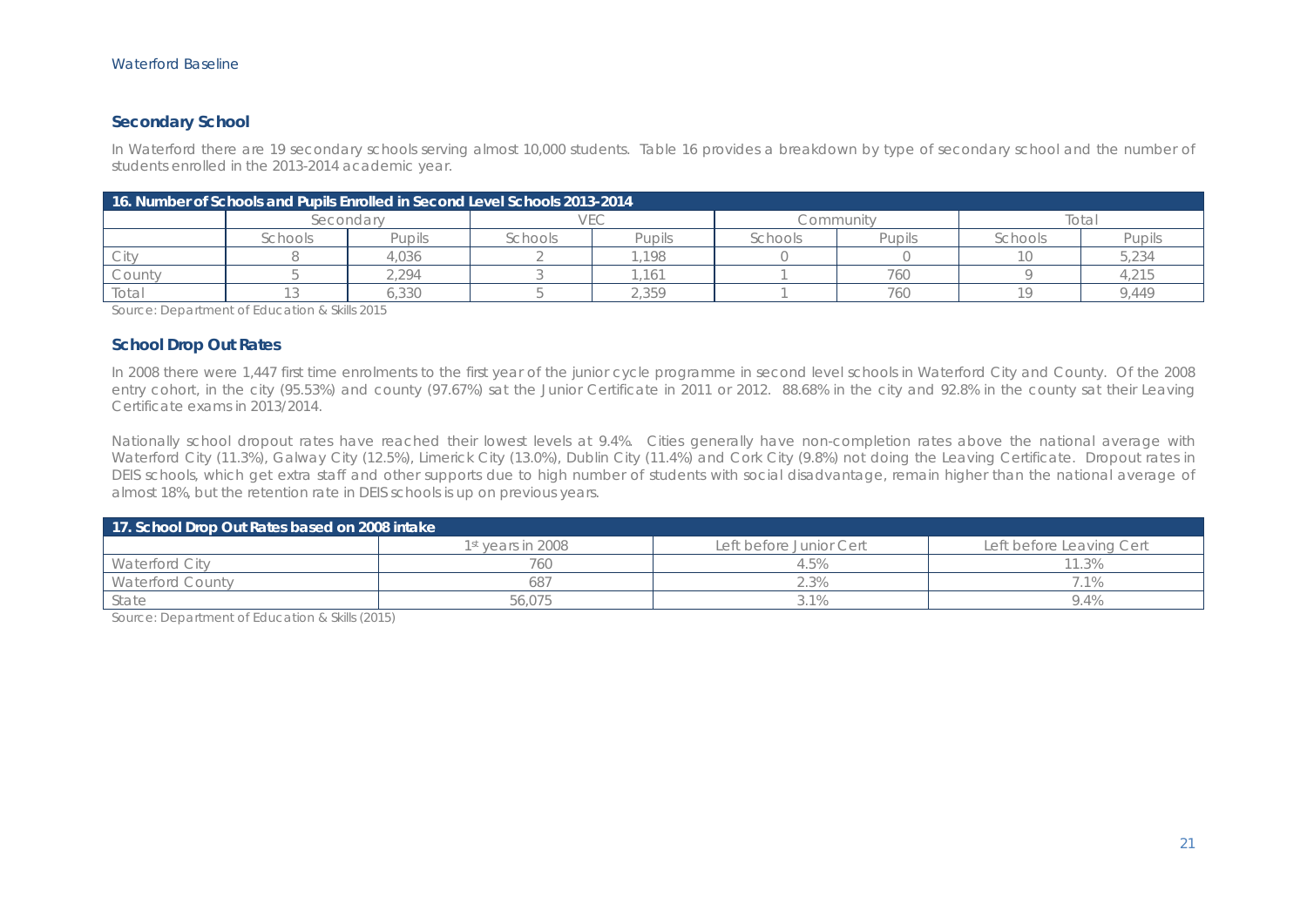## Secondary School

In Waterford there are 19 secondary schools serving almost 10,000 students. Table 16 provides a breakdown by type of secondary school and the number of students enrolled in the 2013-2014 academic year.

**16. Number of Schools and Pupils Enrolled in Second Level Schools 2013-2014**

| | Secondary | | VEC | | Community | | Total | |
|---|---|---|---|---|---|---|---|---|
| | Schools | Pupils | Schools | Pupils | Schools | Pupils | Schools | Pupils |
| City | 8 | 4,036 | 2 | 1,198 | 0 | 0 | 10 | 5,234 |
| County | 5 | 2,294 | 3 | 1,161 | 1 | 760 | 9 | 4,215 |
| Total | 13 | 6,330 | 5 | 2,359 | 1 | 760 | 19 | 9,449 |

Source: Department of Education & Skills 2015

## School Drop Out Rates

In 2008 there were 1,447 first time enrolments to the first year of the junior cycle programme in second level schools in Waterford City and County. Of the 2008 entry cohort, in the city (95.53%) and county (97.67%) sat the Junior Certificate in 2011 or 2012. 88.68% in the city and 92.8% in the county sat their Leaving Certificate exams in 2013/2014.

Nationally school dropout rates have reached their lowest levels at 9.4%. Cities generally have non-completion rates above the national average with Waterford City (11.3%), Galway City (12.5%), Limerick City (13.0%), Dublin City (11.4%) and Cork City (9.8%) not doing the Leaving Certificate. Dropout rates in DEIS schools, which get extra staff and other supports due to high number of students with social disadvantage, remain higher than the national average of almost 18%, but the retention rate in DEIS schools is up on previous years.

**17. School Drop Out Rates based on 2008 intake**

| | 1st years in 2008 | Left before Junior Cert | Left before Leaving Cert |
|---|---|---|---|
| Waterford City | 760 | 4.5% | 11.3% |
| Waterford County | 687 | 2.3% | 7.1% |
| State | 56,075 | 3.1% | 9.4% |

Source: Department of Education & Skills (2015)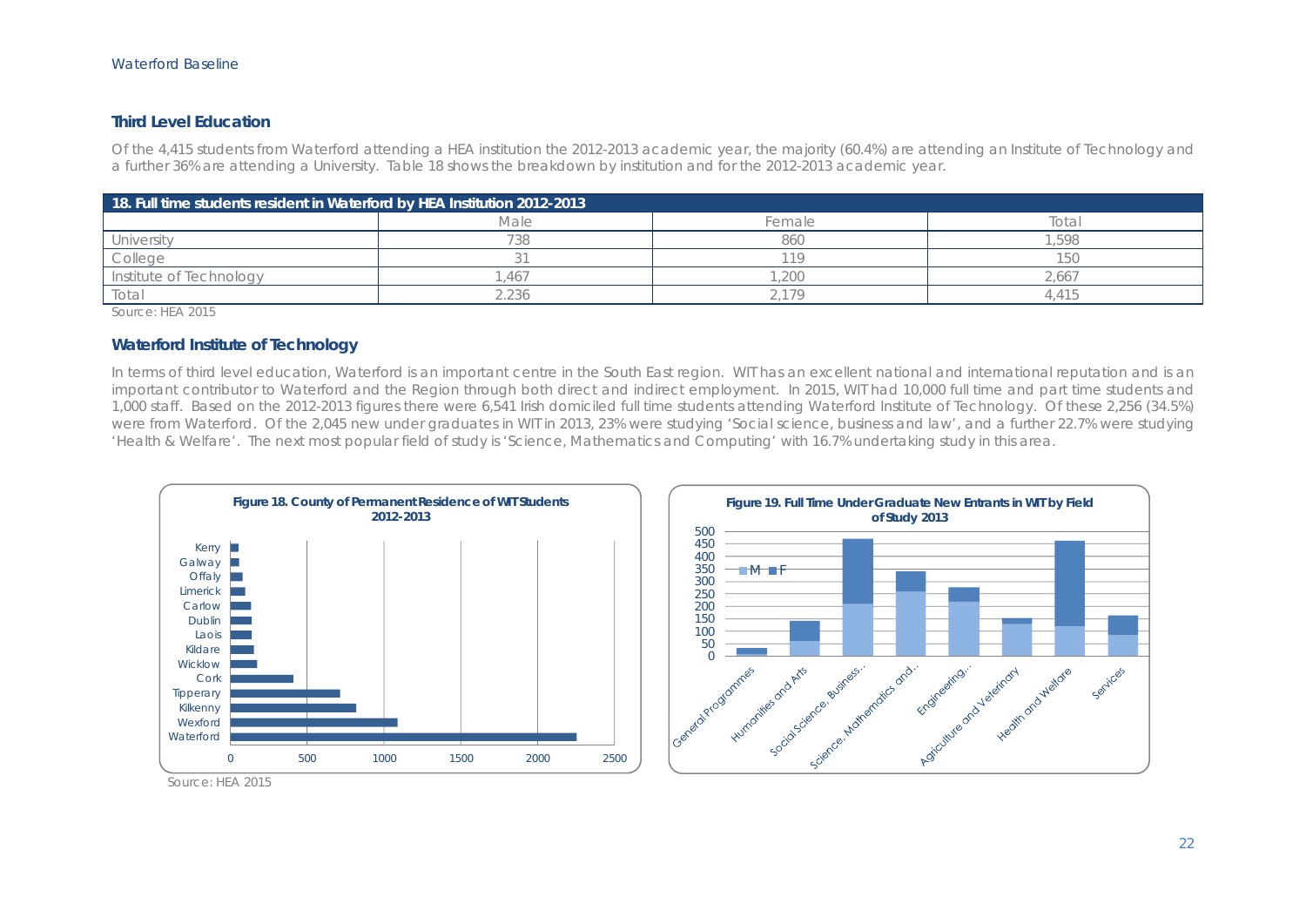### Third Level Education

Of the 4,415 students from Waterford attending a HEA institution the 2012-2013 academic year, the majority (60.4%) are attending an Institute of Technology and a further 36% are attending a University. Table 18 shows the breakdown by institution and for the 2012-2013 academic year.

**18. Full time students resident in Waterford by HEA Institution 2012-2013**

| | Male | Female | Total |
|---|---|---|---|
| University | 738 | 860 | 1,598 |
| College | 31 | 119 | 150 |
| Institute of Technology | 1,467 | 1,200 | 2,667 |
| Total | 2,236 | 2,179 | 4,415 |

Source: HEA 2015

### Waterford Institute of Technology

In terms of third level education, Waterford is an important centre in the South East region. WIT has an excellent national and international reputation and is an important contributor to Waterford and the Region through both direct and indirect employment. In 2015, WIT had 10,000 full time and part time students and 1,000 staff. Based on the 2012-2013 figures there were 6,541 Irish domiciled full time students attending Waterford Institute of Technology. Of these 2,256 (34.5%) were from Waterford. Of the 2,045 new under graduates in WIT in 2013, 23% were studying 'Social science, business and law', and a further 22.7% were studying 'Health & Welfare'. The next most popular field of study is 'Science, Mathematics and Computing' with 16.7% undertaking study in this area.

**Figure 18. County of Permanent Residence of WIT Students 2012-2013**

**Figure 19. Full Time Under Graduate New Entrants in WIT by Field of Study 2013**

Source: HEA 2015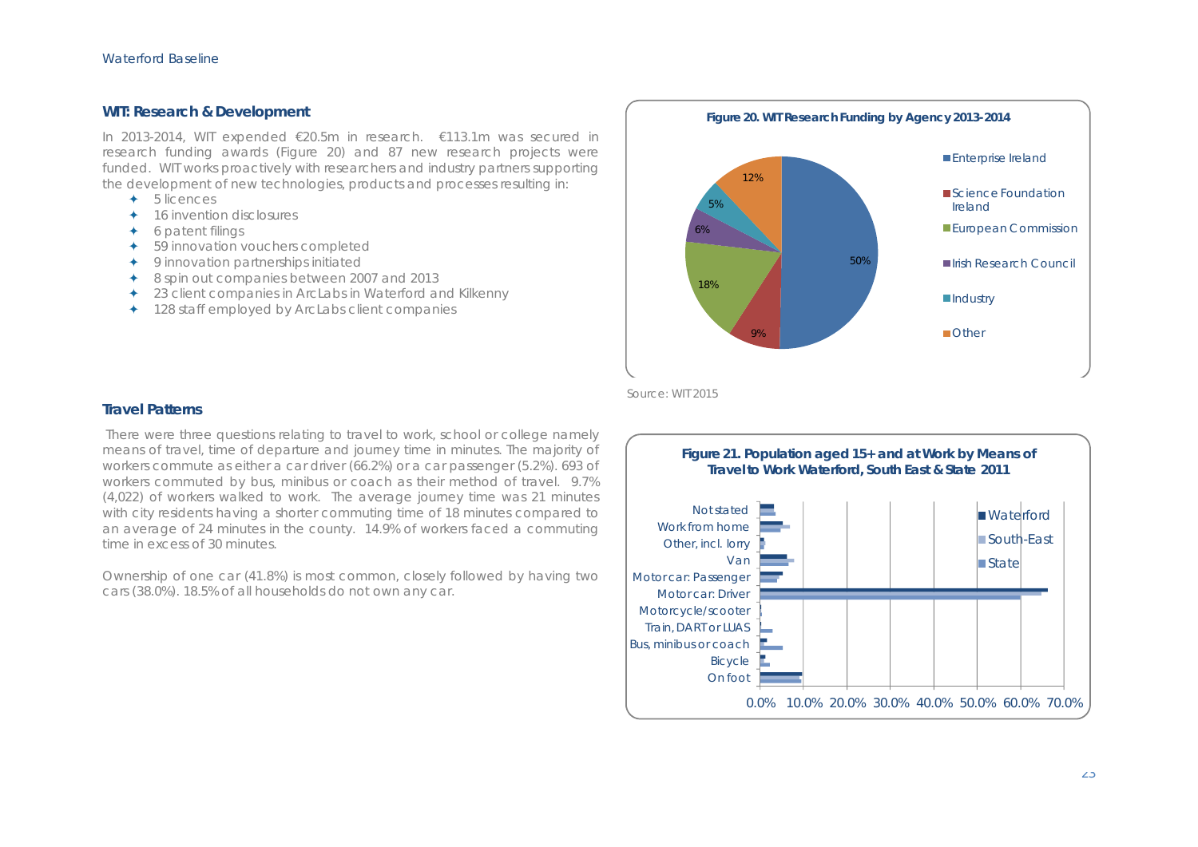## WIT: Research & Development

In 2013-2014, WIT expended €20.5m in research. €113.1m was secured in research funding awards (Figure 20) and 87 new research projects were funded. WIT works proactively with researchers and industry partners supporting the development of new technologies, products and processes resulting in:

- 5 licences
- 16 invention disclosures
- 6 patent filings
- 59 innovation vouchers completed
- 9 innovation partnerships initiated
- 8 spin out companies between 2007 and 2013
- 23 client companies in ArcLabs in Waterford and Kilkenny
- 128 staff employed by ArcLabs client companies

**Figure 20. WIT Research Funding by Agency 2013-2014**

| Agency | Share |
|---|---|
| Enterprise Ireland | 50% |
| Science Foundation Ireland | 9% |
| European Commission | 18% |
| Irish Research Council | 6% |
| Industry | 5% |
| Other | 12% |

Source: WIT 2015

## Travel Patterns

There were three questions relating to travel to work, school or college namely means of travel, time of departure and journey time in minutes. The majority of workers commute as either a car driver (66.2%) or a car passenger (5.2%). 693 of workers commuted by bus, minibus or coach as their method of travel. 9.7% (4,022) of workers walked to work. The average journey time was 21 minutes with city residents having a shorter commuting time of 18 minutes compared to an average of 24 minutes in the county. 14.9% of workers faced a commuting time in excess of 30 minutes.

Ownership of one car (41.8%) is most common, closely followed by having two cars (38.0%). 18.5% of all households do not own any car.

**Figure 21. Population aged 15+ and at Work by Means of Travel to Work Waterford, South East & State 2011**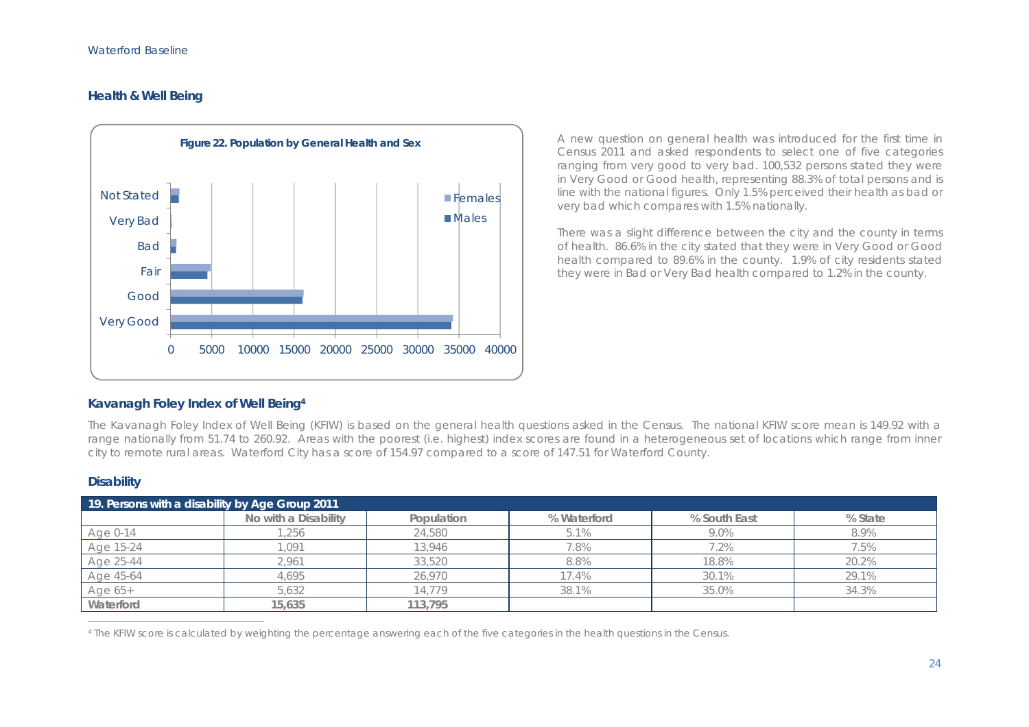## Health & Well Being

Figure 22. Population by General Health and Sex

A new question on general health was introduced for the first time in Census 2011 and asked respondents to select one of five categories ranging from very good to very bad. 100,532 persons stated they were in Very Good or Good health, representing 88.3% of total persons and is line with the national figures. Only 1.5% perceived their health as bad or very bad which compares with 1.5% nationally.

There was a slight difference between the city and the county in terms of health. 86.6% in the city stated that they were in Very Good or Good health compared to 89.6% in the county. 1.9% of city residents stated they were in Bad or Very Bad health compared to 1.2% in the county.

## Kavanagh Foley Index of Well Being[4]

The Kavanagh Foley Index of Well Being (KFIW) is based on the general health questions asked in the Census. The national KFIW score mean is 149.92 with a range nationally from 51.74 to 260.92. Areas with the poorest (i.e. highest) index scores are found in a heterogeneous set of locations which range from inner city to remote rural areas. Waterford City has a score of 154.97 compared to a score of 147.51 for Waterford County.

## Disability

**19. Persons with a disability by Age Group 2011**

| | No with a Disability | Population | % Waterford | % South East | % State |
|---|---|---|---|---|---|
| Age 0-14 | 1,256 | 24,580 | 5.1% | 9.0% | 8.9% |
| Age 15-24 | 1,091 | 13,946 | 7.8% | 7.2% | 7.5% |
| Age 25-44 | 2,961 | 33,520 | 8.8% | 18.8% | 20.2% |
| Age 45-64 | 4,695 | 26,970 | 17.4% | 30.1% | 29.1% |
| Age 65+ | 5,632 | 14,779 | 38.1% | 35.0% | 34.3% |
| **Waterford** | **15,635** | **113,795** | | | |

[4] The KFIW score is calculated by weighting the percentage answering each of the five categories in the health questions in the Census.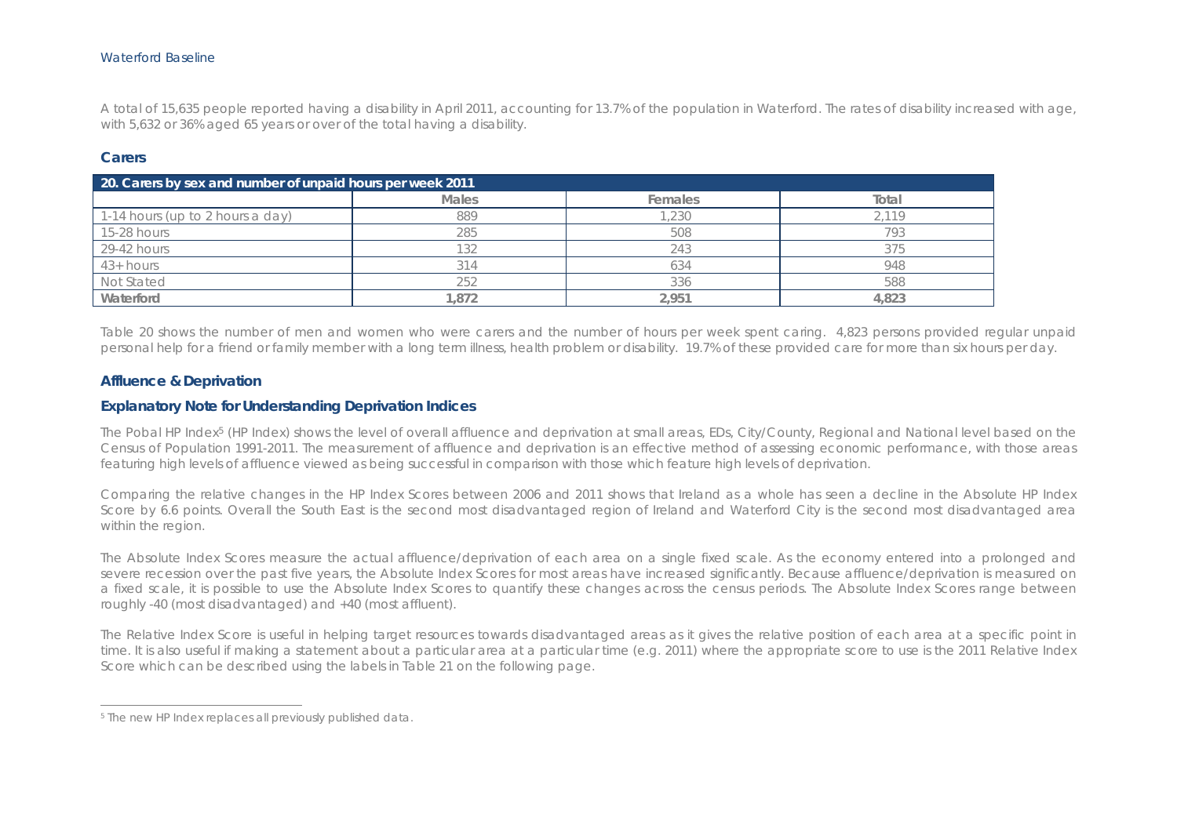A total of 15,635 people reported having a disability in April 2011, accounting for 13.7% of the population in Waterford. The rates of disability increased with age, with 5,632 or 36% aged 65 years or over of the total having a disability.

## Carers

**20. Carers by sex and number of unpaid hours per week 2011**

| | Males | Females | Total |
|---|---|---|---|
| 1-14 hours (up to 2 hours a day) | 889 | 1,230 | 2,119 |
| 15-28 hours | 285 | 508 | 793 |
| 29-42 hours | 132 | 243 | 375 |
| 43+ hours | 314 | 634 | 948 |
| Not Stated | 252 | 336 | 588 |
| **Waterford** | **1,872** | **2,951** | **4,823** |

Table 20 shows the number of men and women who were carers and the number of hours per week spent caring. 4,823 persons provided regular unpaid personal help for a friend or family member with a long term illness, health problem or disability. 19.7% of these provided care for more than six hours per day.

## Affluence & Deprivation

### Explanatory Note for Understanding Deprivation Indices

The Pobal HP Index[5] (HP Index) shows the level of overall affluence and deprivation at small areas, EDs, City/County, Regional and National level based on the Census of Population 1991-2011. The measurement of affluence and deprivation is an effective method of assessing economic performance, with those areas featuring high levels of affluence viewed as being successful in comparison with those which feature high levels of deprivation.

Comparing the relative changes in the HP Index Scores between 2006 and 2011 shows that Ireland as a whole has seen a decline in the Absolute HP Index Score by 6.6 points. Overall the South East is the second most disadvantaged region of Ireland and Waterford City is the second most disadvantaged area within the region.

The Absolute Index Scores measure the actual affluence/deprivation of each area on a single fixed scale. As the economy entered into a prolonged and severe recession over the past five years, the Absolute Index Scores for most areas have increased significantly. Because affluence/deprivation is measured on a fixed scale, it is possible to use the Absolute Index Scores to quantify these changes across the census periods. The Absolute Index Scores range between roughly -40 (most disadvantaged) and +40 (most affluent).

The Relative Index Score is useful in helping target resources towards disadvantaged areas as it gives the relative position of each area at a specific point in time. It is also useful if making a statement about a particular area at a particular time (e.g. 2011) where the appropriate score to use is the 2011 Relative Index Score which can be described using the labels in Table 21 on the following page.

[5] The new HP Index replaces all previously published data.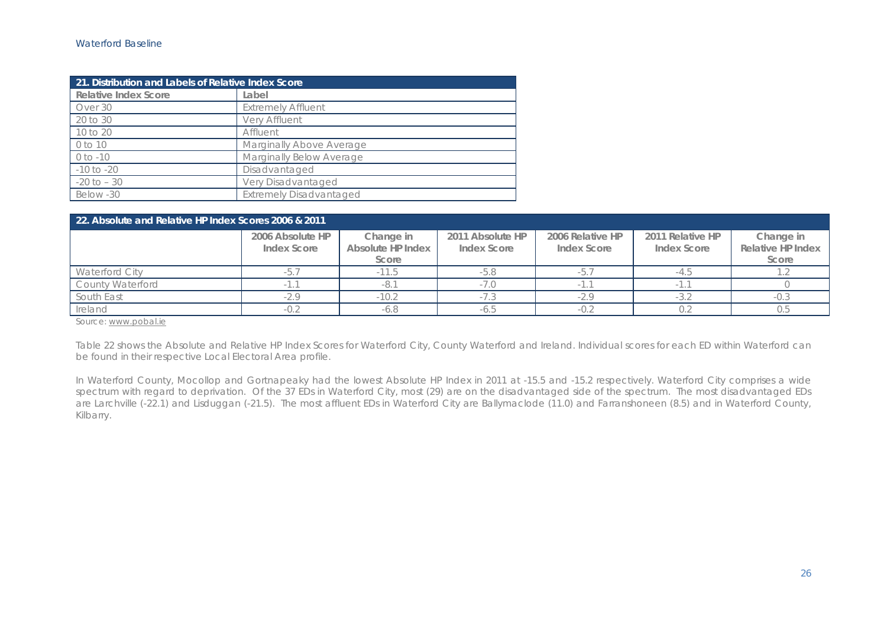| 21. Distribution and Labels of Relative Index Score | |
|---|---|
| **Relative Index Score** | **Label** |
| Over 30 | Extremely Affluent |
| 20 to 30 | Very Affluent |
| 10 to 20 | Affluent |
| 0 to 10 | Marginally Above Average |
| 0 to -10 | Marginally Below Average |
| -10 to -20 | Disadvantaged |
| -20 to – 30 | Very Disadvantaged |
| Below -30 | Extremely Disadvantaged |

| 22. Absolute and Relative HP Index Scores 2006 & 2011 | | | | | | |
|---|---|---|---|---|---|---|
| | **2006 Absolute HP Index Score** | **Change in Absolute HP Index Score** | **2011 Absolute HP Index Score** | **2006 Relative HP Index Score** | **2011 Relative HP Index Score** | **Change in Relative HP Index Score** |
| Waterford City | -5.7 | -11.5 | -5.8 | -5.7 | -4.5 | 1.2 |
| County Waterford | -1.1 | -8.1 | -7.0 | -1.1 | -1.1 | 0 |
| South East | -2.9 | -10.2 | -7.3 | -2.9 | -3.2 | -0.3 |
| Ireland | -0.2 | -6.8 | -6.5 | -0.2 | 0.2 | 0.5 |

*Source: www.pobal.ie*

Table 22 shows the Absolute and Relative HP Index Scores for Waterford City, County Waterford and Ireland. Individual scores for each ED within Waterford can be found in their respective Local Electoral Area profile.

In Waterford County, Mocollop and Gortnapeaky had the lowest Absolute HP Index in 2011 at -15.5 and -15.2 respectively. Waterford City comprises a wide spectrum with regard to deprivation. Of the 37 EDs in Waterford City, most (29) are on the disadvantaged side of the spectrum. The most disadvantaged EDs are Larchville (-22.1) and Lisduggan (-21.5). The most affluent EDs in Waterford City are Ballymaclode (11.0) and Farranshoneen (8.5) and in Waterford County, Kilbarry.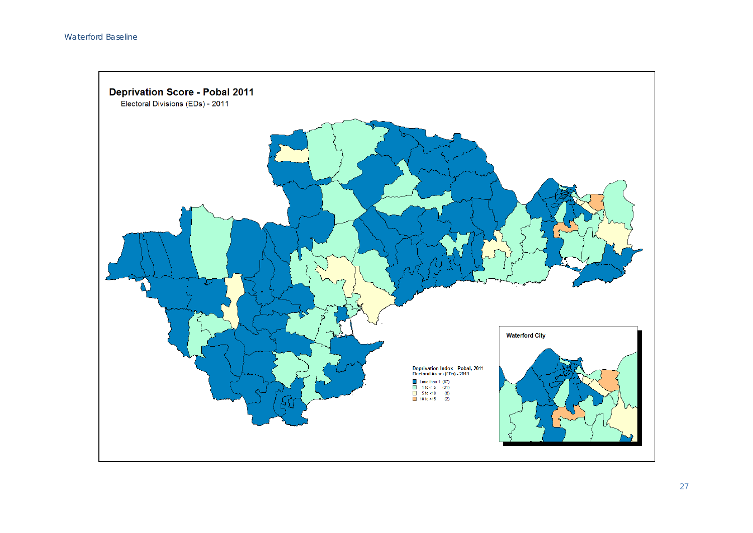**Deprivation Score - Pobal 2011**

Electoral Divisions (EDs) - 2011

Waterford City

Deprivation Index - Pobal, 2011
Electoral Areas (EDs) - 2011

- Less than 1 (87)
- 1 to < 5 (31)
- 5 to <10 (8)
- 10 to <15 (2)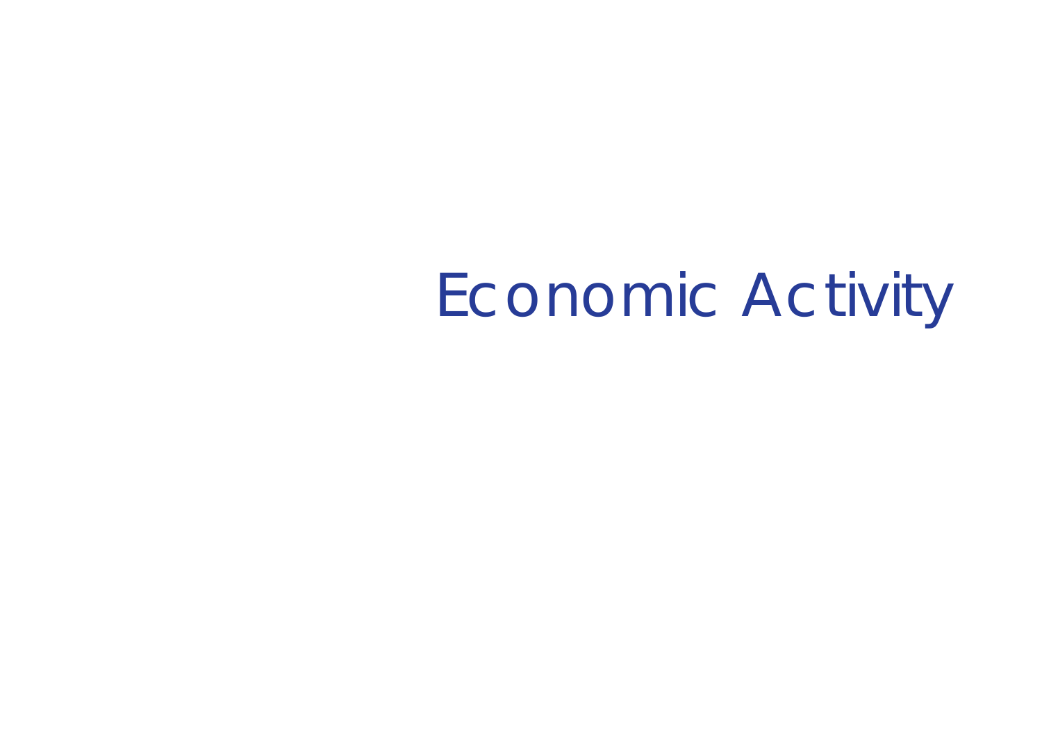# Economic Activity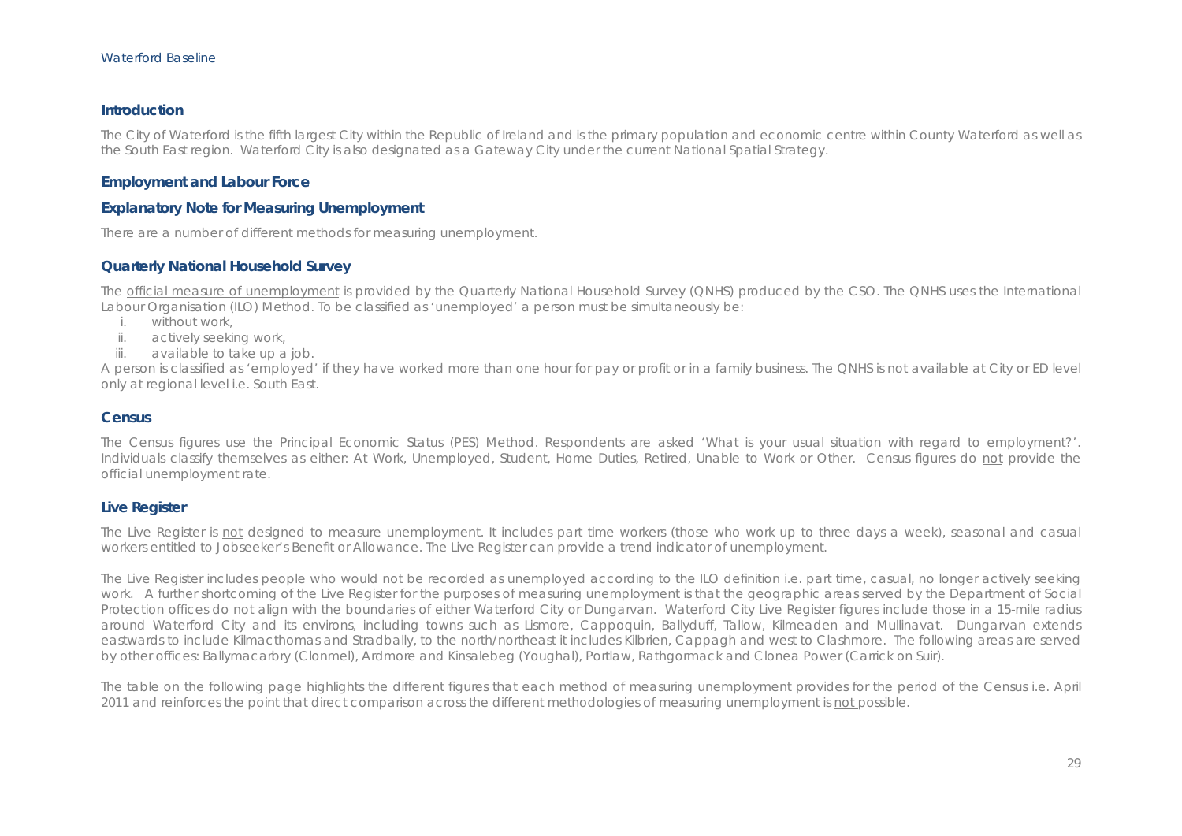## Introduction

The City of Waterford is the fifth largest City within the Republic of Ireland and is the primary population and economic centre within County Waterford as well as the South East region. Waterford City is also designated as a Gateway City under the current National Spatial Strategy.

## Employment and Labour Force

### Explanatory Note for Measuring Unemployment

There are a number of different methods for measuring unemployment.

### Quarterly National Household Survey

The official measure of unemployment is provided by the Quarterly National Household Survey (QNHS) produced by the CSO. The QNHS uses the International Labour Organisation (ILO) Method. To be classified as 'unemployed' a person must be simultaneously be:

i. without work,
ii. actively seeking work,
iii. available to take up a job.

A person is classified as 'employed' if they have worked more than one hour for pay or profit or in a family business. The QNHS is not available at City or ED level only at regional level i.e. South East.

### Census

The Census figures use the Principal Economic Status (PES) Method. Respondents are asked 'What is your usual situation with regard to employment?'. Individuals classify themselves as either: At Work, Unemployed, Student, Home Duties, Retired, Unable to Work or Other. Census figures do not provide the official unemployment rate.

### Live Register

The Live Register is not designed to measure unemployment. It includes part time workers (those who work up to three days a week), seasonal and casual workers entitled to Jobseeker's Benefit or Allowance. The Live Register can provide a trend indicator of unemployment.

The Live Register includes people who would not be recorded as unemployed according to the ILO definition i.e. part time, casual, no longer actively seeking work. A further shortcoming of the Live Register for the purposes of measuring unemployment is that the geographic areas served by the Department of Social Protection offices do not align with the boundaries of either Waterford City or Dungarvan. Waterford City Live Register figures include those in a 15-mile radius around Waterford City and its environs, including towns such as Lismore, Cappoquin, Ballyduff, Tallow, Kilmeaden and Mullinavat. Dungarvan extends eastwards to include Kilmacthomas and Stradbally, to the north/northeast it includes Kilbrien, Cappagh and west to Clashmore. The following areas are served by other offices: Ballymacarbry (Clonmel), Ardmore and Kinsalebeg (Youghal), Portlaw, Rathgormack and Clonea Power (Carrick on Suir).

The table on the following page highlights the different figures that each method of measuring unemployment provides for the period of the Census i.e. April 2011 and reinforces the point that direct comparison across the different methodologies of measuring unemployment is not possible.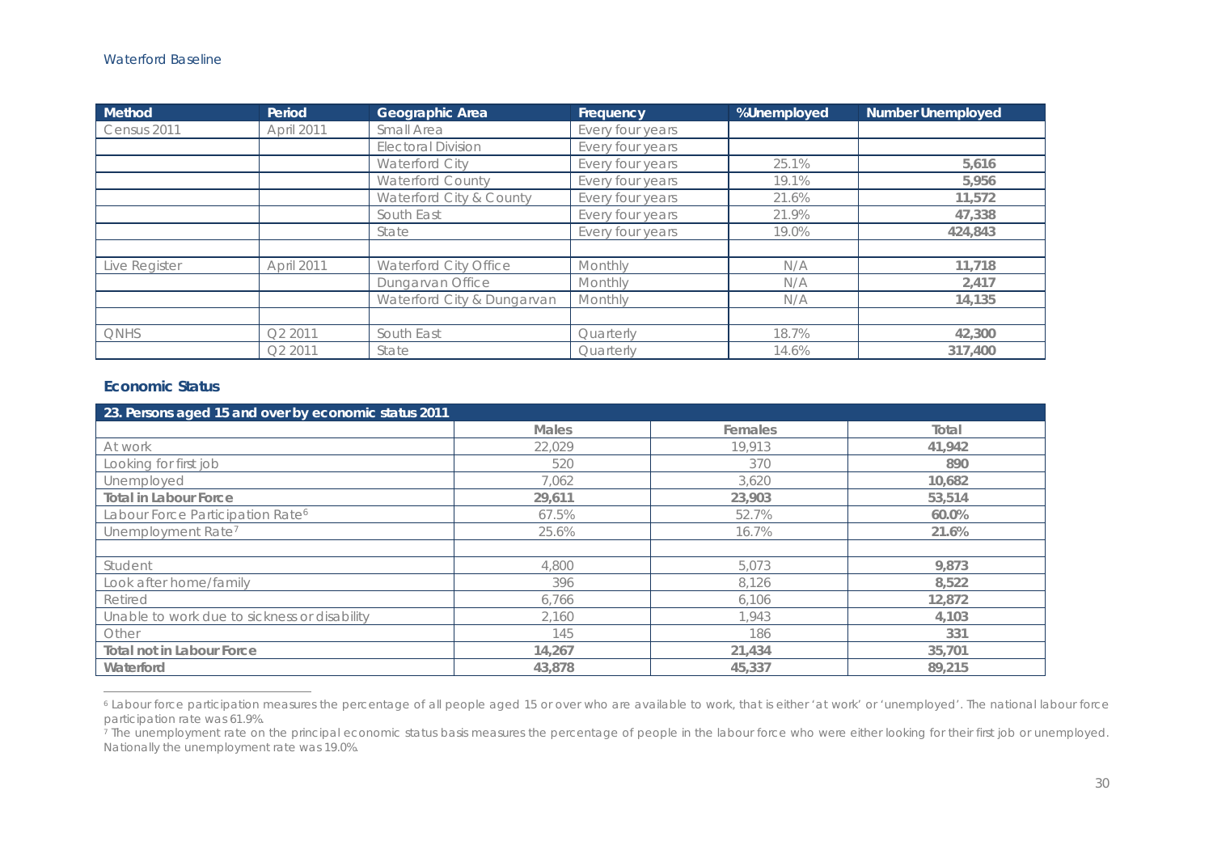| Method | Period | Geographic Area | Frequency | %Unemployed | Number Unemployed |
|---|---|---|---|---|---|
| Census 2011 | April 2011 | Small Area | Every four years | | |
| | | Electoral Division | Every four years | | |
| | | Waterford City | Every four years | 25.1% | **5,616** |
| | | Waterford County | Every four years | 19.1% | **5,956** |
| | | Waterford City & County | Every four years | 21.6% | **11,572** |
| | | South East | Every four years | 21.9% | **47,338** |
| | | State | Every four years | 19.0% | **424,843** |
| | | | | | |
| Live Register | April 2011 | Waterford City Office | Monthly | N/A | **11,718** |
| | | Dungarvan Office | Monthly | N/A | **2,417** |
| | | Waterford City & Dungarvan | Monthly | N/A | **14,135** |
| | | | | | |
| QNHS | Q2 2011 | South East | Quarterly | 18.7% | **42,300** |
| | Q2 2011 | State | Quarterly | 14.6% | **317,400** |

### Economic Status

| 23. Persons aged 15 and over by economic status 2011 | | | |
|---|---|---|---|
| | Males | Females | Total |
| At work | 22,029 | 19,913 | **41,942** |
| Looking for first job | 520 | 370 | **890** |
| Unemployed | 7,062 | 3,620 | **10,682** |
| **Total in Labour Force** | **29,611** | **23,903** | **53,514** |
| Labour Force Participation Rate[6] | 67.5% | 52.7% | **60.0%** |
| Unemployment Rate[7] | 25.6% | 16.7% | **21.6%** |
| | | | |
| Student | 4,800 | 5,073 | **9,873** |
| Look after home/family | 396 | 8,126 | **8,522** |
| Retired | 6,766 | 6,106 | **12,872** |
| Unable to work due to sickness or disability | 2,160 | 1,943 | **4,103** |
| Other | 145 | 186 | **331** |
| **Total not in Labour Force** | **14,267** | **21,434** | **35,701** |
| **Waterford** | **43,878** | **45,337** | **89,215** |

[6] Labour force participation measures the percentage of all people aged 15 or over who are available to work, that is either 'at work' or 'unemployed'. The national labour force participation rate was 61.9%.

[7] The unemployment rate on the principal economic status basis measures the percentage of people in the labour force who were either looking for their first job or unemployed. Nationally the unemployment rate was 19.0%.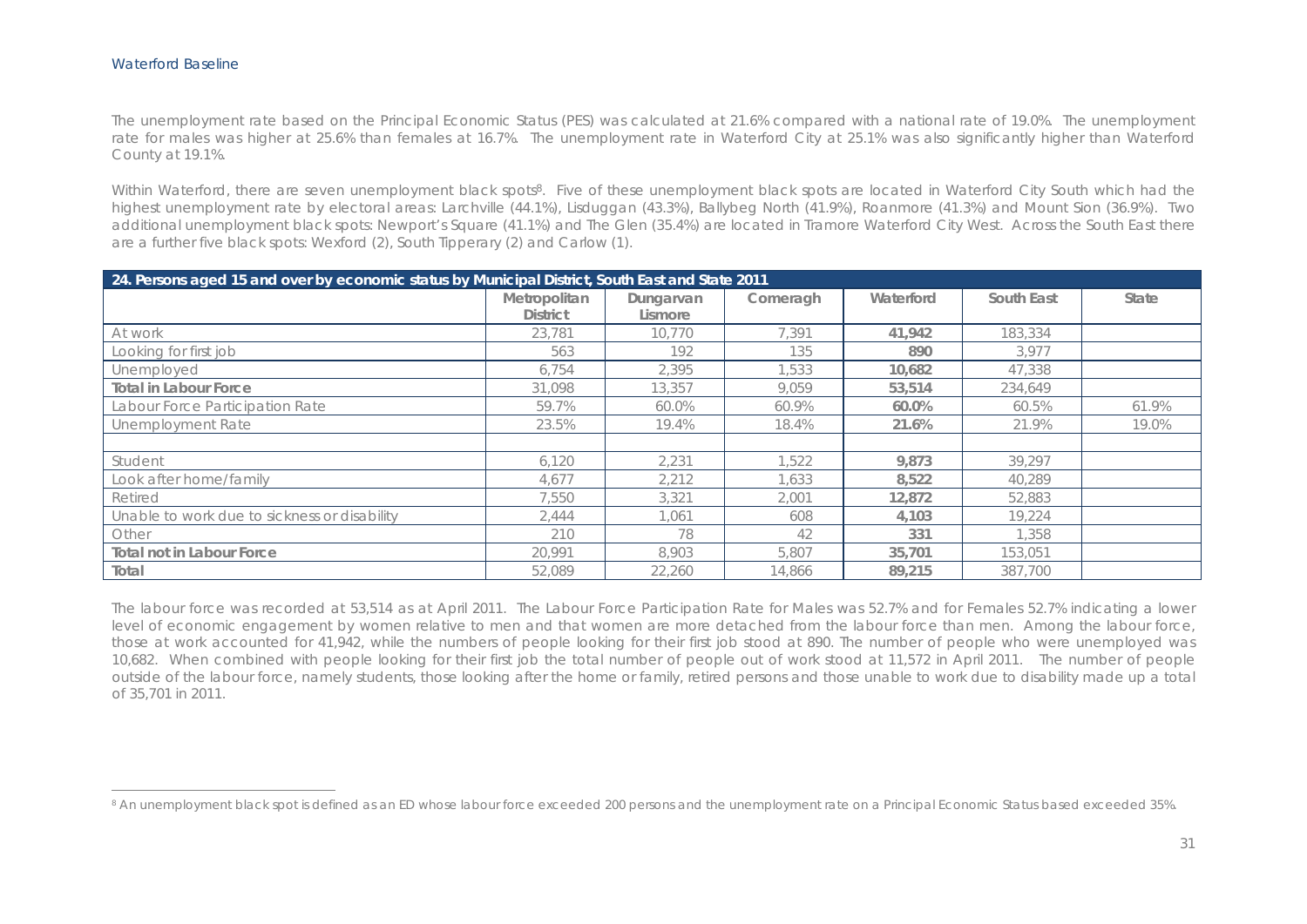The unemployment rate based on the Principal Economic Status (PES) was calculated at 21.6% compared with a national rate of 19.0%. The unemployment rate for males was higher at 25.6% than females at 16.7%. The unemployment rate in Waterford City at 25.1% was also significantly higher than Waterford County at 19.1%.

Within Waterford, there are seven unemployment black spots[8]. Five of these unemployment black spots are located in Waterford City South which had the highest unemployment rate by electoral areas: Larchville (44.1%), Lisduggan (43.3%), Ballybeg North (41.9%), Roanmore (41.3%) and Mount Sion (36.9%). Two additional unemployment black spots: Newport's Square (41.1%) and The Glen (35.4%) are located in Tramore Waterford City West. Across the South East there are a further five black spots: Wexford (2), South Tipperary (2) and Carlow (1).

**24. Persons aged 15 and over by economic status by Municipal District, South East and State 2011**

| | Metropolitan District | Dungarvan Lismore | Comeragh | Waterford | South East | State |
|---|---|---|---|---|---|---|
| At work | 23,781 | 10,770 | 7,391 | **41,942** | 183,334 | |
| Looking for first job | 563 | 192 | 135 | **890** | 3,977 | |
| Unemployed | 6,754 | 2,395 | 1,533 | **10,682** | 47,338 | |
| **Total in Labour Force** | 31,098 | 13,357 | 9,059 | **53,514** | 234,649 | |
| Labour Force Participation Rate | 59.7% | 60.0% | 60.9% | **60.0%** | 60.5% | 61.9% |
| Unemployment Rate | 23.5% | 19.4% | 18.4% | **21.6%** | 21.9% | 19.0% |
| | | | | | | |
| Student | 6,120 | 2,231 | 1,522 | **9,873** | 39,297 | |
| Look after home/family | 4,677 | 2,212 | 1,633 | **8,522** | 40,289 | |
| Retired | 7,550 | 3,321 | 2,001 | **12,872** | 52,883 | |
| Unable to work due to sickness or disability | 2,444 | 1,061 | 608 | **4,103** | 19,224 | |
| Other | 210 | 78 | 42 | **331** | 1,358 | |
| **Total not in Labour Force** | 20,991 | 8,903 | 5,807 | **35,701** | 153,051 | |
| **Total** | 52,089 | 22,260 | 14,866 | **89,215** | 387,700 | |

The labour force was recorded at 53,514 as at April 2011. The Labour Force Participation Rate for Males was 52.7% and for Females 52.7% indicating a lower level of economic engagement by women relative to men and that women are more detached from the labour force than men. Among the labour force, those at work accounted for 41,942, while the numbers of people looking for their first job stood at 890. The number of people who were unemployed was 10,682. When combined with people looking for their first job the total number of people out of work stood at 11,572 in April 2011. The number of people outside of the labour force, namely students, those looking after the home or family, retired persons and those unable to work due to disability made up a total of 35,701 in 2011.

[8] An unemployment black spot is defined as an ED whose labour force exceeded 200 persons and the unemployment rate on a Principal Economic Status based exceeded 35%.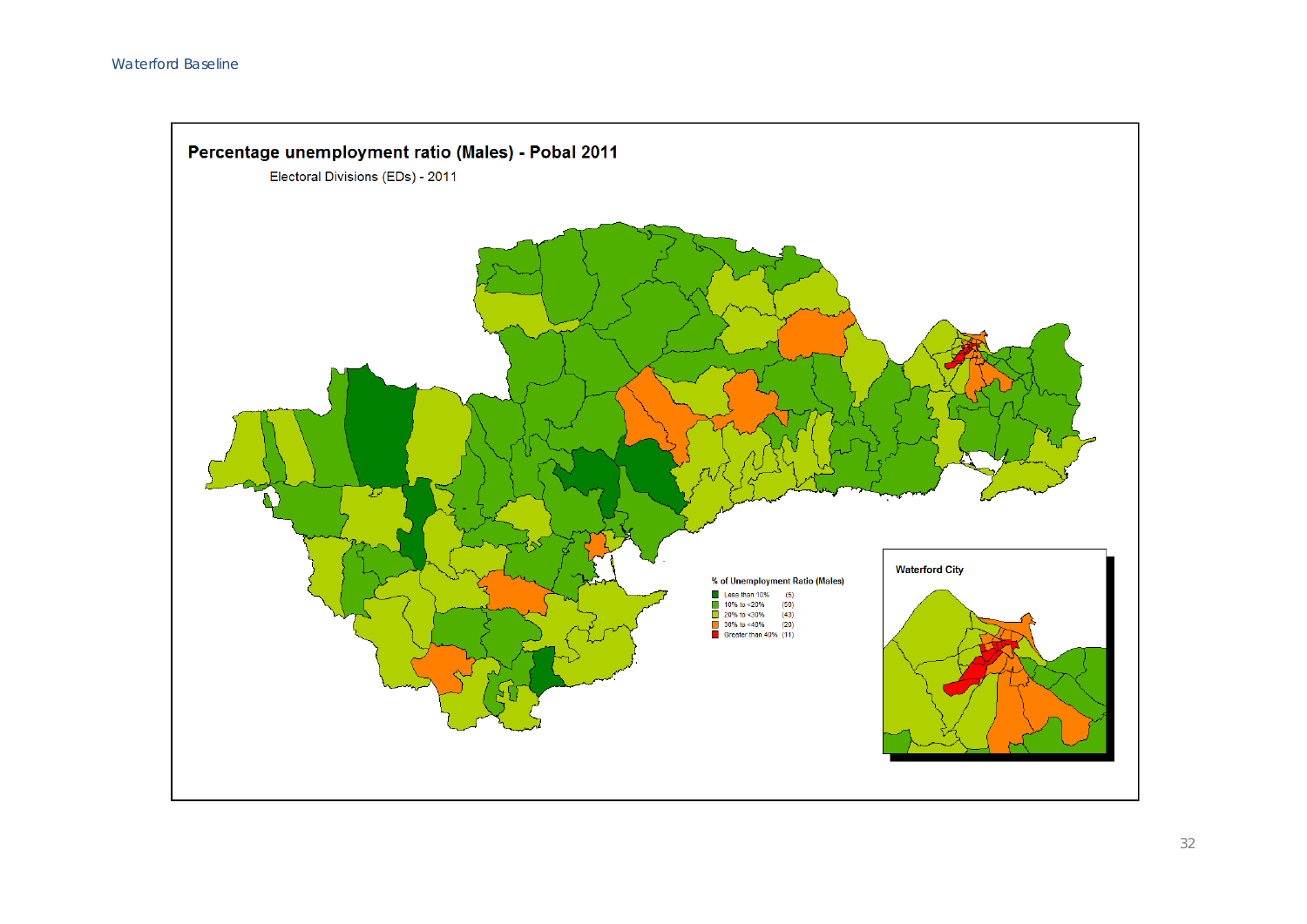## Percentage unemployment ratio (Males) - Pobal 2011

Electoral Divisions (EDs) - 2011

**% of Unemployment Ratio (Males)**

- Less than 10% (5)
- 10% to <20% (50)
- 20% to <30% (43)
- 30% to <40% (20)
- Greater than 40% (11)

**Waterford City**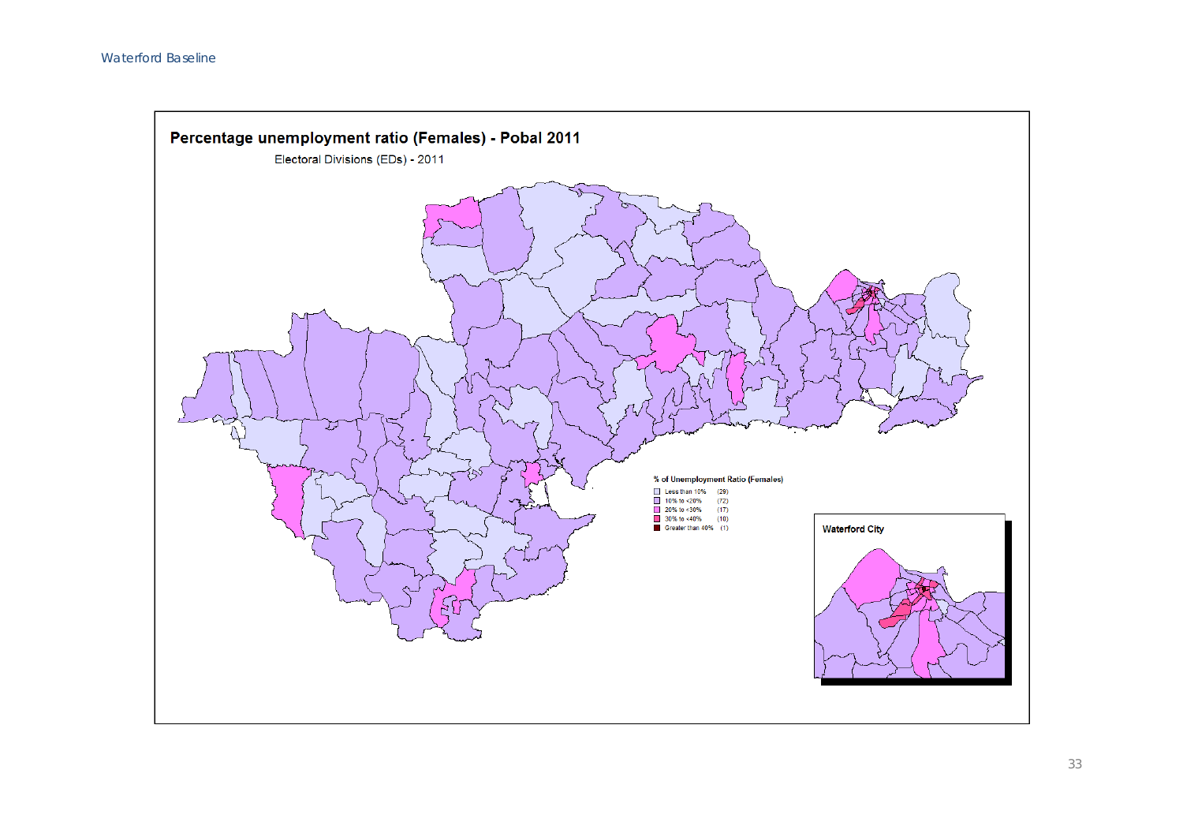## Percentage unemployment ratio (Females) - Pobal 2011

Electoral Divisions (EDs) - 2011

**% of Unemployment Ratio (Females)**

- Less than 10% (29)
- 10% to <20% (72)
- 20% to <30% (17)
- 30% to <40% (10)
- Greater than 40% (1)

Waterford City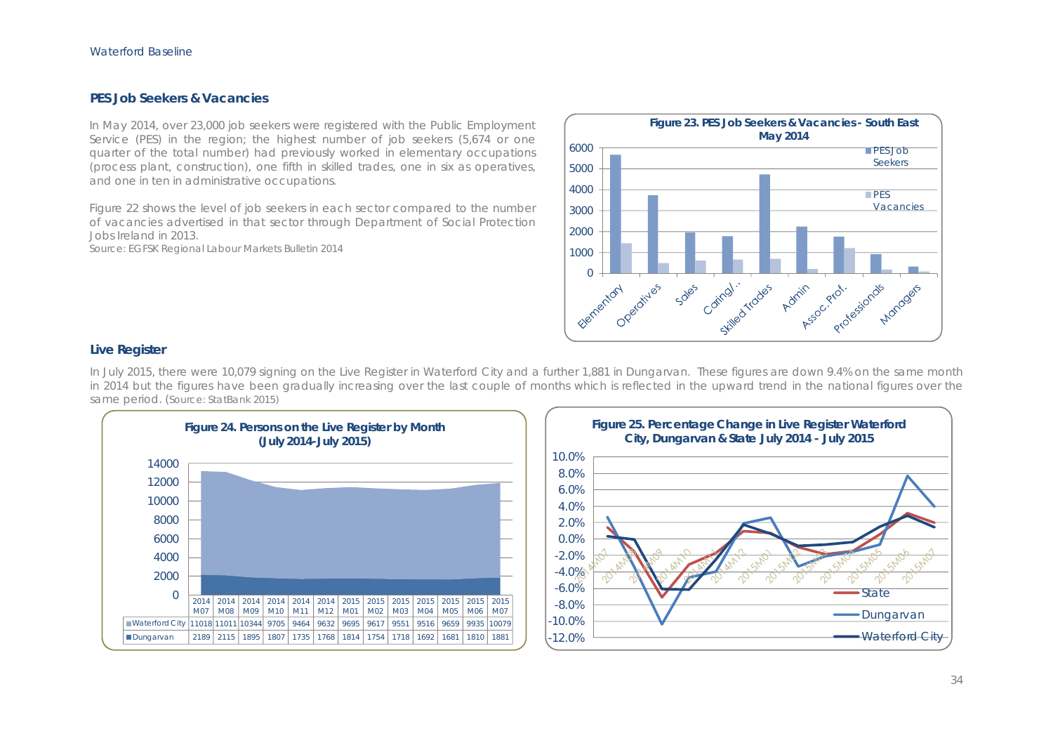## PES Job Seekers & Vacancies

In May 2014, over 23,000 job seekers were registered with the Public Employment Service (PES) in the region; the highest number of job seekers (5,674 or one quarter of the total number) had previously worked in elementary occupations (process plant, construction), one fifth in skilled trades, one in six as operatives, and one in ten in administrative occupations.

Figure 22 shows the level of job seekers in each sector compared to the number of vacancies advertised in that sector through Department of Social Protection Jobs Ireland in 2013.

Source: EGFSK Regional Labour Markets Bulletin 2014

**Figure 23. PES Job Seekers & Vacancies - South East May 2014**

## Live Register

In July 2015, there were 10,079 signing on the Live Register in Waterford City and a further 1,881 in Dungarvan. These figures are down 9.4% on the same month in 2014 but the figures have been gradually increasing over the last couple of months which is reflected in the upward trend in the national figures over the same period. (Source: StatBank 2015)

**Figure 24. Persons on the Live Register by Month (July 2014-July 2015)**

| | 2014 M07 | 2014 M08 | 2014 M09 | 2014 M10 | 2014 M11 | 2014 M12 | 2015 M01 | 2015 M02 | 2015 M03 | 2015 M04 | 2015 M05 | 2015 M06 | 2015 M07 |
|---|---|---|---|---|---|---|---|---|---|---|---|---|---|
| Waterford City | 11018 | 11011 | 10344 | 9705 | 9464 | 9632 | 9695 | 9617 | 9551 | 9516 | 9659 | 9935 | 10079 |
| Dungarvan | 2189 | 2115 | 1895 | 1807 | 1735 | 1768 | 1814 | 1754 | 1718 | 1692 | 1681 | 1810 | 1881 |

**Figure 25. Percentage Change in Live Register Waterford City, Dungarvan & State July 2014 - July 2015**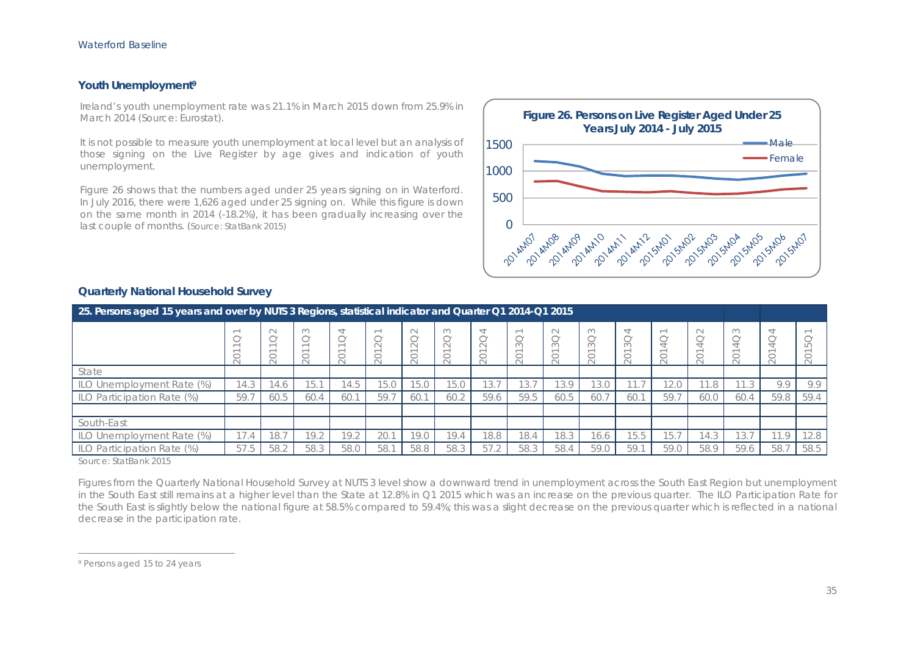## Youth Unemployment[9]

Ireland's youth unemployment rate was 21.1% in March 2015 down from 25.9% in March 2014 (Source: Eurostat).

It is not possible to measure youth unemployment at local level but an analysis of those signing on the Live Register by age gives and indication of youth unemployment.

Figure 26 shows that the numbers aged under 25 years signing on in Waterford. In July 2016, there were 1,626 aged under 25 signing on. While this figure is down on the same month in 2014 (-18.2%), it has been gradually increasing over the last couple of months. (Source: StatBank 2015)

**Figure 26. Persons on Live Register Aged Under 25 Years July 2014 - July 2015**

## Quarterly National Household Survey

| 25. Persons aged 15 years and over by NUTS 3 Regions, statistical indicator and Quarter Q1 2014-Q1 2015 | | | | | | | | | | | | | | | | | |
|---|---|---|---|---|---|---|---|---|---|---|---|---|---|---|---|---|---|
| | 2011Q1 | 2011Q2 | 2011Q3 | 2011Q4 | 2012Q1 | 2012Q2 | 2012Q3 | 2012Q4 | 2013Q1 | 2013Q2 | 2013Q3 | 2013Q4 | 2014Q1 | 2014Q2 | 2014Q3 | 2014Q4 | 2015Q1 |
| State | | | | | | | | | | | | | | | | | |
| ILO Unemployment Rate (%) | 14.3 | 14.6 | 15.1 | 14.5 | 15.0 | 15.0 | 15.0 | 13.7 | 13.7 | 13.9 | 13.0 | 11.7 | 12.0 | 11.8 | 11.3 | 9.9 | 9.9 |
| ILO Participation Rate (%) | 59.7 | 60.5 | 60.4 | 60.1 | 59.7 | 60.1 | 60.2 | 59.6 | 59.5 | 60.5 | 60.7 | 60.1 | 59.7 | 60.0 | 60.4 | 59.8 | 59.4 |
| | | | | | | | | | | | | | | | | | |
| South-East | | | | | | | | | | | | | | | | | |
| ILO Unemployment Rate (%) | 17.4 | 18.7 | 19.2 | 19.2 | 20.1 | 19.0 | 19.4 | 18.8 | 18.4 | 18.3 | 16.6 | 15.5 | 15.7 | 14.3 | 13.7 | 11.9 | 12.8 |
| ILO Participation Rate (%) | 57.5 | 58.2 | 58.3 | 58.0 | 58.1 | 58.8 | 58.3 | 57.2 | 58.3 | 58.4 | 59.0 | 59.1 | 59.0 | 58.9 | 59.6 | 58.7 | 58.5 |

Source: StatBank 2015

Figures from the Quarterly National Household Survey at NUTS 3 level show a downward trend in unemployment across the South East Region but unemployment in the South East still remains at a higher level than the State at 12.8% in Q1 2015 which was an increase on the previous quarter. The ILO Participation Rate for the South East is slightly below the national figure at 58.5% compared to 59.4%; this was a slight decrease on the previous quarter which is reflected in a national decrease in the participation rate.

[9] Persons aged 15 to 24 years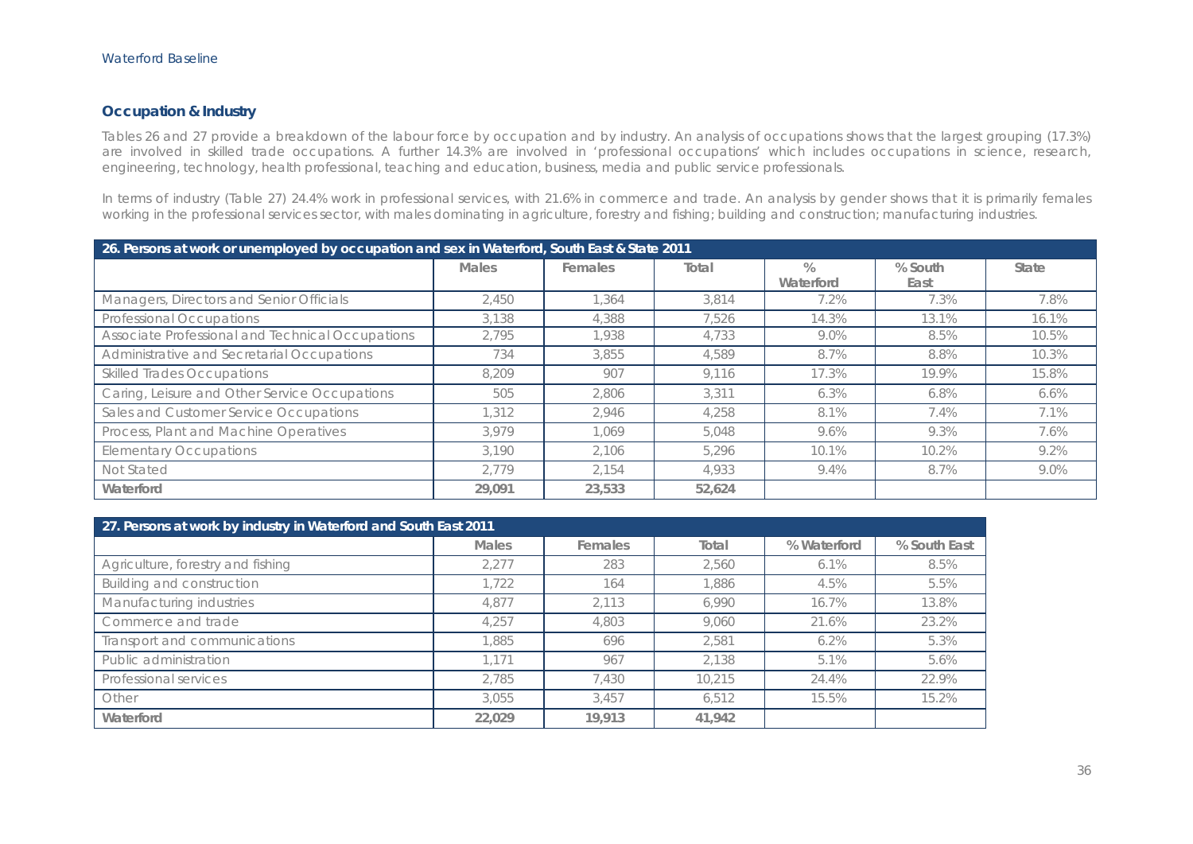## Occupation & Industry

Tables 26 and 27 provide a breakdown of the labour force by occupation and by industry. An analysis of occupations shows that the largest grouping (17.3%) are involved in skilled trade occupations. A further 14.3% are involved in 'professional occupations' which includes occupations in science, research, engineering, technology, health professional, teaching and education, business, media and public service professionals.

In terms of industry (Table 27) 24.4% work in professional services, with 21.6% in commerce and trade. An analysis by gender shows that it is primarily females working in the professional services sector, with males dominating in agriculture, forestry and fishing; building and construction; manufacturing industries.

**26. Persons at work or unemployed by occupation and sex in Waterford, South East & State 2011**

| | Males | Females | Total | % Waterford | % South East | State |
|---|---|---|---|---|---|---|
| Managers, Directors and Senior Officials | 2,450 | 1,364 | 3,814 | 7.2% | 7.3% | 7.8% |
| Professional Occupations | 3,138 | 4,388 | 7,526 | 14.3% | 13.1% | 16.1% |
| Associate Professional and Technical Occupations | 2,795 | 1,938 | 4,733 | 9.0% | 8.5% | 10.5% |
| Administrative and Secretarial Occupations | 734 | 3,855 | 4,589 | 8.7% | 8.8% | 10.3% |
| Skilled Trades Occupations | 8,209 | 907 | 9,116 | 17.3% | 19.9% | 15.8% |
| Caring, Leisure and Other Service Occupations | 505 | 2,806 | 3,311 | 6.3% | 6.8% | 6.6% |
| Sales and Customer Service Occupations | 1,312 | 2,946 | 4,258 | 8.1% | 7.4% | 7.1% |
| Process, Plant and Machine Operatives | 3,979 | 1,069 | 5,048 | 9.6% | 9.3% | 7.6% |
| Elementary Occupations | 3,190 | 2,106 | 5,296 | 10.1% | 10.2% | 9.2% |
| Not Stated | 2,779 | 2,154 | 4,933 | 9.4% | 8.7% | 9.0% |
| **Waterford** | **29,091** | **23,533** | **52,624** | | | |

**27. Persons at work by industry in Waterford and South East 2011**

| | Males | Females | Total | % Waterford | % South East |
|---|---|---|---|---|---|
| Agriculture, forestry and fishing | 2,277 | 283 | 2,560 | 6.1% | 8.5% |
| Building and construction | 1,722 | 164 | 1,886 | 4.5% | 5.5% |
| Manufacturing industries | 4,877 | 2,113 | 6,990 | 16.7% | 13.8% |
| Commerce and trade | 4,257 | 4,803 | 9,060 | 21.6% | 23.2% |
| Transport and communications | 1,885 | 696 | 2,581 | 6.2% | 5.3% |
| Public administration | 1,171 | 967 | 2,138 | 5.1% | 5.6% |
| Professional services | 2,785 | 7,430 | 10,215 | 24.4% | 22.9% |
| Other | 3,055 | 3,457 | 6,512 | 15.5% | 15.2% |
| **Waterford** | **22,029** | **19,913** | **41,942** | | |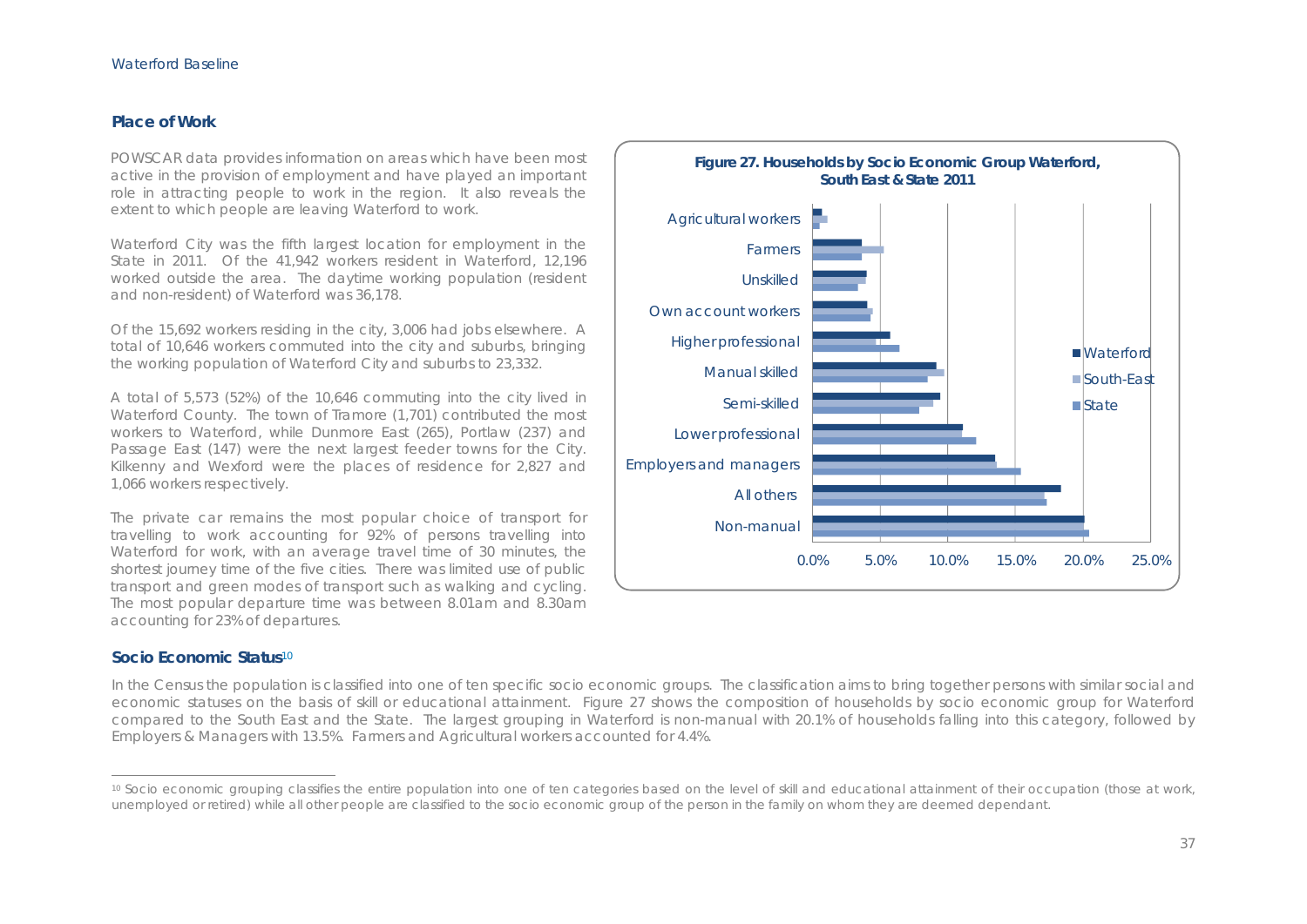## Place of Work

POWSCAR data provides information on areas which have been most active in the provision of employment and have played an important role in attracting people to work in the region. It also reveals the extent to which people are leaving Waterford to work.

Waterford City was the fifth largest location for employment in the State in 2011. Of the 41,942 workers resident in Waterford, 12,196 worked outside the area. The daytime working population (resident and non-resident) of Waterford was 36,178.

Of the 15,692 workers residing in the city, 3,006 had jobs elsewhere. A total of 10,646 workers commuted into the city and suburbs, bringing the working population of Waterford City and suburbs to 23,332.

A total of 5,573 (52%) of the 10,646 commuting into the city lived in Waterford County. The town of Tramore (1,701) contributed the most workers to Waterford, while Dunmore East (265), Portlaw (237) and Passage East (147) were the next largest feeder towns for the City. Kilkenny and Wexford were the places of residence for 2,827 and 1,066 workers respectively.

The private car remains the most popular choice of transport for travelling to work accounting for 92% of persons travelling into Waterford for work, with an average travel time of 30 minutes, the shortest journey time of the five cities. There was limited use of public transport and green modes of transport such as walking and cycling. The most popular departure time was between 8.01am and 8.30am accounting for 23% of departures.

**Figure 27. Households by Socio Economic Group Waterford, South East & State 2011**

Categories: Agricultural workers, Farmers, Unskilled, Own account workers, Higher professional, Manual skilled, Semi-skilled, Lower professional, Employers and managers, All others, Non-manual

Series: Waterford, South-East, State

Axis: 0.0%, 5.0%, 10.0%, 15.0%, 20.0%, 25.0%

## Socio Economic Status[10]

In the Census the population is classified into one of ten specific socio economic groups. The classification aims to bring together persons with similar social and economic statuses on the basis of skill or educational attainment. Figure 27 shows the composition of households by socio economic group for Waterford compared to the South East and the State. The largest grouping in Waterford is non-manual with 20.1% of households falling into this category, followed by Employers & Managers with 13.5%. Farmers and Agricultural workers accounted for 4.4%.

---

[10] Socio economic grouping classifies the entire population into one of ten categories based on the level of skill and educational attainment of their occupation (those at work, unemployed or retired) while all other people are classified to the socio economic group of the person in the family on whom they are deemed dependant.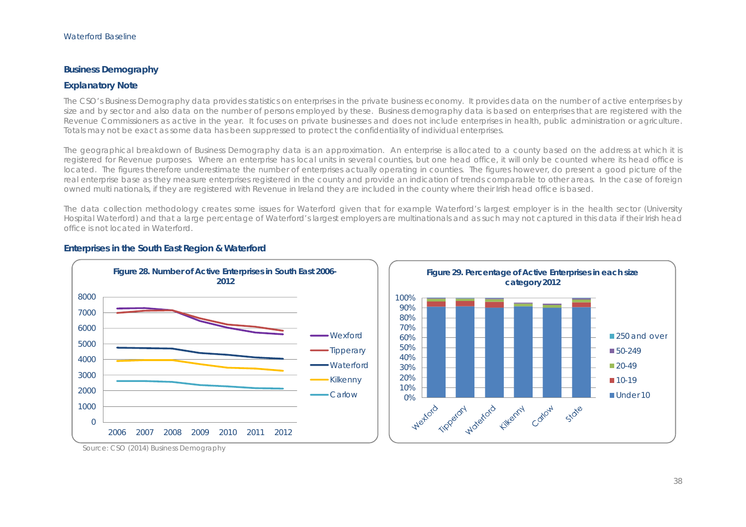## Business Demography

### Explanatory Note

The CSO's Business Demography data provides statistics on enterprises in the private business economy. It provides data on the number of active enterprises by size and by sector and also data on the number of persons employed by these. Business demography data is based on enterprises that are registered with the Revenue Commissioners as active in the year. It focuses on private businesses and does not include enterprises in health, public administration or agriculture. Totals may not be exact as some data has been suppressed to protect the confidentiality of individual enterprises.

The geographical breakdown of Business Demography data is an approximation. An enterprise is allocated to a county based on the address at which it is registered for Revenue purposes. Where an enterprise has local units in several counties, but one head office, it will only be counted where its head office is located. The figures therefore underestimate the number of enterprises actually operating in counties. The figures however, do present a good picture of the real enterprise base as they measure enterprises registered in the county and provide an indication of trends comparable to other areas. In the case of foreign owned multi nationals, if they are registered with Revenue in Ireland they are included in the county where their Irish head office is based.

The data collection methodology creates some issues for Waterford given that for example Waterford's largest employer is in the health sector (University Hospital Waterford) and that a large percentage of Waterford's largest employers are multinationals and as such may not captured in this data if their Irish head office is not located in Waterford.

### Enterprises in the South East Region & Waterford

**Figure 28. Number of Active Enterprises in South East 2006-2012**

**Figure 29. Percentage of Active Enterprises in each size category 2012**

Source: CSO (2014) Business Demography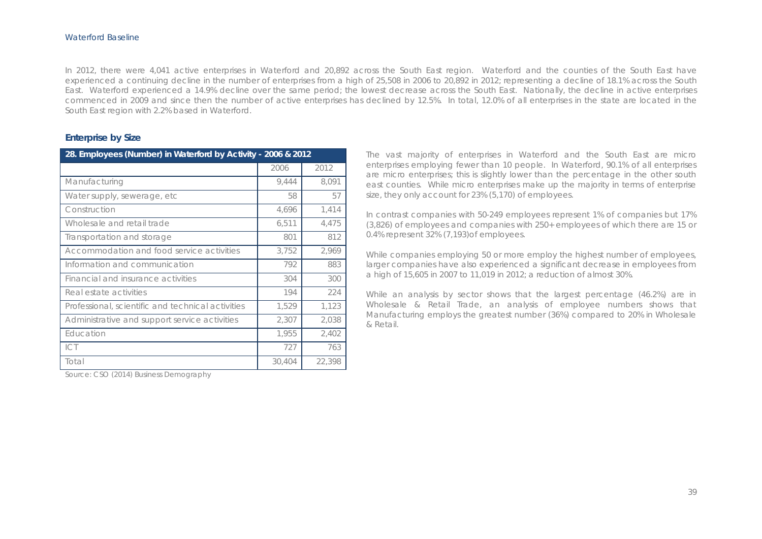In 2012, there were 4,041 active enterprises in Waterford and 20,892 across the South East region. Waterford and the counties of the South East have experienced a continuing decline in the number of enterprises from a high of 25,508 in 2006 to 20,892 in 2012; representing a decline of 18.1% across the South East. Waterford experienced a 14.9% decline over the same period; the lowest decrease across the South East. Nationally, the decline in active enterprises commenced in 2009 and since then the number of active enterprises has declined by 12.5%. In total, 12.0% of all enterprises in the state are located in the South East region with 2.2% based in Waterford.

### Enterprise by Size

**28. Employees (Number) in Waterford by Activity - 2006 & 2012**

| | 2006 | 2012 |
|---|---|---|
| Manufacturing | 9,444 | 8,091 |
| Water supply, sewerage, etc | 58 | 57 |
| Construction | 4,696 | 1,414 |
| Wholesale and retail trade | 6,511 | 4,475 |
| Transportation and storage | 801 | 812 |
| Accommodation and food service activities | 3,752 | 2,969 |
| Information and communication | 792 | 883 |
| Financial and insurance activities | 304 | 300 |
| Real estate activities | 194 | 224 |
| Professional, scientific and technical activities | 1,529 | 1,123 |
| Administrative and support service activities | 2,307 | 2,038 |
| Education | 1,955 | 2,402 |
| ICT | 727 | 763 |
| Total | 30,404 | 22,398 |

Source: CSO (2014) Business Demography

The vast majority of enterprises in Waterford and the South East are micro enterprises employing fewer than 10 people. In Waterford, 90.1% of all enterprises are micro enterprises; this is slightly lower than the percentage in the other south east counties. While micro enterprises make up the majority in terms of enterprise size, they only account for 23% (5,170) of employees.

In contrast companies with 50-249 employees represent 1% of companies but 17% (3,826) of employees and companies with 250+ employees of which there are 15 or 0.4% represent 32% (7,193)of employees.

While companies employing 50 or more employ the highest number of employees, larger companies have also experienced a significant decrease in employees from a high of 15,605 in 2007 to 11,019 in 2012; a reduction of almost 30%.

While an analysis by sector shows that the largest percentage (46.2%) are in Wholesale & Retail Trade, an analysis of employee numbers shows that Manufacturing employs the greatest number (36%) compared to 20% in Wholesale & Retail.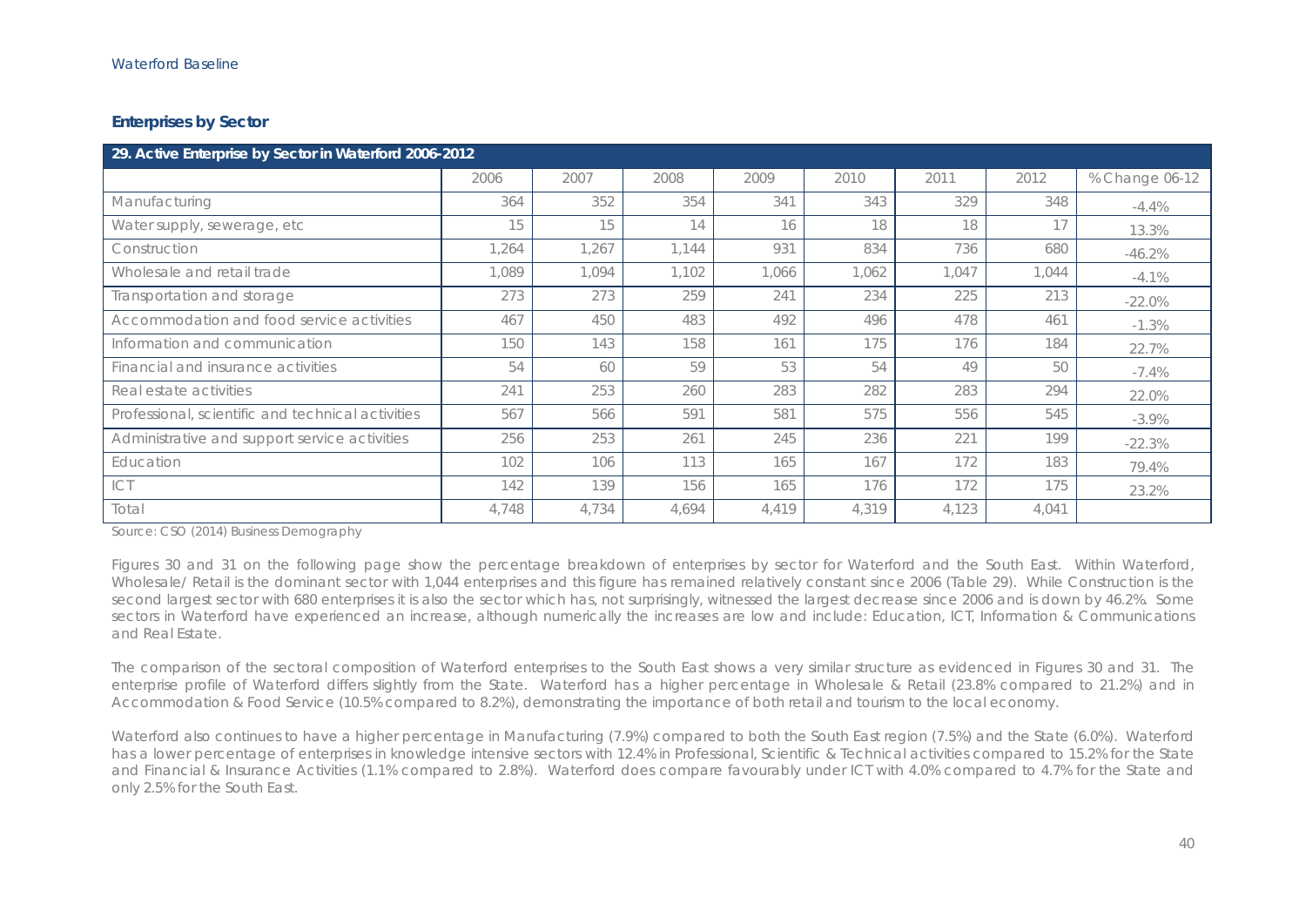## Enterprises by Sector

| 29. Active Enterprise by Sector in Waterford 2006-2012 | | | | | | | | |
|---|---|---|---|---|---|---|---|---|
| | 2006 | 2007 | 2008 | 2009 | 2010 | 2011 | 2012 | % Change 06-12 |
| Manufacturing | 364 | 352 | 354 | 341 | 343 | 329 | 348 | -4.4% |
| Water supply, sewerage, etc | 15 | 15 | 14 | 16 | 18 | 18 | 17 | 13.3% |
| Construction | 1,264 | 1,267 | 1,144 | 931 | 834 | 736 | 680 | -46.2% |
| Wholesale and retail trade | 1,089 | 1,094 | 1,102 | 1,066 | 1,062 | 1,047 | 1,044 | -4.1% |
| Transportation and storage | 273 | 273 | 259 | 241 | 234 | 225 | 213 | -22.0% |
| Accommodation and food service activities | 467 | 450 | 483 | 492 | 496 | 478 | 461 | -1.3% |
| Information and communication | 150 | 143 | 158 | 161 | 175 | 176 | 184 | 22.7% |
| Financial and insurance activities | 54 | 60 | 59 | 53 | 54 | 49 | 50 | -7.4% |
| Real estate activities | 241 | 253 | 260 | 283 | 282 | 283 | 294 | 22.0% |
| Professional, scientific and technical activities | 567 | 566 | 591 | 581 | 575 | 556 | 545 | -3.9% |
| Administrative and support service activities | 256 | 253 | 261 | 245 | 236 | 221 | 199 | -22.3% |
| Education | 102 | 106 | 113 | 165 | 167 | 172 | 183 | 79.4% |
| ICT | 142 | 139 | 156 | 165 | 176 | 172 | 175 | 23.2% |
| Total | 4,748 | 4,734 | 4,694 | 4,419 | 4,319 | 4,123 | 4,041 | |

Source: CSO (2014) Business Demography

Figures 30 and 31 on the following page show the percentage breakdown of enterprises by sector for Waterford and the South East. Within Waterford, Wholesale/ Retail is the dominant sector with 1,044 enterprises and this figure has remained relatively constant since 2006 (Table 29). While Construction is the second largest sector with 680 enterprises it is also the sector which has, not surprisingly, witnessed the largest decrease since 2006 and is down by 46.2%. Some sectors in Waterford have experienced an increase, although numerically the increases are low and include: Education, ICT, Information & Communications and Real Estate.

The comparison of the sectoral composition of Waterford enterprises to the South East shows a very similar structure as evidenced in Figures 30 and 31. The enterprise profile of Waterford differs slightly from the State. Waterford has a higher percentage in Wholesale & Retail (23.8% compared to 21.2%) and in Accommodation & Food Service (10.5% compared to 8.2%), demonstrating the importance of both retail and tourism to the local economy.

Waterford also continues to have a higher percentage in Manufacturing (7.9%) compared to both the South East region (7.5%) and the State (6.0%). Waterford has a lower percentage of enterprises in knowledge intensive sectors with 12.4% in Professional, Scientific & Technical activities compared to 15.2% for the State and Financial & Insurance Activities (1.1% compared to 2.8%). Waterford does compare favourably under ICT with 4.0% compared to 4.7% for the State and only 2.5% for the South East.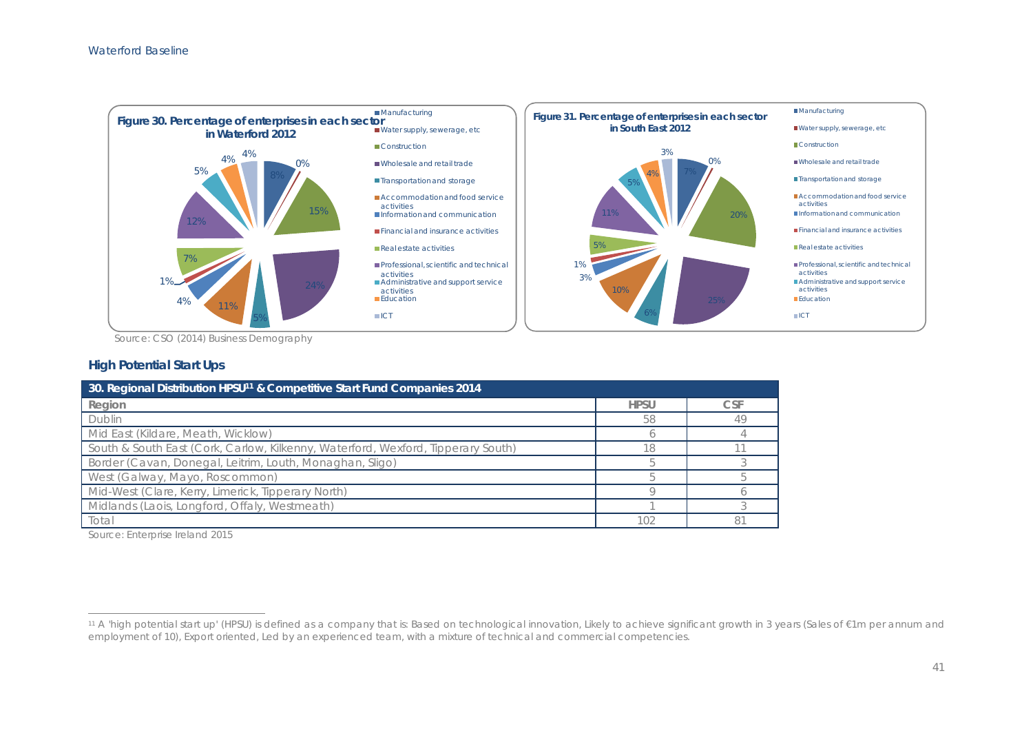**Figure 30. Percentage of enterprises in each sector in Waterford 2012**

- Manufacturing: 8%
- Water supply, sewerage, etc: 0%
- Construction: 15%
- Wholesale and retail trade: 24%
- Transportation and storage: 5%
- Accommodation and food service activities: 11%
- Information and communication: 4%
- Financial and insurance activities: 1%
- Real estate activities: 7%
- Professional, scientific and technical activities: 12%
- Administrative and support service activities: 5%
- Education: 4%
- ICT: 4%

**Figure 31. Percentage of enterprises in each sector in South East 2012**

- Manufacturing: 7%
- Water supply, sewerage, etc: 0%
- Construction: 20%
- Wholesale and retail trade: 25%
- Transportation and storage: 6%
- Accommodation and food service activities: 10%
- Information and communication: 3%
- Financial and insurance activities: 1%
- Real estate activities: 5%
- Professional, scientific and technical activities: 11%
- Administrative and support service activities: 5%
- Education: 4%
- ICT: 3%

Source: CSO (2014) Business Demography

### High Potential Start Ups

**30. Regional Distribution HPSU[11] & Competitive Start Fund Companies 2014**

| Region | HPSU | CSF |
|---|---|---|
| Dublin | 58 | 49 |
| Mid East (Kildare, Meath, Wicklow) | 6 | 4 |
| South & South East (Cork, Carlow, Kilkenny, Waterford, Wexford, Tipperary South) | 18 | 11 |
| Border (Cavan, Donegal, Leitrim, Louth, Monaghan, Sligo) | 5 | 3 |
| West (Galway, Mayo, Roscommon) | 5 | 5 |
| Mid-West (Clare, Kerry, Limerick, Tipperary North) | 9 | 6 |
| Midlands (Laois, Longford, Offaly, Westmeath) | 1 | 3 |
| Total | 102 | 81 |

Source: Enterprise Ireland 2015

[11] A 'high potential start up' (HPSU) is defined as a company that is: Based on technological innovation, Likely to achieve significant growth in 3 years (Sales of €1m per annum and employment of 10), Export oriented, Led by an experienced team, with a mixture of technical and commercial competencies.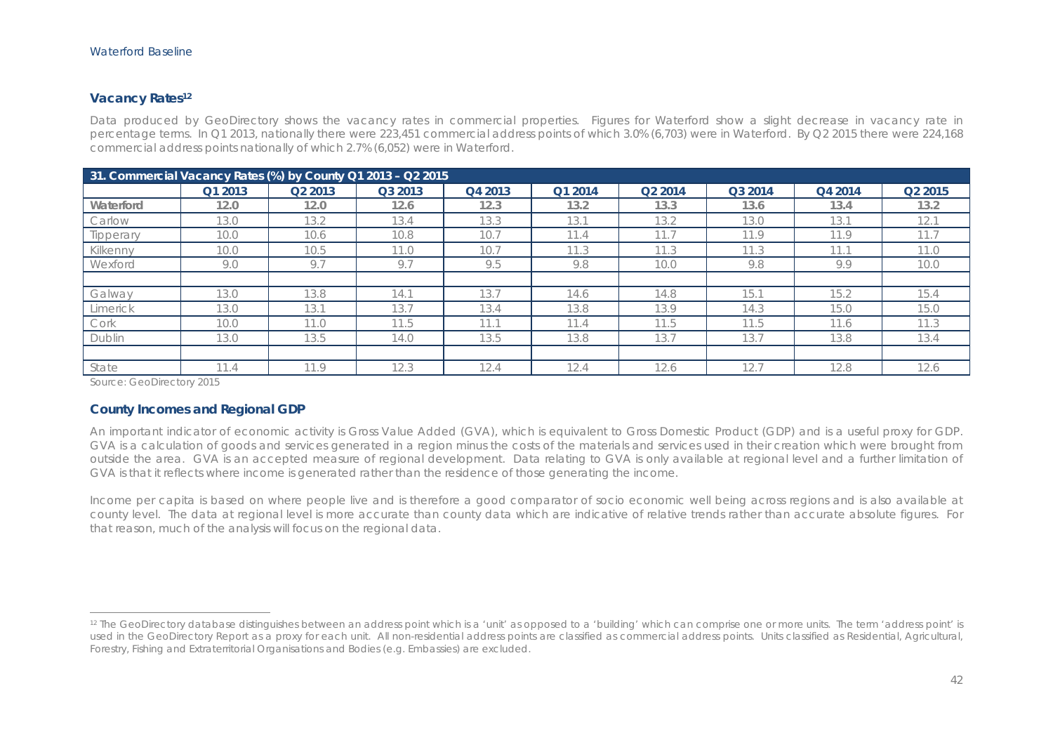## Vacancy Rates[12]

Data produced by GeoDirectory shows the vacancy rates in commercial properties. Figures for Waterford show a slight decrease in vacancy rate in percentage terms. In Q1 2013, nationally there were 223,451 commercial address points of which 3.0% (6,703) were in Waterford. By Q2 2015 there were 224,168 commercial address points nationally of which 2.7% (6,052) were in Waterford.

**31. Commercial Vacancy Rates (%) by County Q1 2013 – Q2 2015**

| | Q1 2013 | Q2 2013 | Q3 2013 | Q4 2013 | Q1 2014 | Q2 2014 | Q3 2014 | Q4 2014 | Q2 2015 |
|---|---|---|---|---|---|---|---|---|---|
| **Waterford** | **12.0** | **12.0** | **12.6** | **12.3** | **13.2** | **13.3** | **13.6** | **13.4** | **13.2** |
| Carlow | 13.0 | 13.2 | 13.4 | 13.3 | 13.1 | 13.2 | 13.0 | 13.1 | 12.1 |
| Tipperary | 10.0 | 10.6 | 10.8 | 10.7 | 11.4 | 11.7 | 11.9 | 11.9 | 11.7 |
| Kilkenny | 10.0 | 10.5 | 11.0 | 10.7 | 11.3 | 11.3 | 11.3 | 11.1 | 11.0 |
| Wexford | 9.0 | 9.7 | 9.7 | 9.5 | 9.8 | 10.0 | 9.8 | 9.9 | 10.0 |
| | | | | | | | | | |
| Galway | 13.0 | 13.8 | 14.1 | 13.7 | 14.6 | 14.8 | 15.1 | 15.2 | 15.4 |
| Limerick | 13.0 | 13.1 | 13.7 | 13.4 | 13.8 | 13.9 | 14.3 | 15.0 | 15.0 |
| Cork | 10.0 | 11.0 | 11.5 | 11.1 | 11.4 | 11.5 | 11.5 | 11.6 | 11.3 |
| Dublin | 13.0 | 13.5 | 14.0 | 13.5 | 13.8 | 13.7 | 13.7 | 13.8 | 13.4 |
| | | | | | | | | | |
| State | 11.4 | 11.9 | 12.3 | 12.4 | 12.4 | 12.6 | 12.7 | 12.8 | 12.6 |

Source: GeoDirectory 2015

## County Incomes and Regional GDP

An important indicator of economic activity is Gross Value Added (GVA), which is equivalent to Gross Domestic Product (GDP) and is a useful proxy for GDP. GVA is a calculation of goods and services generated in a region minus the costs of the materials and services used in their creation which were brought from outside the area. GVA is an accepted measure of regional development. Data relating to GVA is only available at regional level and a further limitation of GVA is that it reflects where income is generated rather than the residence of those generating the income.

Income per capita is based on where people live and is therefore a good comparator of socio economic well being across regions and is also available at county level. The data at regional level is more accurate than county data which are indicative of relative trends rather than accurate absolute figures. For that reason, much of the analysis will focus on the regional data.

---

[12] The GeoDirectory database distinguishes between an address point which is a 'unit' as opposed to a 'building' which can comprise one or more units. The term 'address point' is used in the GeoDirectory Report as a proxy for each unit. All non-residential address points are classified as commercial address points. Units classified as Residential, Agricultural, Forestry, Fishing and Extraterritorial Organisations and Bodies (e.g. Embassies) are excluded.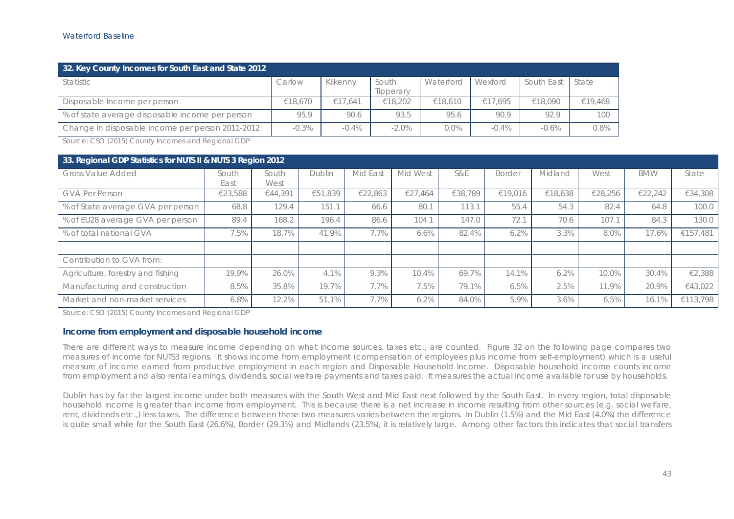| 32. Key County Incomes for South East and State 2012 | | | | | | | |
|---|---|---|---|---|---|---|---|
| Statistic | Carlow | Kilkenny | South Tipperary | Waterford | Wexford | South East | State |
| Disposable Income per person | €18,670 | €17,641 | €18,202 | €18,610 | €17,695 | €18,090 | €19,468 |
| % of state average disposable income per person | 95.9 | 90.6 | 93.5 | 95.6 | 90.9 | 92.9 | 100 |
| Change in disposable income per person 2011-2012 | -0.3% | -0.4% | -2.0% | 0.0% | -0.4% | -0.6% | 0.8% |

Source: CSO (2015) County Incomes and Regional GDP

| 33. Regional GDP Statistics for NUTS II & NUTS 3 Region 2012 | | | | | | | | | | | |
|---|---|---|---|---|---|---|---|---|---|---|---|
| Gross Value Added | South East | South West | Dublin | Mid East | Mid West | S&E | Border | Midland | West | BMW | State |
| GVA Per Person | €23,588 | €44,391 | €51,839 | €22,863 | €27,464 | €38,789 | €19,016 | €18,638 | €28,256 | €22,242 | €34,308 |
| % of State average GVA per person | 68.8 | 129.4 | 151.1 | 66.6 | 80.1 | 113.1 | 55.4 | 54.3 | 82.4 | 64.8 | 100.0 |
| % of EU28 average GVA per person | 89.4 | 168.2 | 196.4 | 86.6 | 104.1 | 147.0 | 72.1 | 70.6 | 107.1 | 84.3 | 130.0 |
| % of total national GVA | 7.5% | 18.7% | 41.9% | 7.7% | 6.6% | 82.4% | 6.2% | 3.3% | 8.0% | 17.6% | €157,481 |
| | | | | | | | | | | | |
| Contribution to GVA from: | | | | | | | | | | | |
| Agriculture, forestry and fishing | 19.9% | 26.0% | 4.1% | 9.3% | 10.4% | 69.7% | 14.1% | 6.2% | 10.0% | 30.4% | €2,388 |
| Manufacturing and construction | 8.5% | 35.8% | 19.7% | 7.7% | 7.5% | 79.1% | 6.5% | 2.5% | 11.9% | 20.9% | €43,022 |
| Market and non-market services | 6.8% | 12.2% | 51.1% | 7.7% | 6.2% | 84.0% | 5.9% | 3.6% | 6.5% | 16.1% | €113,798 |

Source: CSO (2015) County Incomes and Regional GDP

### Income from employment and disposable household income

There are different ways to measure income depending on what income sources, taxes etc., are counted. Figure 32 on the following page compares two measures of income for NUTS3 regions. It shows income from employment (compensation of employees plus income from self-employment) which is a useful measure of income earned from productive employment in each region and Disposable Household Income. Disposable household income counts income from employment and also rental earnings, dividends, social welfare payments and taxes paid. It measures the actual income available for use by households.

Dublin has by far the largest income under both measures with the South West and Mid East next followed by the South East. In every region, total disposable household income is greater than income from employment. This is because there is a net increase in income resulting from other sources (e.g. social welfare, rent, dividends etc.,) less taxes. The difference between these two measures varies between the regions. In Dublin (1.5%) and the Mid East (4.0%) the difference is quite small while for the South East (26.6%), Border (29.3%) and Midlands (23.5%), it is relatively large. Among other factors this indicates that social transfers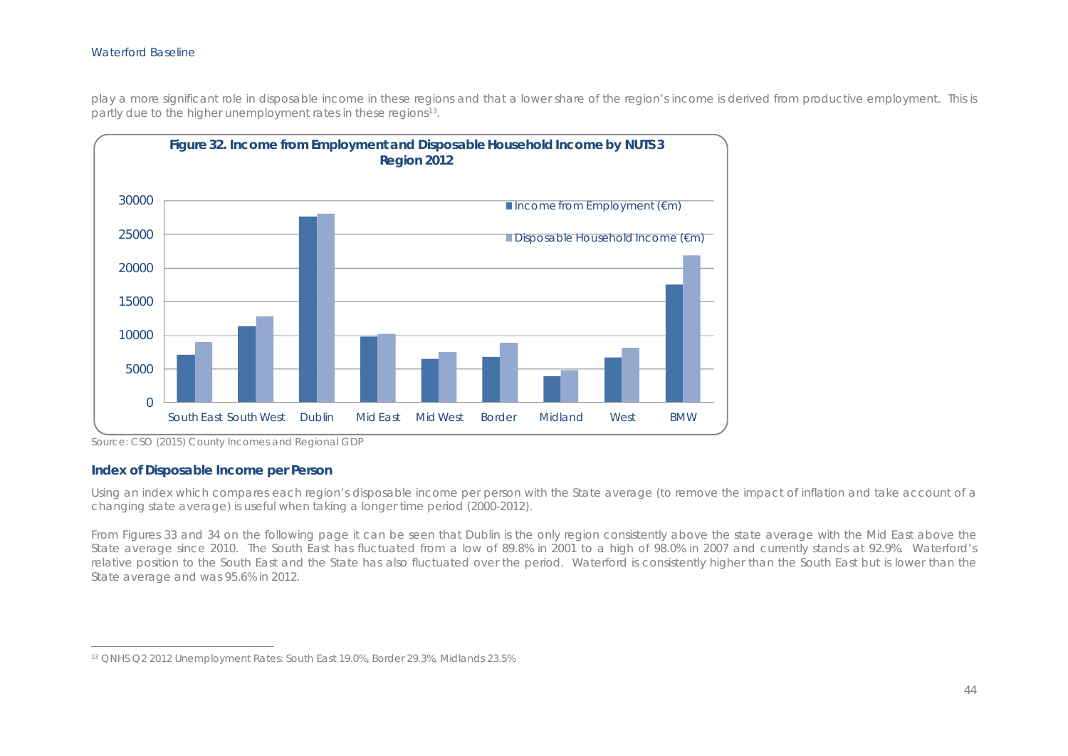play a more significant role in disposable income in these regions and that a lower share of the region's income is derived from productive employment. This is partly due to the higher unemployment rates in these regions[13].

**Figure 32. Income from Employment and Disposable Household Income by NUTS 3 Region 2012**

Source: CSO (2015) County Incomes and Regional GDP

### Index of Disposable Income per Person

Using an index which compares each region's disposable income per person with the State average (to remove the impact of inflation and take account of a changing state average) is useful when taking a longer time period (2000-2012).

From Figures 33 and 34 on the following page it can be seen that Dublin is the only region consistently above the state average with the Mid East above the State average since 2010. The South East has fluctuated from a low of 89.8% in 2001 to a high of 98.0% in 2007 and currently stands at 92.9%. Waterford's relative position to the South East and the State has also fluctuated over the period. Waterford is consistently higher than the South East but is lower than the State average and was 95.6% in 2012.

[13] QNHS Q2 2012 Unemployment Rates: South East 19.0%, Border 29.3%, Midlands 23.5%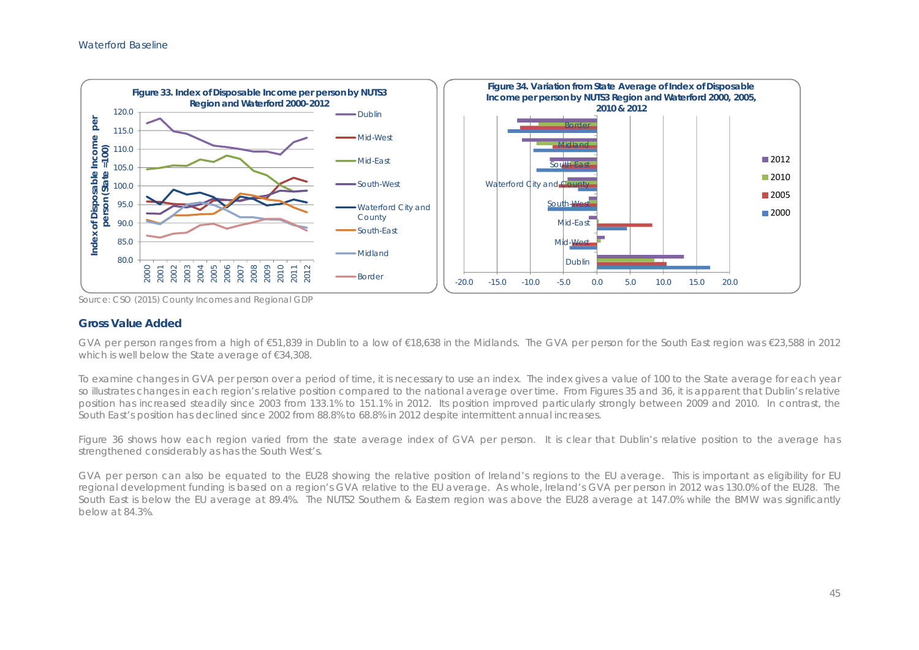**Figure 33. Index of Disposable Income per person by NUTS3 Region and Waterford 2000-2012**

**Figure 34. Variation from State Average of Index of Disposable Income per person by NUTS3 Region and Waterford 2000, 2005, 2010 & 2012**

Source: CSO (2015) County Incomes and Regional GDP

## Gross Value Added

GVA per person ranges from a high of €51,839 in Dublin to a low of €18,638 in the Midlands. The GVA per person for the South East region was €23,588 in 2012 which is well below the State average of €34,308.

To examine changes in GVA per person over a period of time, it is necessary to use an index. The index gives a value of 100 to the State average for each year so illustrates changes in each region's relative position compared to the national average over time. From Figures 35 and 36, it is apparent that Dublin's relative position has increased steadily since 2003 from 133.1% to 151.1% in 2012. Its position improved particularly strongly between 2009 and 2010. In contrast, the South East's position has declined since 2002 from 88.8% to 68.8% in 2012 despite intermittent annual increases.

Figure 36 shows how each region varied from the state average index of GVA per person. It is clear that Dublin's relative position to the average has strengthened considerably as has the South West's.

GVA per person can also be equated to the EU28 showing the relative position of Ireland's regions to the EU average. This is important as eligibility for EU regional development funding is based on a region's GVA relative to the EU average. As whole, Ireland's GVA per person in 2012 was 130.0% of the EU28. The South East is below the EU average at 89.4%. The NUTS2 Southern & Eastern region was above the EU28 average at 147.0% while the BMW was significantly below at 84.3%.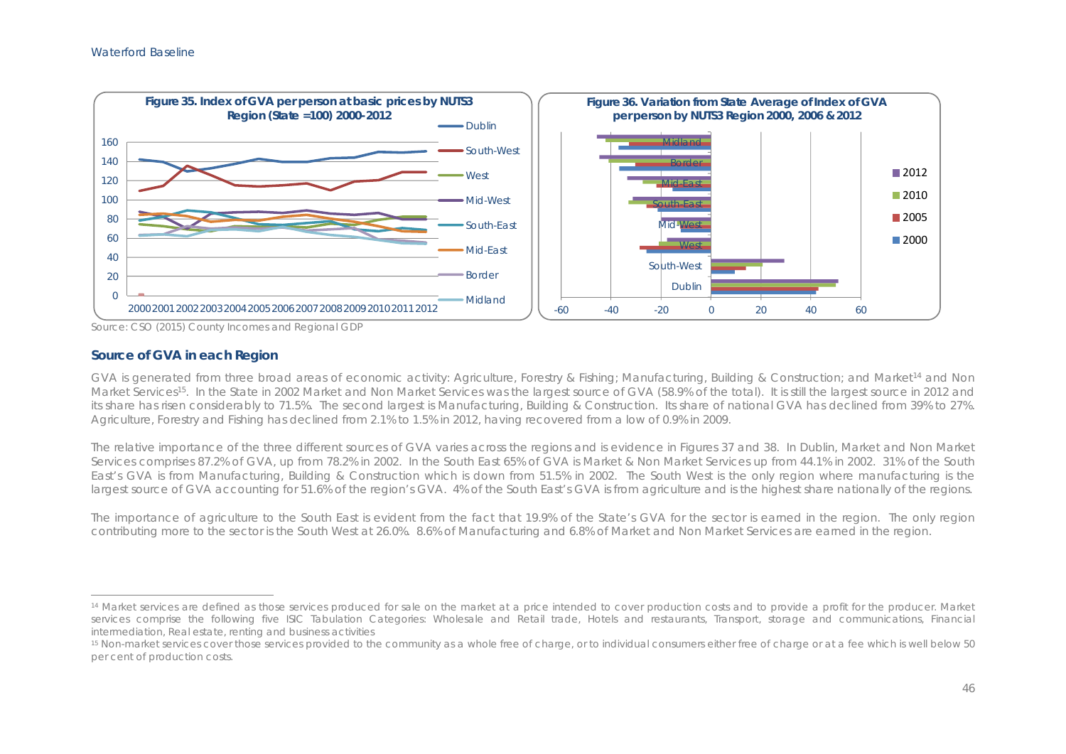**Figure 35. Index of GVA per person at basic prices by NUTS3 Region (State =100) 2000-2012**

**Figure 36. Variation from State Average of Index of GVA per person by NUTS3 Region 2000, 2006 & 2012**

Source: CSO (2015) County Incomes and Regional GDP

### Source of GVA in each Region

GVA is generated from three broad areas of economic activity: Agriculture, Forestry & Fishing; Manufacturing, Building & Construction; and Market[14] and Non Market Services[15]. In the State in 2002 Market and Non Market Services was the largest source of GVA (58.9% of the total). It is still the largest source in 2012 and its share has risen considerably to 71.5%. The second largest is Manufacturing, Building & Construction. Its share of national GVA has declined from 39% to 27%. Agriculture, Forestry and Fishing has declined from 2.1% to 1.5% in 2012, having recovered from a low of 0.9% in 2009.

The relative importance of the three different sources of GVA varies across the regions and is evidence in Figures 37 and 38. In Dublin, Market and Non Market Services comprises 87.2% of GVA, up from 78.2% in 2002. In the South East 65% of GVA is Market & Non Market Services up from 44.1% in 2002. 31% of the South East's GVA is from Manufacturing, Building & Construction which is down from 51.5% in 2002. The South West is the only region where manufacturing is the largest source of GVA accounting for 51.6% of the region's GVA. 4% of the South East's GVA is from agriculture and is the highest share nationally of the regions.

The importance of agriculture to the South East is evident from the fact that 19.9% of the State's GVA for the sector is earned in the region. The only region contributing more to the sector is the South West at 26.0%. 8.6% of Manufacturing and 6.8% of Market and Non Market Services are earned in the region.

---

[14] Market services are defined as those services produced for sale on the market at a price intended to cover production costs and to provide a profit for the producer. Market services comprise the following five ISIC Tabulation Categories: Wholesale and Retail trade, Hotels and restaurants, Transport, storage and communications, Financial intermediation, Real estate, renting and business activities

[15] Non-market services cover those services provided to the community as a whole free of charge, or to individual consumers either free of charge or at a fee which is well below 50 per cent of production costs.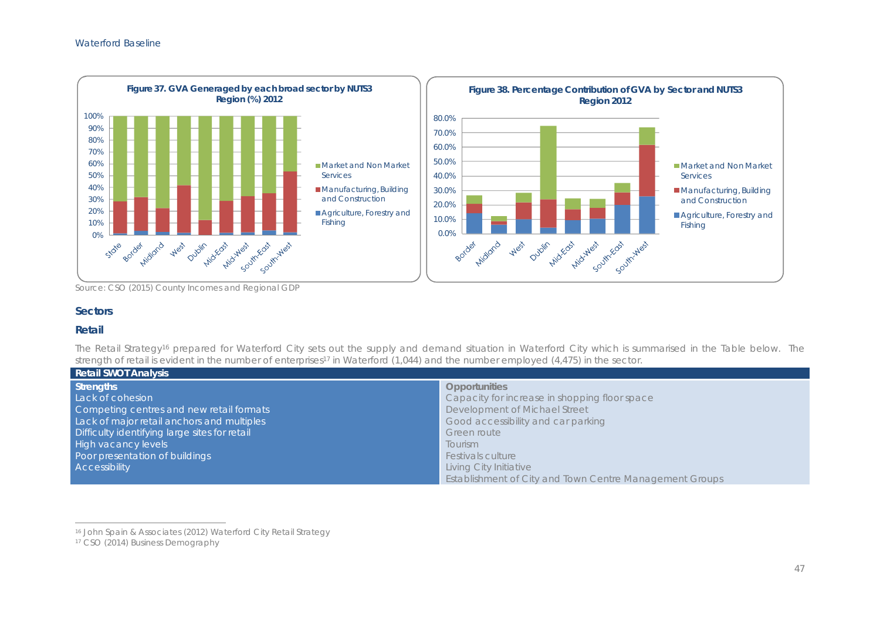**Figure 37. GVA Generaged by each broad sector by NUTS3 Region (%) 2012**

**Figure 38. Percentage Contribution of GVA by Sector and NUTS3 Region 2012**

Source: CSO (2015) County Incomes and Regional GDP

## Sectors

### Retail

The Retail Strategy[16] prepared for Waterford City sets out the supply and demand situation in Waterford City which is summarised in the Table below. The strength of retail is evident in the number of enterprises[17] in Waterford (1,044) and the number employed (4,475) in the sector.

| Retail SWOT Analysis | |
|---|---|
| **Strengths** | **Opportunities** |
| Lack of cohesion | Capacity for increase in shopping floor space |
| Competing centres and new retail formats | Development of Michael Street |
| Lack of major retail anchors and multiples | Good accessibility and car parking |
| Difficulty identifying large sites for retail | Green route |
| High vacancy levels | Tourism |
| Poor presentation of buildings | Festivals culture |
| Accessibility | Living City Initiative |
| | Establishment of City and Town Centre Management Groups |

[16] John Spain & Associates (2012) Waterford City Retail Strategy

[17] CSO (2014) Business Demography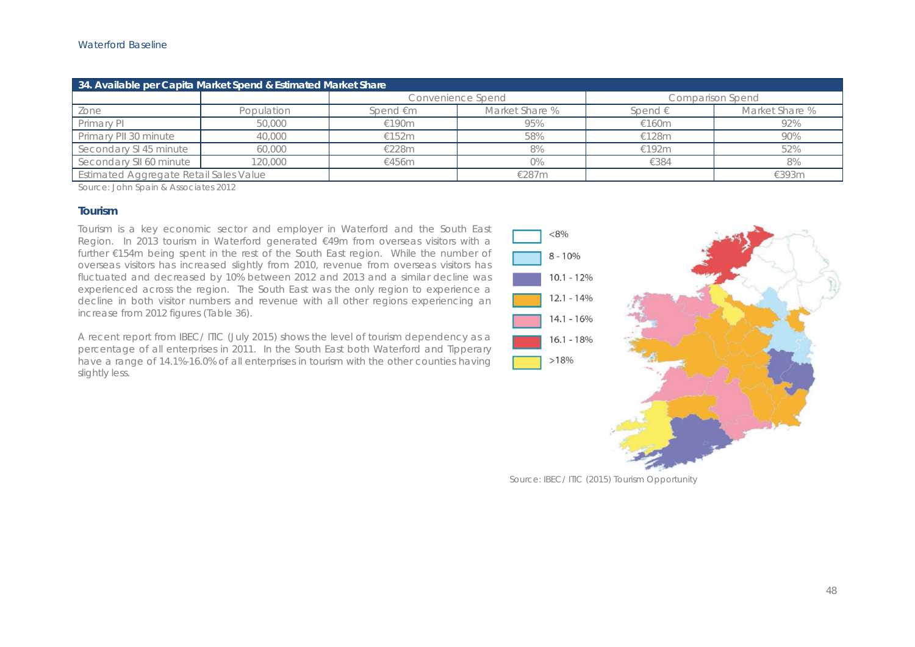| 34. Available per Capita Market Spend & Estimated Market Share | | | | | |
|---|---|---|---|---|---|
| | | Convenience Spend | | Comparison Spend | |
| Zone | Population | Spend €m | Market Share % | Spend € | Market Share % |
| Primary PI | 50,000 | €190m | 95% | €160m | 92% |
| Primary PII 30 minute | 40,000 | €152m | 58% | €128m | 90% |
| Secondary SI 45 minute | 60,000 | €228m | 8% | €192m | 52% |
| Secondary SII 60 minute | 120,000 | €456m | 0% | €384 | 8% |
| Estimated Aggregate Retail Sales Value | | | €287m | | €393m |

Source: John Spain & Associates 2012

### Tourism

Tourism is a key economic sector and employer in Waterford and the South East Region. In 2013 tourism in Waterford generated €49m from overseas visitors with a further €154m being spent in the rest of the South East region. While the number of overseas visitors has increased slightly from 2010, revenue from overseas visitors has fluctuated and decreased by 10% between 2012 and 2013 and a similar decline was experienced across the region. The South East was the only region to experience a decline in both visitor numbers and revenue with all other regions experiencing an increase from 2012 figures (Table 36).

A recent report from IBEC/ ITIC (July 2015) shows the level of tourism dependency as a percentage of all enterprises in 2011. In the South East both Waterford and Tipperary have a range of 14.1%-16.0% of all enterprises in tourism with the other counties having slightly less.

<8%
8 - 10%
10.1 - 12%
12.1 - 14%
14.1 - 16%
16.1 - 18%
>18%

Source: IBEC/ ITIC (2015) Tourism Opportunity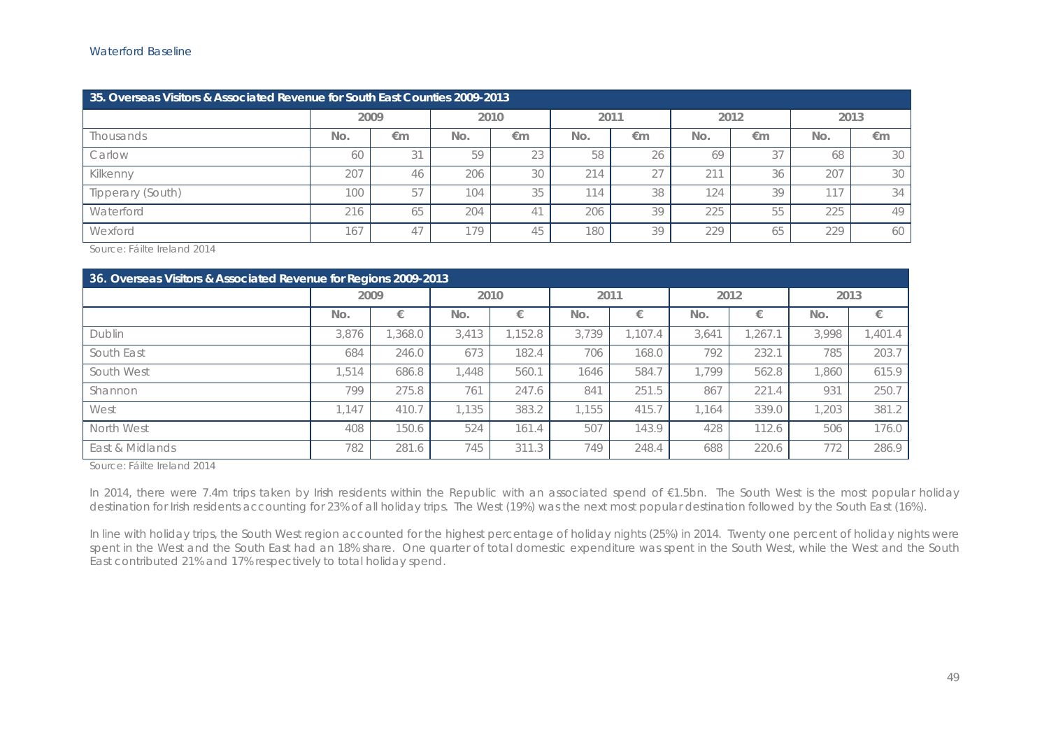| 35. Overseas Visitors & Associated Revenue for South East Counties 2009-2013 | | | | | | | | | | |
|---|---|---|---|---|---|---|---|---|---|---|
| | 2009 | | 2010 | | 2011 | | 2012 | | 2013 | |
| Thousands | No. | €m | No. | €m | No. | €m | No. | €m | No. | €m |
| Carlow | 60 | 31 | 59 | 23 | 58 | 26 | 69 | 37 | 68 | 30 |
| Kilkenny | 207 | 46 | 206 | 30 | 214 | 27 | 211 | 36 | 207 | 30 |
| Tipperary (South) | 100 | 57 | 104 | 35 | 114 | 38 | 124 | 39 | 117 | 34 |
| Waterford | 216 | 65 | 204 | 41 | 206 | 39 | 225 | 55 | 225 | 49 |
| Wexford | 167 | 47 | 179 | 45 | 180 | 39 | 229 | 65 | 229 | 60 |

Source: Fáilte Ireland 2014

| 36. Overseas Visitors & Associated Revenue for Regions 2009-2013 | | | | | | | | | | |
|---|---|---|---|---|---|---|---|---|---|---|
| | 2009 | | 2010 | | 2011 | | 2012 | | 2013 | |
| | No. | € | No. | € | No. | € | No. | € | No. | € |
| Dublin | 3,876 | 1,368.0 | 3,413 | 1,152.8 | 3,739 | 1,107.4 | 3,641 | 1,267.1 | 3,998 | 1,401.4 |
| South East | 684 | 246.0 | 673 | 182.4 | 706 | 168.0 | 792 | 232.1 | 785 | 203.7 |
| South West | 1,514 | 686.8 | 1,448 | 560.1 | 1646 | 584.7 | 1,799 | 562.8 | 1,860 | 615.9 |
| Shannon | 799 | 275.8 | 761 | 247.6 | 841 | 251.5 | 867 | 221.4 | 931 | 250.7 |
| West | 1,147 | 410.7 | 1,135 | 383.2 | 1,155 | 415.7 | 1,164 | 339.0 | 1,203 | 381.2 |
| North West | 408 | 150.6 | 524 | 161.4 | 507 | 143.9 | 428 | 112.6 | 506 | 176.0 |
| East & Midlands | 782 | 281.6 | 745 | 311.3 | 749 | 248.4 | 688 | 220.6 | 772 | 286.9 |

Source: Fáilte Ireland 2014

In 2014, there were 7.4m trips taken by Irish residents within the Republic with an associated spend of €1.5bn. The South West is the most popular holiday destination for Irish residents accounting for 23% of all holiday trips. The West (19%) was the next most popular destination followed by the South East (16%).

In line with holiday trips, the South West region accounted for the highest percentage of holiday nights (25%) in 2014. Twenty one percent of holiday nights were spent in the West and the South East had an 18% share. One quarter of total domestic expenditure was spent in the South West, while the West and the South East contributed 21% and 17% respectively to total holiday spend.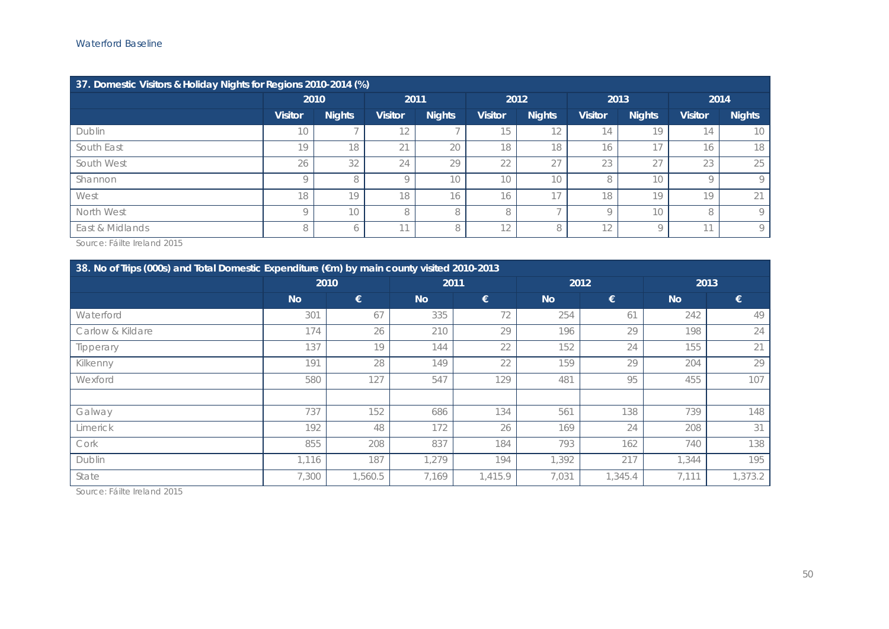| 37. Domestic Visitors & Holiday Nights for Regions 2010-2014 (%) | | | | | | | | | | |
|---|---|---|---|---|---|---|---|---|---|---|
| | 2010 | | 2011 | | 2012 | | 2013 | | 2014 | |
| | Visitor | Nights | Visitor | Nights | Visitor | Nights | Visitor | Nights | Visitor | Nights |
| Dublin | 10 | 7 | 12 | 7 | 15 | 12 | 14 | 19 | 14 | 10 |
| South East | 19 | 18 | 21 | 20 | 18 | 18 | 16 | 17 | 16 | 18 |
| South West | 26 | 32 | 24 | 29 | 22 | 27 | 23 | 27 | 23 | 25 |
| Shannon | 9 | 8 | 9 | 10 | 10 | 10 | 8 | 10 | 9 | 9 |
| West | 18 | 19 | 18 | 16 | 16 | 17 | 18 | 19 | 19 | 21 |
| North West | 9 | 10 | 8 | 8 | 8 | 7 | 9 | 10 | 8 | 9 |
| East & Midlands | 8 | 6 | 11 | 8 | 12 | 8 | 12 | 9 | 11 | 9 |

Source: Fáilte Ireland 2015

| 38. No of Trips (000s) and Total Domestic Expenditure (€m) by main county visited 2010-2013 | | | | | | | | |
|---|---|---|---|---|---|---|---|---|
| | 2010 | | 2011 | | 2012 | | 2013 | |
| | No | € | No | € | No | € | No | € |
| Waterford | 301 | 67 | 335 | 72 | 254 | 61 | 242 | 49 |
| Carlow & Kildare | 174 | 26 | 210 | 29 | 196 | 29 | 198 | 24 |
| Tipperary | 137 | 19 | 144 | 22 | 152 | 24 | 155 | 21 |
| Kilkenny | 191 | 28 | 149 | 22 | 159 | 29 | 204 | 29 |
| Wexford | 580 | 127 | 547 | 129 | 481 | 95 | 455 | 107 |
| | | | | | | | | |
| Galway | 737 | 152 | 686 | 134 | 561 | 138 | 739 | 148 |
| Limerick | 192 | 48 | 172 | 26 | 169 | 24 | 208 | 31 |
| Cork | 855 | 208 | 837 | 184 | 793 | 162 | 740 | 138 |
| Dublin | 1,116 | 187 | 1,279 | 194 | 1,392 | 217 | 1,344 | 195 |
| State | 7,300 | 1,560.5 | 7,169 | 1,415.9 | 7,031 | 1,345.4 | 7,111 | 1,373.2 |

Source: Fáilte Ireland 2015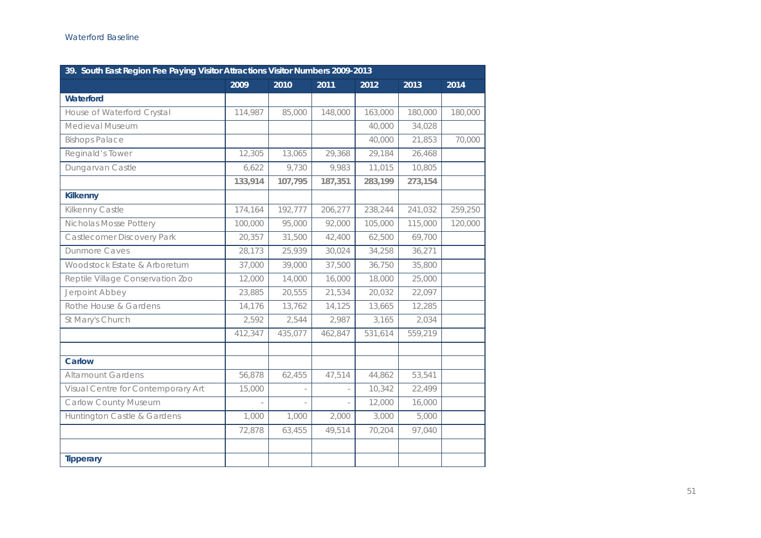| 39. South East Region Fee Paying Visitor Attractions Visitor Numbers 2009-2013 | | | | | | |
|---|---|---|---|---|---|---|
| | 2009 | 2010 | 2011 | 2012 | 2013 | 2014 |
| **Waterford** | | | | | | |
| House of Waterford Crystal | 114,987 | 85,000 | 148,000 | 163,000 | 180,000 | 180,000 |
| Medieval Museum | | | | 40,000 | 34,028 | |
| Bishops Palace | | | | 40,000 | 21,853 | 70,000 |
| Reginald's Tower | 12,305 | 13,065 | 29,368 | 29,184 | 26,468 | |
| Dungarvan Castle | 6,622 | 9,730 | 9,983 | 11,015 | 10,805 | |
| | **133,914** | **107,795** | **187,351** | **283,199** | **273,154** | |
| **Kilkenny** | | | | | | |
| Kilkenny Castle | 174,164 | 192,777 | 206,277 | 238,244 | 241,032 | 259,250 |
| Nicholas Mosse Pottery | 100,000 | 95,000 | 92,000 | 105,000 | 115,000 | 120,000 |
| Castlecomer Discovery Park | 20,357 | 31,500 | 42,400 | 62,500 | 69,700 | |
| Dunmore Caves | 28,173 | 25,939 | 30,024 | 34,258 | 36,271 | |
| Woodstock Estate & Arboretum | 37,000 | 39,000 | 37,500 | 36,750 | 35,800 | |
| Reptile Village Conservation Zoo | 12,000 | 14,000 | 16,000 | 18,000 | 25,000 | |
| Jerpoint Abbey | 23,885 | 20,555 | 21,534 | 20,032 | 22,097 | |
| Rothe House & Gardens | 14,176 | 13,762 | 14,125 | 13,665 | 12,285 | |
| St Mary's Church | 2,592 | 2,544 | 2,987 | 3,165 | 2,034 | |
| | 412,347 | 435,077 | 462,847 | 531,614 | 559,219 | |
| | | | | | | |
| **Carlow** | | | | | | |
| Altamount Gardens | 56,878 | 62,455 | 47,514 | 44,862 | 53,541 | |
| Visual Centre for Contemporary Art | 15,000 | - | - | 10,342 | 22,499 | |
| Carlow County Museum | - | - | - | 12,000 | 16,000 | |
| Huntington Castle & Gardens | 1,000 | 1,000 | 2,000 | 3,000 | 5,000 | |
| | 72,878 | 63,455 | 49,514 | 70,204 | 97,040 | |
| | | | | | | |
| **Tipperary** | | | | | | |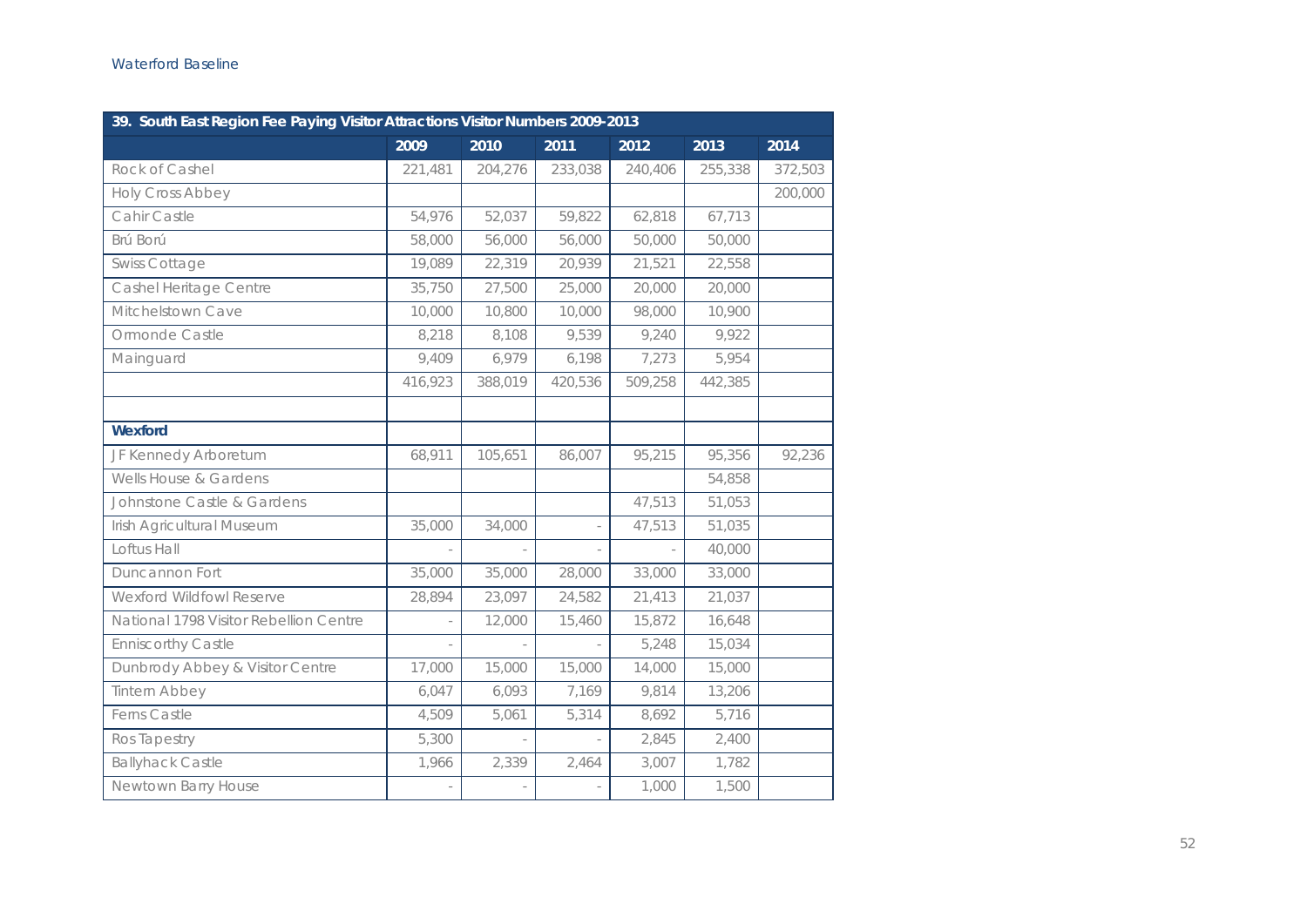| 39. South East Region Fee Paying Visitor Attractions Visitor Numbers 2009-2013 | | | | | | |
|---|---|---|---|---|---|---|
| | 2009 | 2010 | 2011 | 2012 | 2013 | 2014 |
| Rock of Cashel | 221,481 | 204,276 | 233,038 | 240,406 | 255,338 | 372,503 |
| Holy Cross Abbey | | | | | | 200,000 |
| Cahir Castle | 54,976 | 52,037 | 59,822 | 62,818 | 67,713 | |
| Brú Ború | 58,000 | 56,000 | 56,000 | 50,000 | 50,000 | |
| Swiss Cottage | 19,089 | 22,319 | 20,939 | 21,521 | 22,558 | |
| Cashel Heritage Centre | 35,750 | 27,500 | 25,000 | 20,000 | 20,000 | |
| Mitchelstown Cave | 10,000 | 10,800 | 10,000 | 98,000 | 10,900 | |
| Ormonde Castle | 8,218 | 8,108 | 9,539 | 9,240 | 9,922 | |
| Mainguard | 9,409 | 6,979 | 6,198 | 7,273 | 5,954 | |
| | 416,923 | 388,019 | 420,536 | 509,258 | 442,385 | |
| | | | | | | |
| **Wexford** | | | | | | |
| JF Kennedy Arboretum | 68,911 | 105,651 | 86,007 | 95,215 | 95,356 | 92,236 |
| Wells House & Gardens | | | | | 54,858 | |
| Johnstone Castle & Gardens | | | | 47,513 | 51,053 | |
| Irish Agricultural Museum | 35,000 | 34,000 | - | 47,513 | 51,035 | |
| Loftus Hall | - | - | - | - | 40,000 | |
| Duncannon Fort | 35,000 | 35,000 | 28,000 | 33,000 | 33,000 | |
| Wexford Wildfowl Reserve | 28,894 | 23,097 | 24,582 | 21,413 | 21,037 | |
| National 1798 Visitor Rebellion Centre | - | 12,000 | 15,460 | 15,872 | 16,648 | |
| Enniscorthy Castle | - | - | - | 5,248 | 15,034 | |
| Dunbrody Abbey & Visitor Centre | 17,000 | 15,000 | 15,000 | 14,000 | 15,000 | |
| Tintern Abbey | 6,047 | 6,093 | 7,169 | 9,814 | 13,206 | |
| Ferns Castle | 4,509 | 5,061 | 5,314 | 8,692 | 5,716 | |
| Ros Tapestry | 5,300 | - | - | 2,845 | 2,400 | |
| Ballyhack Castle | 1,966 | 2,339 | 2,464 | 3,007 | 1,782 | |
| Newtown Barry House | - | - | - | 1,000 | 1,500 | |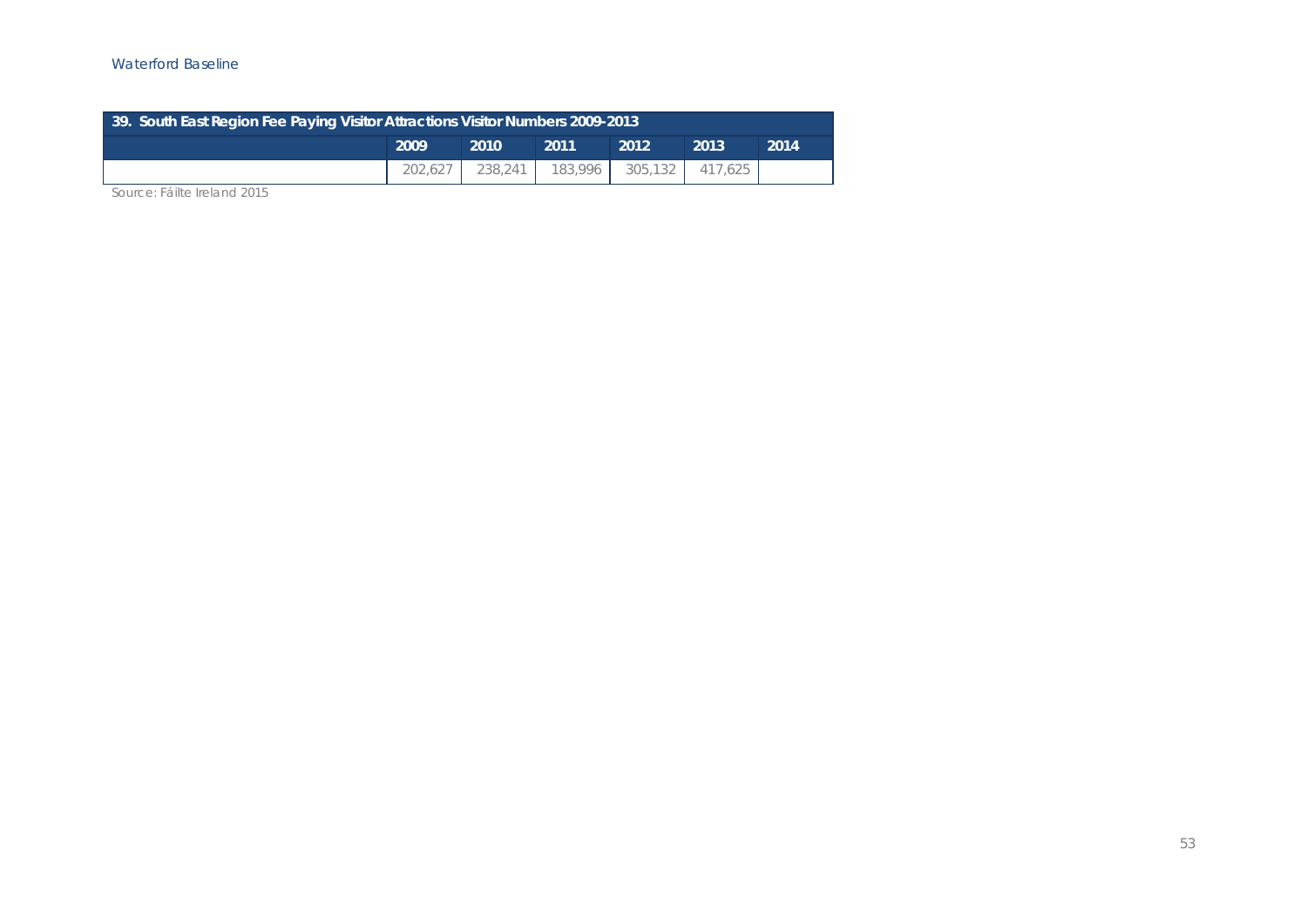| 39. South East Region Fee Paying Visitor Attractions Visitor Numbers 2009-2013 | | | | | | |
|---|---|---|---|---|---|---|
| | 2009 | 2010 | 2011 | 2012 | 2013 | 2014 |
| | 202,627 | 238,241 | 183,996 | 305,132 | 417,625 | |

Source: Fáilte Ireland 2015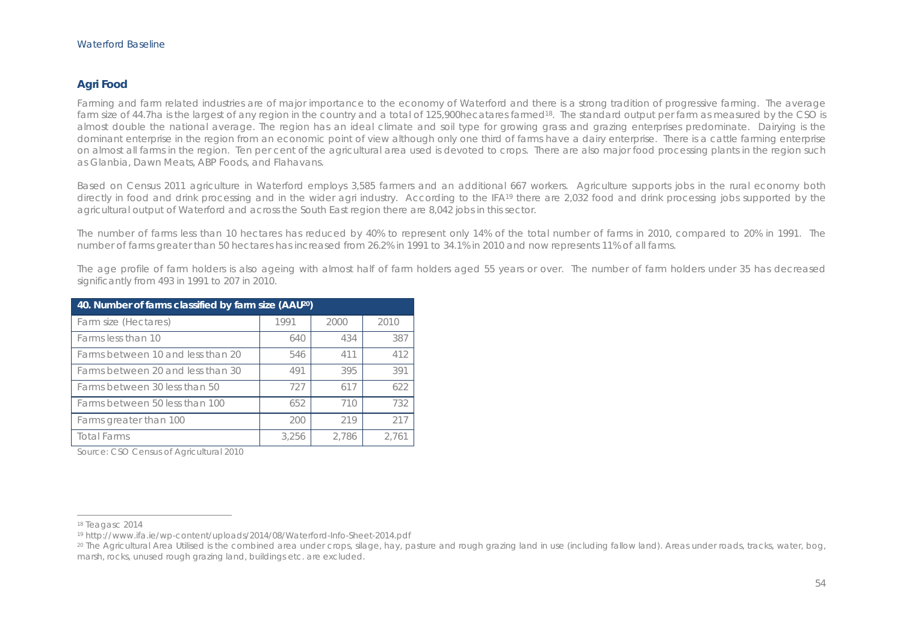## Agri Food

Farming and farm related industries are of major importance to the economy of Waterford and there is a strong tradition of progressive farming. The average farm size of 44.7ha is the largest of any region in the country and a total of 125,900hecatares farmed[18]. The standard output per farm as measured by the CSO is almost double the national average. The region has an ideal climate and soil type for growing grass and grazing enterprises predominate. Dairying is the dominant enterprise in the region from an economic point of view although only one third of farms have a dairy enterprise. There is a cattle farming enterprise on almost all farms in the region. Ten per cent of the agricultural area used is devoted to crops. There are also major food processing plants in the region such as Glanbia, Dawn Meats, ABP Foods, and Flahavans.

Based on Census 2011 agriculture in Waterford employs 3,585 farmers and an additional 667 workers. Agriculture supports jobs in the rural economy both directly in food and drink processing and in the wider agri industry. According to the IFA[19] there are 2,032 food and drink processing jobs supported by the agricultural output of Waterford and across the South East region there are 8,042 jobs in this sector.

The number of farms less than 10 hectares has reduced by 40% to represent only 14% of the total number of farms in 2010, compared to 20% in 1991. The number of farms greater than 50 hectares has increased from 26.2% in 1991 to 34.1% in 2010 and now represents 11% of all farms.

The age profile of farm holders is also ageing with almost half of farm holders aged 55 years or over. The number of farm holders under 35 has decreased significantly from 493 in 1991 to 207 in 2010.

**40. Number of farms classified by farm size (AAU[20])**

| Farm size (Hectares) | 1991 | 2000 | 2010 |
|---|---|---|---|
| Farms less than 10 | 640 | 434 | 387 |
| Farms between 10 and less than 20 | 546 | 411 | 412 |
| Farms between 20 and less than 30 | 491 | 395 | 391 |
| Farms between 30 less than 50 | 727 | 617 | 622 |
| Farms between 50 less than 100 | 652 | 710 | 732 |
| Farms greater than 100 | 200 | 219 | 217 |
| Total Farms | 3,256 | 2,786 | 2,761 |

Source: CSO Census of Agricultural 2010

---

[18] Teagasc 2014

[19] http://www.ifa.ie/wp-content/uploads/2014/08/Waterford-Info-Sheet-2014.pdf

[20] The Agricultural Area Utilised is the combined area under crops, silage, hay, pasture and rough grazing land in use (including fallow land). Areas under roads, tracks, water, bog, marsh, rocks, unused rough grazing land, buildings etc. are excluded.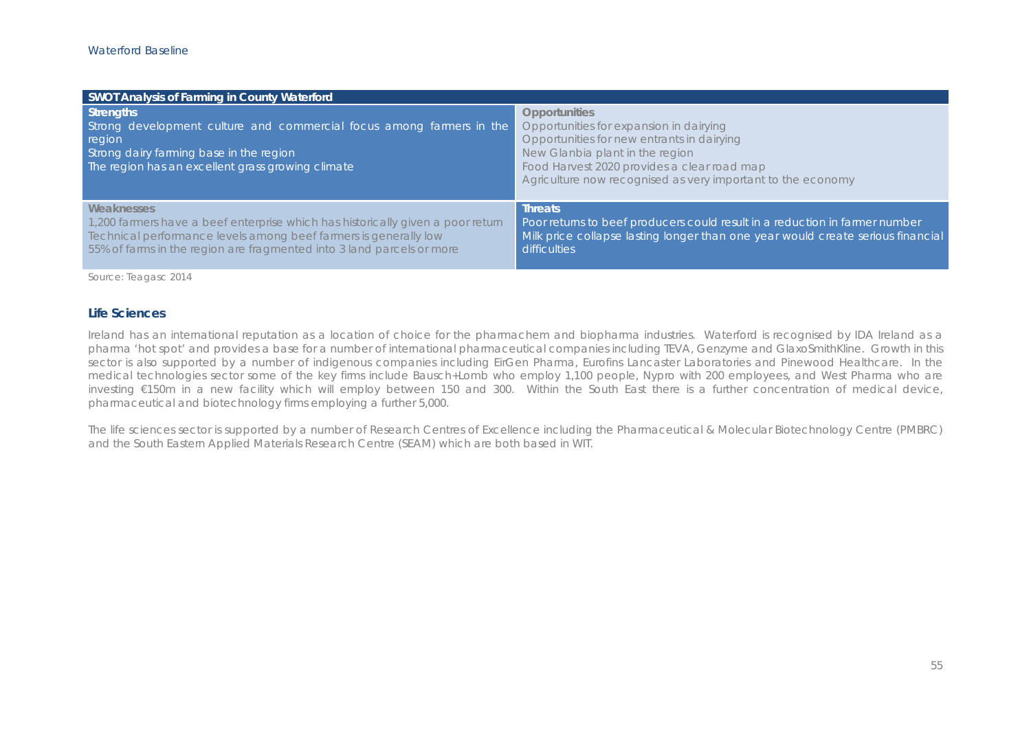| SWOT Analysis of Farming in County Waterford | |
|---|---|
| **Strengths**<br>Strong development culture and commercial focus among farmers in the region<br>Strong dairy farming base in the region<br>The region has an excellent grass growing climate | **Opportunities**<br>Opportunities for expansion in dairying<br>Opportunities for new entrants in dairying<br>New Glanbia plant in the region<br>Food Harvest 2020 provides a clear road map<br>Agriculture now recognised as very important to the economy |
| **Weaknesses**<br>1,200 farmers have a beef enterprise which has historically given a poor return<br>Technical performance levels among beef farmers is generally low<br>55% of farms in the region are fragmented into 3 land parcels or more | **Threats**<br>Poor returns to beef producers could result in a reduction in farmer number<br>Milk price collapse lasting longer than one year would create serious financial difficulties |

Source: Teagasc 2014

### Life Sciences

Ireland has an international reputation as a location of choice for the pharmachem and biopharma industries. Waterford is recognised by IDA Ireland as a pharma 'hot spot' and provides a base for a number of international pharmaceutical companies including TEVA, Genzyme and GlaxoSmithKline. Growth in this sector is also supported by a number of indigenous companies including EirGen Pharma, Eurofins Lancaster Laboratories and Pinewood Healthcare. In the medical technologies sector some of the key firms include Bausch+Lomb who employ 1,100 people, Nypro with 200 employees, and West Pharma who are investing €150m in a new facility which will employ between 150 and 300. Within the South East there is a further concentration of medical device, pharmaceutical and biotechnology firms employing a further 5,000.

The life sciences sector is supported by a number of Research Centres of Excellence including the Pharmaceutical & Molecular Biotechnology Centre (PMBRC) and the South Eastern Applied Materials Research Centre (SEAM) which are both based in WIT.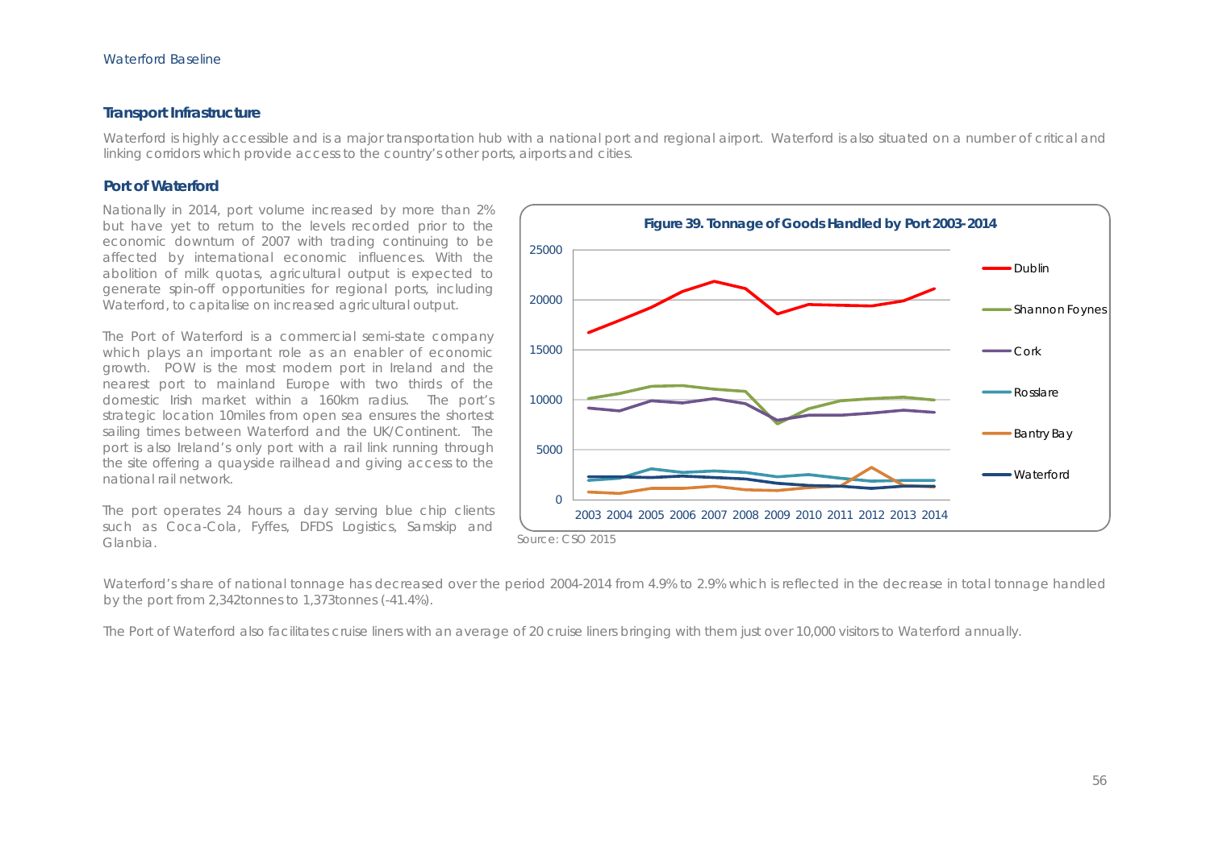## Transport Infrastructure

Waterford is highly accessible and is a major transportation hub with a national port and regional airport. Waterford is also situated on a number of critical and linking corridors which provide access to the country's other ports, airports and cities.

### Port of Waterford

Nationally in 2014, port volume increased by more than 2% but have yet to return to the levels recorded prior to the economic downturn of 2007 with trading continuing to be affected by international economic influences. With the abolition of milk quotas, agricultural output is expected to generate spin-off opportunities for regional ports, including Waterford, to capitalise on increased agricultural output.

The Port of Waterford is a commercial semi-state company which plays an important role as an enabler of economic growth. POW is the most modern port in Ireland and the nearest port to mainland Europe with two thirds of the domestic Irish market within a 160km radius. The port's strategic location 10miles from open sea ensures the shortest sailing times between Waterford and the UK/Continent. The port is also Ireland's only port with a rail link running through the site offering a quayside railhead and giving access to the national rail network.

The port operates 24 hours a day serving blue chip clients such as Coca-Cola, Fyffes, DFDS Logistics, Samskip and Glanbia.

**Figure 39. Tonnage of Goods Handled by Port 2003-2014**

Source: CSO 2015

Waterford's share of national tonnage has decreased over the period 2004-2014 from 4.9% to 2.9% which is reflected in the decrease in total tonnage handled by the port from 2,342tonnes to 1,373tonnes (-41.4%).

The Port of Waterford also facilitates cruise liners with an average of 20 cruise liners bringing with them just over 10,000 visitors to Waterford annually.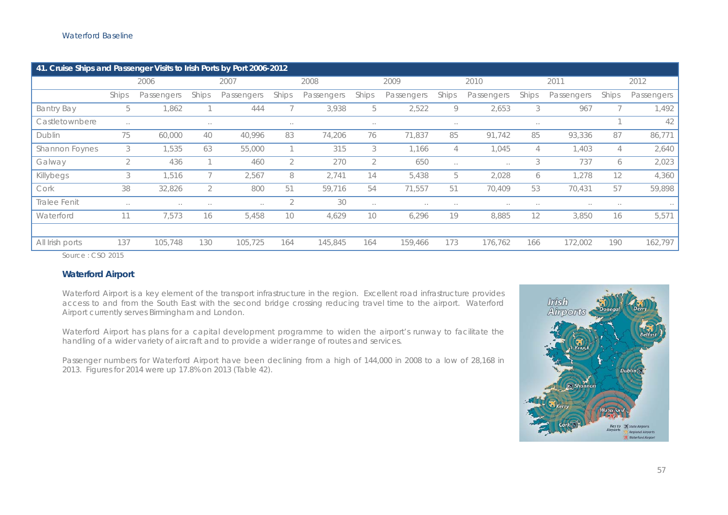**41. Cruise Ships and Passenger Visits to Irish Ports by Port 2006-2012**

| | 2006 | | 2007 | | 2008 | | 2009 | | 2010 | | 2011 | | 2012 | |
|---|---|---|---|---|---|---|---|---|---|---|---|---|---|---|
| | Ships | Passengers | Ships | Passengers | Ships | Passengers | Ships | Passengers | Ships | Passengers | Ships | Passengers | Ships | Passengers |
| Bantry Bay | 5 | 1,862 | 1 | 444 | 7 | 3,938 | 5 | 2,522 | 9 | 2,653 | 3 | 967 | 7 | 1,492 |
| Castletownbere | .. | | .. | | .. | | .. | | .. | | .. | | 1 | 42 |
| Dublin | 75 | 60,000 | 40 | 40,996 | 83 | 74,206 | 76 | 71,837 | 85 | 91,742 | 85 | 93,336 | 87 | 86,771 |
| Shannon Foynes | 3 | 1,535 | 63 | 55,000 | 1 | 315 | 3 | 1,166 | 4 | 1,045 | 4 | 1,403 | 4 | 2,640 |
| Galway | 2 | 436 | 1 | 460 | 2 | 270 | 2 | 650 | .. | .. | 3 | 737 | 6 | 2,023 |
| Killybegs | 3 | 1,516 | 7 | 2,567 | 8 | 2,741 | 14 | 5,438 | 5 | 2,028 | 6 | 1,278 | 12 | 4,360 |
| Cork | 38 | 32,826 | 2 | 800 | 51 | 59,716 | 54 | 71,557 | 51 | 70,409 | 53 | 70,431 | 57 | 59,898 |
| Tralee Fenit | .. | .. | .. | .. | 2 | 30 | .. | .. | .. | .. | .. | .. | .. | .. |
| Waterford | 11 | 7,573 | 16 | 5,458 | 10 | 4,629 | 10 | 6,296 | 19 | 8,885 | 12 | 3,850 | 16 | 5,571 |
| | | | | | | | | | | | | | | |
| All Irish ports | 137 | 105,748 | 130 | 105,725 | 164 | 145,845 | 164 | 159,466 | 173 | 176,762 | 166 | 172,002 | 190 | 162,797 |

Source : CSO 2015

### Waterford Airport

Waterford Airport is a key element of the transport infrastructure in the region. Excellent road infrastructure provides access to and from the South East with the second bridge crossing reducing travel time to the airport. Waterford Airport currently serves Birmingham and London.

Waterford Airport has plans for a capital development programme to widen the airport's runway to facilitate the handling of a wider variety of aircraft and to provide a wider range of routes and services.

Passenger numbers for Waterford Airport have been declining from a high of 144,000 in 2008 to a low of 28,168 in 2013. Figures for 2014 were up 17.8% on 2013 (Table 42).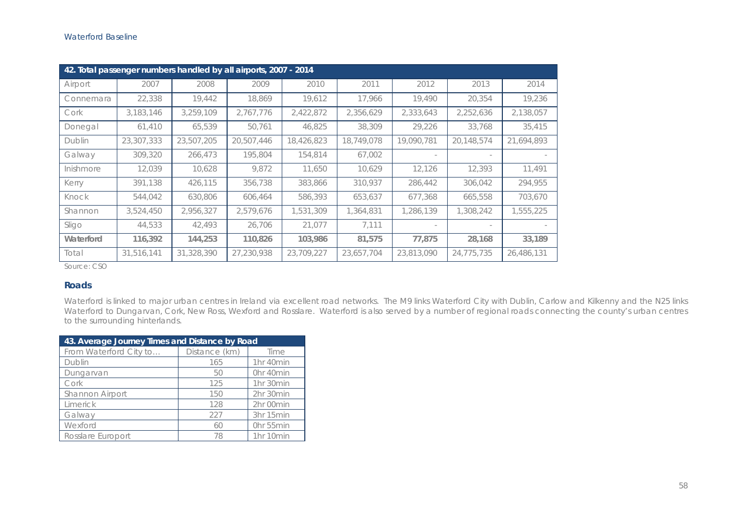| 42. Total passenger numbers handled by all airports, 2007 - 2014 | | | | | | | | |
|---|---|---|---|---|---|---|---|---|
| Airport | 2007 | 2008 | 2009 | 2010 | 2011 | 2012 | 2013 | 2014 |
| Connemara | 22,338 | 19,442 | 18,869 | 19,612 | 17,966 | 19,490 | 20,354 | 19,236 |
| Cork | 3,183,146 | 3,259,109 | 2,767,776 | 2,422,872 | 2,356,629 | 2,333,643 | 2,252,636 | 2,138,057 |
| Donegal | 61,410 | 65,539 | 50,761 | 46,825 | 38,309 | 29,226 | 33,768 | 35,415 |
| Dublin | 23,307,333 | 23,507,205 | 20,507,446 | 18,426,823 | 18,749,078 | 19,090,781 | 20,148,574 | 21,694,893 |
| Galway | 309,320 | 266,473 | 195,804 | 154,814 | 67,002 | - | - | - |
| Inishmore | 12,039 | 10,628 | 9,872 | 11,650 | 10,629 | 12,126 | 12,393 | 11,491 |
| Kerry | 391,138 | 426,115 | 356,738 | 383,866 | 310,937 | 286,442 | 306,042 | 294,955 |
| Knock | 544,042 | 630,806 | 606,464 | 586,393 | 653,637 | 677,368 | 665,558 | 703,670 |
| Shannon | 3,524,450 | 2,956,327 | 2,579,676 | 1,531,309 | 1,364,831 | 1,286,139 | 1,308,242 | 1,555,225 |
| Sligo | 44,533 | 42,493 | 26,706 | 21,077 | 7,111 | - | - | - |
| **Waterford** | **116,392** | **144,253** | **110,826** | **103,986** | **81,575** | **77,875** | **28,168** | **33,189** |
| Total | 31,516,141 | 31,328,390 | 27,230,938 | 23,709,227 | 23,657,704 | 23,813,090 | 24,775,735 | 26,486,131 |

Source: CSO

## Roads

Waterford is linked to major urban centres in Ireland via excellent road networks. The M9 links Waterford City with Dublin, Carlow and Kilkenny and the N25 links Waterford to Dungarvan, Cork, New Ross, Wexford and Rosslare. Waterford is also served by a number of regional roads connecting the county's urban centres to the surrounding hinterlands.

| 43. Average Journey Times and Distance by Road | | |
|---|---|---|
| From Waterford City to… | Distance (km) | Time |
| Dublin | 165 | 1hr 40min |
| Dungarvan | 50 | 0hr 40min |
| Cork | 125 | 1hr 30min |
| Shannon Airport | 150 | 2hr 30min |
| Limerick | 128 | 2hr 00min |
| Galway | 227 | 3hr 15min |
| Wexford | 60 | 0hr 55min |
| Rosslare Europort | 78 | 1hr 10min |